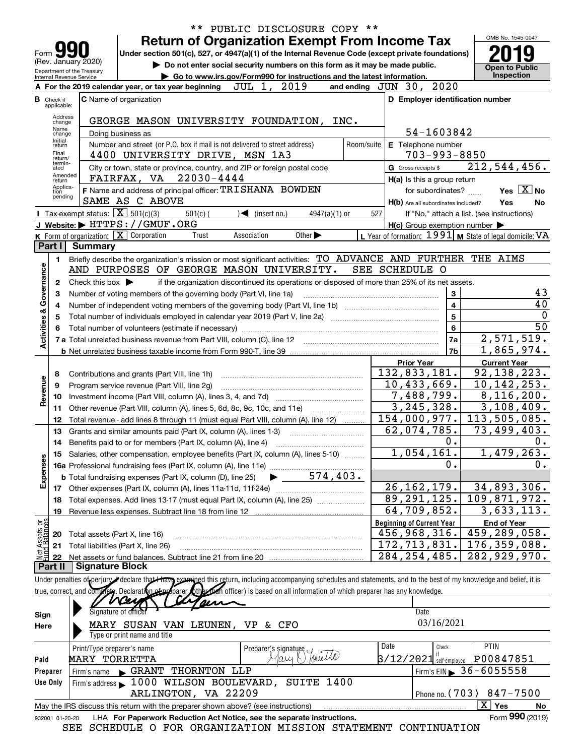** PUBLIC DISCLOSURE COPY **

# Form 990 — Return of Organization Exempt From Income Tax — 2019

Form 990 (Rev. January 2020) | Department of the Treasury, Internal Revenue Service | OMB No. 1545-0047 | Open to Public Inspection

Under section 501(c), 527, or 4947(a)(1) of the Internal Revenue Code (except private foundations)

▶ Do not enter social security numbers on this form as it may be made public.

▶ Go to www.irs.gov/Form990 for instructions and the latest information.

**A** For the 2019 calendar year, or tax year beginning JUL 1, 2019 and ending JUN 30, 2020

**B** Check if applicable: Address change / Name change / Initial return / Final return/terminated / Amended return / Application pending

**C** Name of organization: GEORGE MASON UNIVERSITY FOUNDATION, INC.

Doing business as

Number and street (or P.O. box if mail is not delivered to street address): 4400 UNIVERSITY DRIVE, MSN 1A3 | Room/suite

City or town, state or province, country, and ZIP or foreign postal code: FAIRFAX, VA 22030-4444

**D** Employer identification number: 54-1603842

**E** Telephone number: 703-993-8850

**G** Gross receipts $ 212,544,456.

**F** Name and address of principal officer: TRISHANA BOWDEN, SAME AS C ABOVE

**H(a)** Is this a group return for subordinates? Yes [X] No

**H(b)** Are all subordinates included? Yes No — If "No," attach a list. (see instructions)

**H(c)** Group exemption number ▶

**I** Tax-exempt status: [X] 501(c)(3) 501(c) ( ) ◀ (insert no.) 4947(a)(1) or 527

**J** Website: ▶ HTTPS://GMUF.ORG

**K** Form of organization: [X] Corporation Trust Association Other ▶

**L** Year of formation: 1991 **M** State of legal domicile: VA

## Part I Summary

**Activities & Governance**

1 Briefly describe the organization's mission or most significant activities: TO ADVANCE AND FURTHER THE AIMS AND PURPOSES OF GEORGE MASON UNIVERSITY. SEE SCHEDULE O

2 Check this box ▶ if the organization discontinued its operations or disposed of more than 25% of its net assets.

| Line | Description | | Value |
|---|---|---|---|
| 3 | Number of voting members of the governing body (Part VI, line 1a) | 3 | 43 |
| 4 | Number of independent voting members of the governing body (Part VI, line 1b) | 4 | 40 |
| 5 | Total number of individuals employed in calendar year 2019 (Part V, line 2a) | 5 | 0 |
| 6 | Total number of volunteers (estimate if necessary) | 6 | 50 |
| 7a | Total unrelated business revenue from Part VIII, column (C), line 12 | 7a | 2,571,519. |
| 7b | Net unrelated business taxable income from Form 990-T, line 39 | 7b | 1,865,974. |

| Line | Description | Prior Year | Current Year |
|---|---|---|---|
| | **Revenue** | | |
| 8 | Contributions and grants (Part VIII, line 1h) | 132,833,181. | 92,138,223. |
| 9 | Program service revenue (Part VIII, line 2g) | 10,433,669. | 10,142,253. |
| 10 | Investment income (Part VIII, column (A), lines 3, 4, and 7d) | 7,488,799. | 8,116,200. |
| 11 | Other revenue (Part VIII, column (A), lines 5, 6d, 8c, 9c, 10c, and 11e) | 3,245,328. | 3,108,409. |
| 12 | Total revenue - add lines 8 through 11 (must equal Part VIII, column (A), line 12) | 154,000,977. | 113,505,085. |
| | **Expenses** | | |
| 13 | Grants and similar amounts paid (Part IX, column (A), lines 1-3) | 62,074,785. | 73,499,403. |
| 14 | Benefits paid to or for members (Part IX, column (A), line 4) | 0. | 0. |
| 15 | Salaries, other compensation, employee benefits (Part IX, column (A), lines 5-10) | 1,054,161. | 1,479,263. |
| 16a | Professional fundraising fees (Part IX, column (A), line 11e) | 0. | 0. |
| b | Total fundraising expenses (Part IX, column (D), line 25) ▶ 574,403. | | |
| 17 | Other expenses (Part IX, column (A), lines 11a-11d, 11f-24e) | 26,162,179. | 34,893,306. |
| 18 | Total expenses. Add lines 13-17 (must equal Part IX, column (A), line 25) | 89,291,125. | 109,871,972. |
| 19 | Revenue less expenses. Subtract line 18 from line 12 | 64,709,852. | 3,633,113. |

| Line | Net Assets or Fund Balances | Beginning of Current Year | End of Year |
|---|---|---|---|
| 20 | Total assets (Part X, line 16) | 456,968,316. | 459,289,058. |
| 21 | Total liabilities (Part X, line 26) | 172,713,831. | 176,359,088. |
| 22 | Net assets or fund balances. Subtract line 21 from line 20 | 284,254,485. | 282,929,970. |

## Part II Signature Block

Under penalties of perjury, I declare that I have examined this return, including accompanying schedules and statements, and to the best of my knowledge and belief, it is true, correct, and complete. Declaration of preparer (other than officer) is based on all information of which preparer has any knowledge.

**Sign Here**

Signature of officer — Date: 03/16/2021

MARY SUSAN VAN LEUNEN, VP & CFO

Type or print name and title

**Paid Preparer Use Only**

| Print/Type preparer's name | Preparer's signature | Date | Check if self-employed | PTIN |
|---|---|---|---|---|
| MARY TORRETTA | Mary D Torretta | 3/12/2021 | | P00847851 |

Firm's name ▶ GRANT THORNTON LLP — Firm's EIN ▶ 36-6055558

Firm's address ▶ 1000 WILSON BOULEVARD, SUITE 1400, ARLINGTON, VA 22209 — Phone no. (703) 847-7500

May the IRS discuss this return with the preparer shown above? (see instructions) [X] Yes No

932001 01-20-20 LHA For Paperwork Reduction Act Notice, see the separate instructions. Form **990** (2019)

SEE SCHEDULE O FOR ORGANIZATION MISSION STATEMENT CONTINUATION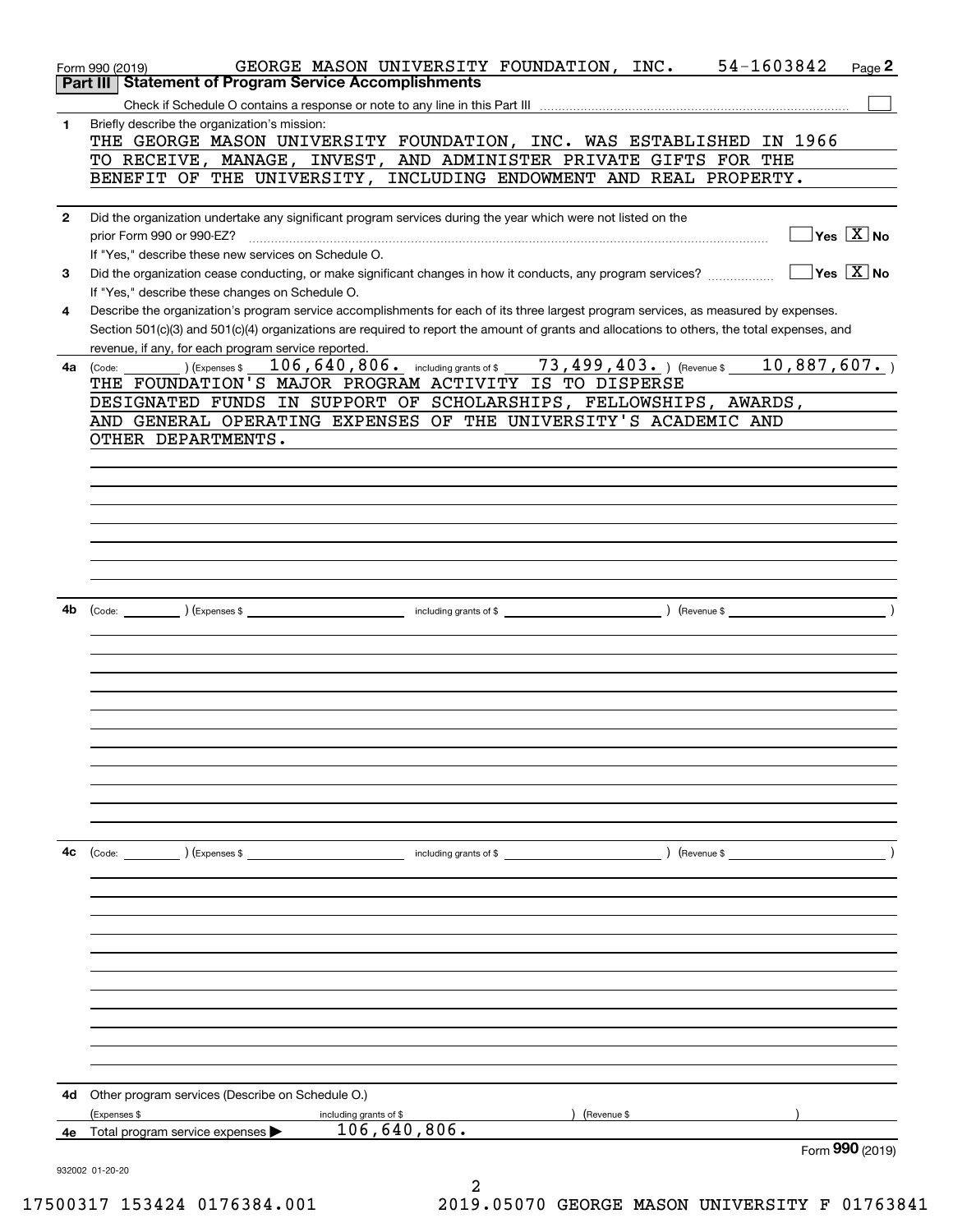Form 990 (2019) GEORGE MASON UNIVERSITY FOUNDATION, INC. 54-1603842 Page **2**

## Part III Statement of Program Service Accomplishments

Check if Schedule O contains a response or note to any line in this Part III ☐

**1** Briefly describe the organization's mission:

THE GEORGE MASON UNIVERSITY FOUNDATION, INC. WAS ESTABLISHED IN 1966 TO RECEIVE, MANAGE, INVEST, AND ADMINISTER PRIVATE GIFTS FOR THE BENEFIT OF THE UNIVERSITY, INCLUDING ENDOWMENT AND REAL PROPERTY.

**2** Did the organization undertake any significant program services during the year which were not listed on the prior Form 990 or 990-EZ? ☐ Yes ☒ No

If "Yes," describe these new services on Schedule O.

**3** Did the organization cease conducting, or make significant changes in how it conducts, any program services? ☐ Yes ☒ No

If "Yes," describe these changes on Schedule O.

**4** Describe the organization's program service accomplishments for each of its three largest program services, as measured by expenses. Section 501(c)(3) and 501(c)(4) organizations are required to report the amount of grants and allocations to others, the total expenses, and revenue, if any, for each program service reported.

**4a** (Code: ) (Expenses $ 106,640,806. including grants of $ 73,499,403. ) (Revenue $ 10,887,607. )

THE FOUNDATION'S MAJOR PROGRAM ACTIVITY IS TO DISPERSE DESIGNATED FUNDS IN SUPPORT OF SCHOLARSHIPS, FELLOWSHIPS, AWARDS, AND GENERAL OPERATING EXPENSES OF THE UNIVERSITY'S ACADEMIC AND OTHER DEPARTMENTS.

**4b** (Code: ) (Expenses $ including grants of $ ) (Revenue $ )

**4c** (Code: ) (Expenses $ including grants of $ ) (Revenue $ )

**4d** Other program services (Describe on Schedule O.)

(Expenses $ including grants of $ ) (Revenue $ )

**4e** Total program service expenses ▶ 106,640,806.

Form **990** (2019)

932002 01-20-20

17500317 153424 0176384.001 2019.05070 GEORGE MASON UNIVERSITY F 01763841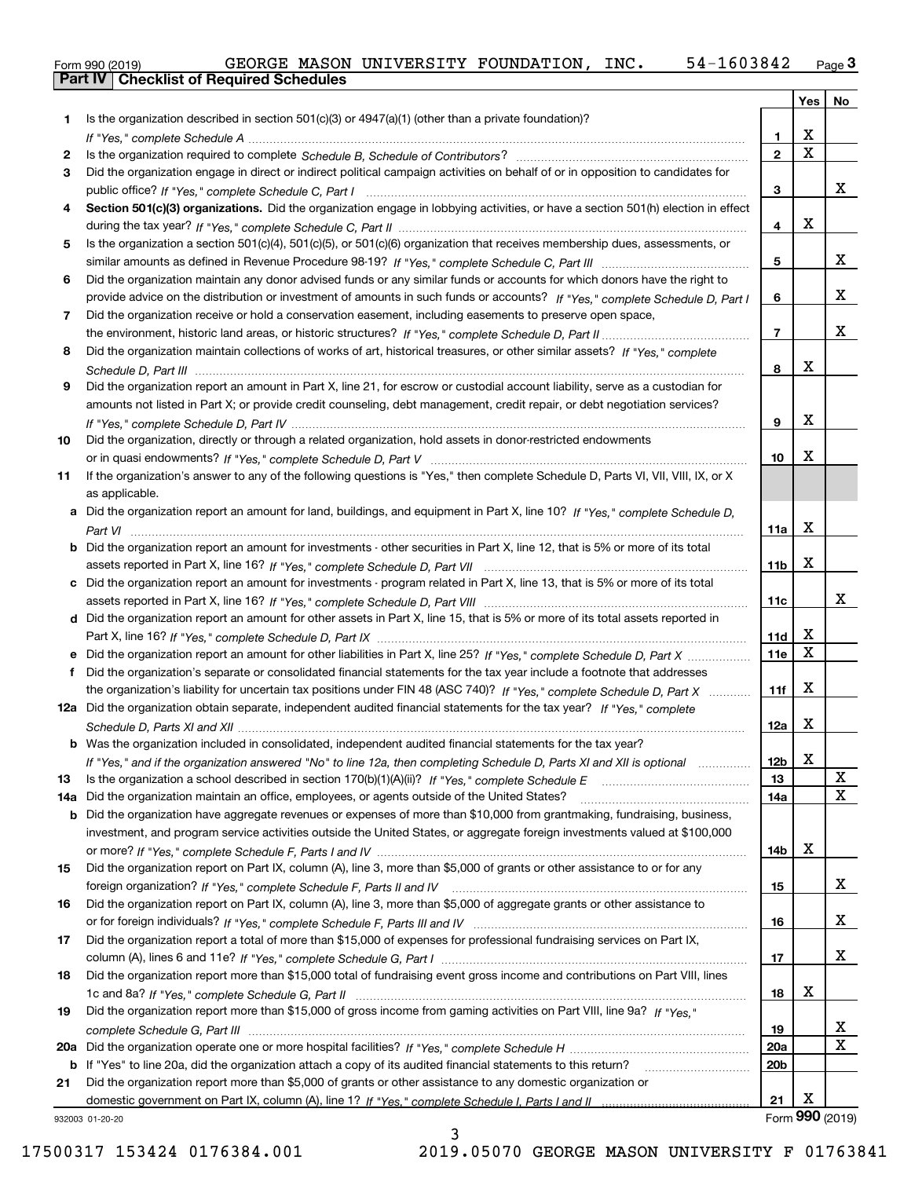Form 990 (2019) GEORGE MASON UNIVERSITY FOUNDATION, INC. 54-1603842 Page 3

## Part IV Checklist of Required Schedules

| | | | Yes | No |
|---|---|---|---|---|
| 1 | Is the organization described in section 501(c)(3) or 4947(a)(1) (other than a private foundation)? *If "Yes," complete Schedule A* | 1 | X | |
| 2 | Is the organization required to complete *Schedule B, Schedule of Contributors*? | 2 | X | |
| 3 | Did the organization engage in direct or indirect political campaign activities on behalf of or in opposition to candidates for public office? *If "Yes," complete Schedule C, Part I* | 3 | | X |
| 4 | **Section 501(c)(3) organizations.** Did the organization engage in lobbying activities, or have a section 501(h) election in effect during the tax year? *If "Yes," complete Schedule C, Part II* | 4 | X | |
| 5 | Is the organization a section 501(c)(4), 501(c)(5), or 501(c)(6) organization that receives membership dues, assessments, or similar amounts as defined in Revenue Procedure 98-19? *If "Yes," complete Schedule C, Part III* | 5 | | X |
| 6 | Did the organization maintain any donor advised funds or any similar funds or accounts for which donors have the right to provide advice on the distribution or investment of amounts in such funds or accounts? *If "Yes," complete Schedule D, Part I* | 6 | | X |
| 7 | Did the organization receive or hold a conservation easement, including easements to preserve open space, the environment, historic land areas, or historic structures? *If "Yes," complete Schedule D, Part II* | 7 | | X |
| 8 | Did the organization maintain collections of works of art, historical treasures, or other similar assets? *If "Yes," complete Schedule D, Part III* | 8 | X | |
| 9 | Did the organization report an amount in Part X, line 21, for escrow or custodial account liability, serve as a custodian for amounts not listed in Part X; or provide credit counseling, debt management, credit repair, or debt negotiation services? *If "Yes," complete Schedule D, Part IV* | 9 | X | |
| 10 | Did the organization, directly or through a related organization, hold assets in donor-restricted endowments or in quasi endowments? *If "Yes," complete Schedule D, Part V* | 10 | X | |
| 11 | If the organization's answer to any of the following questions is "Yes," then complete Schedule D, Parts VI, VII, VIII, IX, or X as applicable. | | | |
| a | Did the organization report an amount for land, buildings, and equipment in Part X, line 10? *If "Yes," complete Schedule D, Part VI* | 11a | X | |
| b | Did the organization report an amount for investments - other securities in Part X, line 12, that is 5% or more of its total assets reported in Part X, line 16? *If "Yes," complete Schedule D, Part VII* | 11b | X | |
| c | Did the organization report an amount for investments - program related in Part X, line 13, that is 5% or more of its total assets reported in Part X, line 16? *If "Yes," complete Schedule D, Part VIII* | 11c | | X |
| d | Did the organization report an amount for other assets in Part X, line 15, that is 5% or more of its total assets reported in Part X, line 16? *If "Yes," complete Schedule D, Part IX* | 11d | X | |
| e | Did the organization report an amount for other liabilities in Part X, line 25? *If "Yes," complete Schedule D, Part X* | 11e | X | |
| f | Did the organization's separate or consolidated financial statements for the tax year include a footnote that addresses the organization's liability for uncertain tax positions under FIN 48 (ASC 740)? *If "Yes," complete Schedule D, Part X* | 11f | X | |
| 12a | Did the organization obtain separate, independent audited financial statements for the tax year? *If "Yes," complete Schedule D, Parts XI and XII* | 12a | X | |
| b | Was the organization included in consolidated, independent audited financial statements for the tax year? *If "Yes," and if the organization answered "No" to line 12a, then completing Schedule D, Parts XI and XII is optional* | 12b | X | |
| 13 | Is the organization a school described in section 170(b)(1)(A)(ii)? *If "Yes," complete Schedule E* | 13 | | X |
| 14a | Did the organization maintain an office, employees, or agents outside of the United States? | 14a | | X |
| b | Did the organization have aggregate revenues or expenses of more than $10,000 from grantmaking, fundraising, business, investment, and program service activities outside the United States, or aggregate foreign investments valued at $100,000 or more? *If "Yes," complete Schedule F, Parts I and IV* | 14b | X | |
| 15 | Did the organization report on Part IX, column (A), line 3, more than $5,000 of grants or other assistance to or for any foreign organization? *If "Yes," complete Schedule F, Parts II and IV* | 15 | | X |
| 16 | Did the organization report on Part IX, column (A), line 3, more than $5,000 of aggregate grants or other assistance to or for foreign individuals? *If "Yes," complete Schedule F, Parts III and IV* | 16 | | X |
| 17 | Did the organization report a total of more than $15,000 of expenses for professional fundraising services on Part IX, column (A), lines 6 and 11e? *If "Yes," complete Schedule G, Part I* | 17 | | X |
| 18 | Did the organization report more than $15,000 total of fundraising event gross income and contributions on Part VIII, lines 1c and 8a? *If "Yes," complete Schedule G, Part II* | 18 | X | |
| 19 | Did the organization report more than $15,000 of gross income from gaming activities on Part VIII, line 9a? *If "Yes," complete Schedule G, Part III* | 19 | | X |
| 20a | Did the organization operate one or more hospital facilities? *If "Yes," complete Schedule H* | 20a | | X |
| b | If "Yes" to line 20a, did the organization attach a copy of its audited financial statements to this return? | 20b | | |
| 21 | Did the organization report more than $5,000 of grants or other assistance to any domestic organization or domestic government on Part IX, column (A), line 1? *If "Yes," complete Schedule I, Parts I and II* | 21 | X | |

932003 01-20-20 Form **990** (2019)

17500317 153424 0176384.001 2019.05070 GEORGE MASON UNIVERSITY F 01763841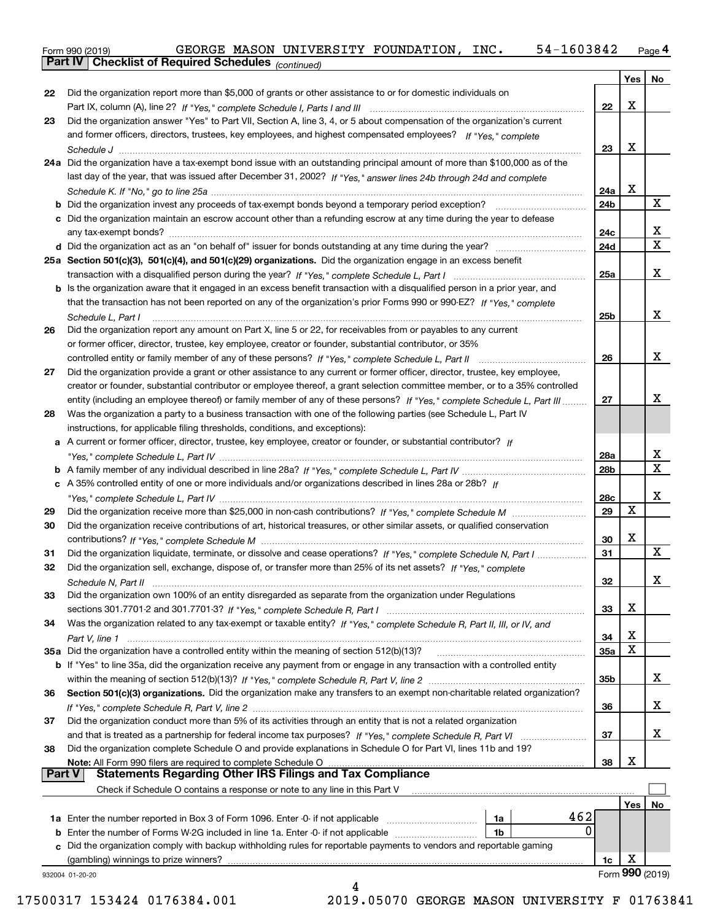Form 990 (2019) GEORGE MASON UNIVERSITY FOUNDATION, INC. 54-1603842 Page 4

**Part IV Checklist of Required Schedules** *(continued)*

| | | | Yes | No |
|---|---|---|---|---|
| 22 | Did the organization report more than $5,000 of grants or other assistance to or for domestic individuals on Part IX, column (A), line 2? *If "Yes," complete Schedule I, Parts I and III* | 22 | X | |
| 23 | Did the organization answer "Yes" to Part VII, Section A, line 3, 4, or 5 about compensation of the organization's current and former officers, directors, trustees, key employees, and highest compensated employees? *If "Yes," complete Schedule J* | 23 | X | |
| 24a | Did the organization have a tax-exempt bond issue with an outstanding principal amount of more than $100,000 as of the last day of the year, that was issued after December 31, 2002? *If "Yes," answer lines 24b through 24d and complete Schedule K. If "No," go to line 25a* | 24a | X | |
| b | Did the organization invest any proceeds of tax-exempt bonds beyond a temporary period exception? | 24b | | X |
| c | Did the organization maintain an escrow account other than a refunding escrow at any time during the year to defease any tax-exempt bonds? | 24c | | X |
| d | Did the organization act as an "on behalf of" issuer for bonds outstanding at any time during the year? | 24d | | X |
| 25a | **Section 501(c)(3), 501(c)(4), and 501(c)(29) organizations.** Did the organization engage in an excess benefit transaction with a disqualified person during the year? *If "Yes," complete Schedule L, Part I* | 25a | | X |
| b | Is the organization aware that it engaged in an excess benefit transaction with a disqualified person in a prior year, and that the transaction has not been reported on any of the organization's prior Forms 990 or 990-EZ? *If "Yes," complete Schedule L, Part I* | 25b | | X |
| 26 | Did the organization report any amount on Part X, line 5 or 22, for receivables from or payables to any current or former officer, director, trustee, key employee, creator or founder, substantial contributor, or 35% controlled entity or family member of any of these persons? *If "Yes," complete Schedule L, Part II* | 26 | | X |
| 27 | Did the organization provide a grant or other assistance to any current or former officer, director, trustee, key employee, creator or founder, substantial contributor or employee thereof, a grant selection committee member, or to a 35% controlled entity (including an employee thereof) or family member of any of these persons? *If "Yes," complete Schedule L, Part III* | 27 | | X |
| 28 | Was the organization a party to a business transaction with one of the following parties (see Schedule L, Part IV instructions, for applicable filing thresholds, conditions, and exceptions): | | | |
| a | A current or former officer, director, trustee, key employee, creator or founder, or substantial contributor? *If "Yes," complete Schedule L, Part IV* | 28a | | X |
| b | A family member of any individual described in line 28a? *If "Yes," complete Schedule L, Part IV* | 28b | | X |
| c | A 35% controlled entity of one or more individuals and/or organizations described in lines 28a or 28b? *If "Yes," complete Schedule L, Part IV* | 28c | | X |
| 29 | Did the organization receive more than $25,000 in non-cash contributions? *If "Yes," complete Schedule M* | 29 | X | |
| 30 | Did the organization receive contributions of art, historical treasures, or other similar assets, or qualified conservation contributions? *If "Yes," complete Schedule M* | 30 | X | |
| 31 | Did the organization liquidate, terminate, or dissolve and cease operations? *If "Yes," complete Schedule N, Part I* | 31 | | X |
| 32 | Did the organization sell, exchange, dispose of, or transfer more than 25% of its net assets? *If "Yes," complete Schedule N, Part II* | 32 | | X |
| 33 | Did the organization own 100% of an entity disregarded as separate from the organization under Regulations sections 301.7701-2 and 301.7701-3? *If "Yes," complete Schedule R, Part I* | 33 | X | |
| 34 | Was the organization related to any tax-exempt or taxable entity? *If "Yes," complete Schedule R, Part II, III, or IV, and Part V, line 1* | 34 | X | |
| 35a | Did the organization have a controlled entity within the meaning of section 512(b)(13)? | 35a | X | |
| b | If "Yes" to line 35a, did the organization receive any payment from or engage in any transaction with a controlled entity within the meaning of section 512(b)(13)? *If "Yes," complete Schedule R, Part V, line 2* | 35b | | X |
| 36 | **Section 501(c)(3) organizations.** Did the organization make any transfers to an exempt non-charitable related organization? *If "Yes," complete Schedule R, Part V, line 2* | 36 | | X |
| 37 | Did the organization conduct more than 5% of its activities through an entity that is not a related organization and that is treated as a partnership for federal income tax purposes? *If "Yes," complete Schedule R, Part VI* | 37 | | X |
| 38 | Did the organization complete Schedule O and provide explanations in Schedule O for Part VI, lines 11b and 19? **Note:** All Form 990 filers are required to complete Schedule O | 38 | X | |

**Part V Statements Regarding Other IRS Filings and Tax Compliance**

Check if Schedule O contains a response or note to any line in this Part V ☐

| | | | | | Yes | No |
|---|---|---|---|---|---|---|
| 1a | Enter the number reported in Box 3 of Form 1096. Enter -0- if not applicable | 1a | 462 | | | |
| b | Enter the number of Forms W-2G included in line 1a. Enter -0- if not applicable | 1b | 0 | | | |
| c | Did the organization comply with backup withholding rules for reportable payments to vendors and reportable gaming (gambling) winnings to prize winners? | | | 1c | X | |

932004 01-20-20 Form **990** (2019)

17500317 153424 0176384.001 2019.05070 GEORGE MASON UNIVERSITY F 01763841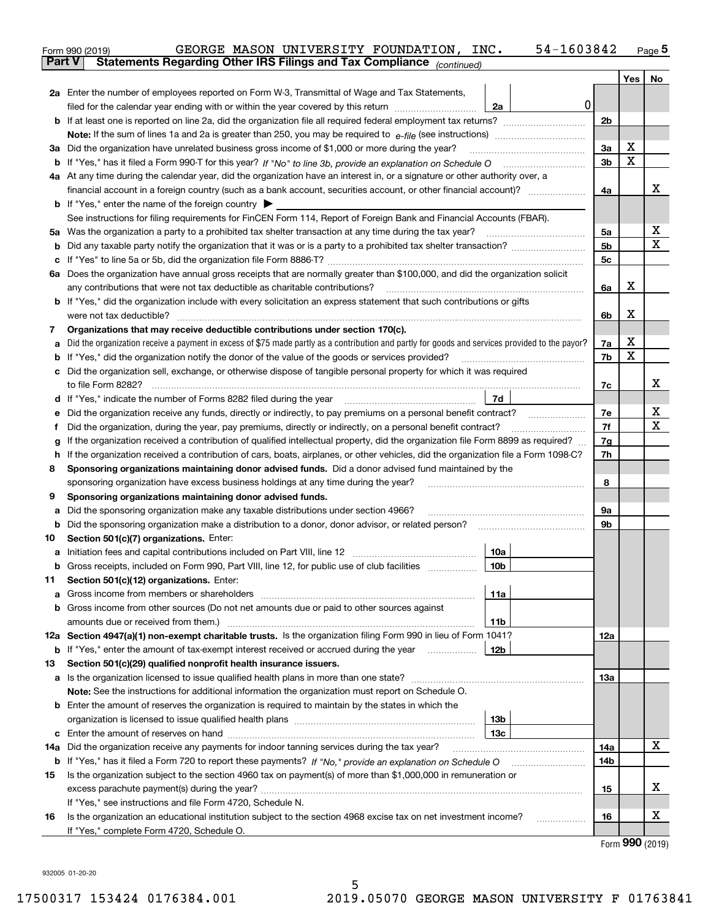Form 990 (2019) GEORGE MASON UNIVERSITY FOUNDATION, INC. 54-1603842

## Part V Statements Regarding Other IRS Filings and Tax Compliance *(continued)*

| | | | | Yes | No |
|---|---|---|---|---|---|
| **2a** | Enter the number of employees reported on Form W-3, Transmittal of Wage and Tax Statements, filed for the calendar year ending with or within the year covered by this return | 2a | 0 | | |
| **b** | If at least one is reported on line 2a, did the organization file all required federal employment tax returns? | | 2b | | |
| | **Note:** If the sum of lines 1a and 2a is greater than 250, you may be required to *e-file* (see instructions) | | | | |
| **3a** | Did the organization have unrelated business gross income of $1,000 or more during the year? | | 3a | X | |
| **b** | If "Yes," has it filed a Form 990-T for this year? *If "No" to line 3b, provide an explanation on Schedule O* | | 3b | X | |
| **4a** | At any time during the calendar year, did the organization have an interest in, or a signature or other authority over, a financial account in a foreign country (such as a bank account, securities account, or other financial account)? | | 4a | | X |
| **b** | If "Yes," enter the name of the foreign country ▶ | | | | |
| | See instructions for filing requirements for FinCEN Form 114, Report of Foreign Bank and Financial Accounts (FBAR). | | | | |
| **5a** | Was the organization a party to a prohibited tax shelter transaction at any time during the tax year? | | 5a | | X |
| **b** | Did any taxable party notify the organization that it was or is a party to a prohibited tax shelter transaction? | | 5b | | X |
| **c** | If "Yes" to line 5a or 5b, did the organization file Form 8886-T? | | 5c | | |
| **6a** | Does the organization have annual gross receipts that are normally greater than $100,000, and did the organization solicit any contributions that were not tax deductible as charitable contributions? | | 6a | X | |
| **b** | If "Yes," did the organization include with every solicitation an express statement that such contributions or gifts were not tax deductible? | | 6b | X | |
| **7** | **Organizations that may receive deductible contributions under section 170(c).** | | | | |
| **a** | Did the organization receive a payment in excess of $75 made partly as a contribution and partly for goods and services provided to the payor? | | 7a | X | |
| **b** | If "Yes," did the organization notify the donor of the value of the goods or services provided? | | 7b | X | |
| **c** | Did the organization sell, exchange, or otherwise dispose of tangible personal property for which it was required to file Form 8282? | | 7c | | X |
| **d** | If "Yes," indicate the number of Forms 8282 filed during the year | 7d | | | |
| **e** | Did the organization receive any funds, directly or indirectly, to pay premiums on a personal benefit contract? | | 7e | | X |
| **f** | Did the organization, during the year, pay premiums, directly or indirectly, on a personal benefit contract? | | 7f | | X |
| **g** | If the organization received a contribution of qualified intellectual property, did the organization file Form 8899 as required? | | 7g | | |
| **h** | If the organization received a contribution of cars, boats, airplanes, or other vehicles, did the organization file a Form 1098-C? | | 7h | | |
| **8** | **Sponsoring organizations maintaining donor advised funds.** Did a donor advised fund maintained by the sponsoring organization have excess business holdings at any time during the year? | | 8 | | |
| **9** | **Sponsoring organizations maintaining donor advised funds.** | | | | |
| **a** | Did the sponsoring organization make any taxable distributions under section 4966? | | 9a | | |
| **b** | Did the sponsoring organization make a distribution to a donor, donor advisor, or related person? | | 9b | | |
| **10** | **Section 501(c)(7) organizations.** Enter: | | | | |
| **a** | Initiation fees and capital contributions included on Part VIII, line 12 | 10a | | | |
| **b** | Gross receipts, included on Form 990, Part VIII, line 12, for public use of club facilities | 10b | | | |
| **11** | **Section 501(c)(12) organizations.** Enter: | | | | |
| **a** | Gross income from members or shareholders | 11a | | | |
| **b** | Gross income from other sources (Do not net amounts due or paid to other sources against amounts due or received from them.) | 11b | | | |
| **12a** | **Section 4947(a)(1) non-exempt charitable trusts.** Is the organization filing Form 990 in lieu of Form 1041? | | 12a | | |
| **b** | If "Yes," enter the amount of tax-exempt interest received or accrued during the year | 12b | | | |
| **13** | **Section 501(c)(29) qualified nonprofit health insurance issuers.** | | | | |
| **a** | Is the organization licensed to issue qualified health plans in more than one state? | | 13a | | |
| | **Note:** See the instructions for additional information the organization must report on Schedule O. | | | | |
| **b** | Enter the amount of reserves the organization is required to maintain by the states in which the organization is licensed to issue qualified health plans | 13b | | | |
| **c** | Enter the amount of reserves on hand | 13c | | | |
| **14a** | Did the organization receive any payments for indoor tanning services during the tax year? | | 14a | | X |
| **b** | If "Yes," has it filed a Form 720 to report these payments? *If "No," provide an explanation on Schedule O* | | 14b | | |
| **15** | Is the organization subject to the section 4960 tax on payment(s) of more than $1,000,000 in remuneration or excess parachute payment(s) during the year? | | 15 | | X |
| | If "Yes," see instructions and file Form 4720, Schedule N. | | | | |
| **16** | Is the organization an educational institution subject to the section 4968 excise tax on net investment income? | | 16 | | X |
| | If "Yes," complete Form 4720, Schedule O. | | | | |

Form **990** (2019)

932005 01-20-20

17500317 153424 0176384.001 2019.05070 GEORGE MASON UNIVERSITY F 01763841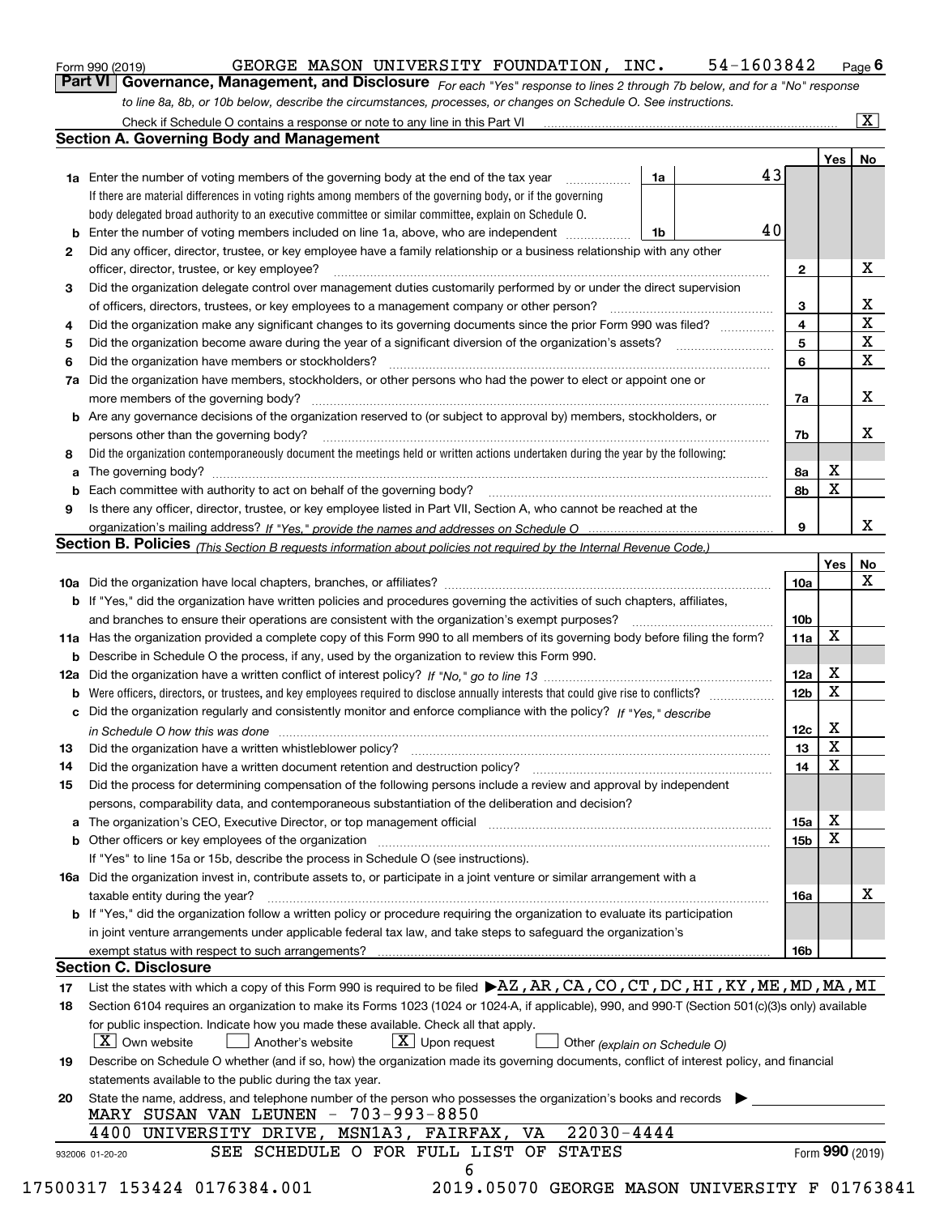Form 990 (2019) GEORGE MASON UNIVERSITY FOUNDATION, INC. 54-1603842 Page 6

## Part VI Governance, Management, and Disclosure

*For each "Yes" response to lines 2 through 7b below, and for a "No" response to line 8a, 8b, or 10b below, describe the circumstances, processes, or changes on Schedule O. See instructions.*

Check if Schedule O contains a response or note to any line in this Part VI [X]

### Section A. Governing Body and Management

| | | | | Yes | No |
|---|---|---|---|---|---|
| 1a | Enter the number of voting members of the governing body at the end of the tax year. If there are material differences in voting rights among members of the governing body, or if the governing body delegated broad authority to an executive committee or similar committee, explain on Schedule O. | 1a | 43 | | |
| b | Enter the number of voting members included on line 1a, above, who are independent | 1b | 40 | | |
| 2 | Did any officer, director, trustee, or key employee have a family relationship or a business relationship with any other officer, director, trustee, or key employee? | 2 | | | X |
| 3 | Did the organization delegate control over management duties customarily performed by or under the direct supervision of officers, directors, trustees, or key employees to a management company or other person? | 3 | | | X |
| 4 | Did the organization make any significant changes to its governing documents since the prior Form 990 was filed? | 4 | | | X |
| 5 | Did the organization become aware during the year of a significant diversion of the organization's assets? | 5 | | | X |
| 6 | Did the organization have members or stockholders? | 6 | | | X |
| 7a | Did the organization have members, stockholders, or other persons who had the power to elect or appoint one or more members of the governing body? | 7a | | | X |
| b | Are any governance decisions of the organization reserved to (or subject to approval by) members, stockholders, or persons other than the governing body? | 7b | | | X |
| 8 | Did the organization contemporaneously document the meetings held or written actions undertaken during the year by the following: | | | | |
| a | The governing body? | 8a | | X | |
| b | Each committee with authority to act on behalf of the governing body? | 8b | | X | |
| 9 | Is there any officer, director, trustee, or key employee listed in Part VII, Section A, who cannot be reached at the organization's mailing address? *If "Yes," provide the names and addresses on Schedule O* | 9 | | | X |

### Section B. Policies *(This Section B requests information about policies not required by the Internal Revenue Code.)*

| | | | Yes | No |
|---|---|---|---|---|
| 10a | Did the organization have local chapters, branches, or affiliates? | 10a | | X |
| b | If "Yes," did the organization have written policies and procedures governing the activities of such chapters, affiliates, and branches to ensure their operations are consistent with the organization's exempt purposes? | 10b | | |
| 11a | Has the organization provided a complete copy of this Form 990 to all members of its governing body before filing the form? | 11a | X | |
| b | Describe in Schedule O the process, if any, used by the organization to review this Form 990. | | | |
| 12a | Did the organization have a written conflict of interest policy? *If "No," go to line 13* | 12a | X | |
| b | Were officers, directors, or trustees, and key employees required to disclose annually interests that could give rise to conflicts? | 12b | X | |
| c | Did the organization regularly and consistently monitor and enforce compliance with the policy? *If "Yes," describe in Schedule O how this was done* | 12c | X | |
| 13 | Did the organization have a written whistleblower policy? | 13 | X | |
| 14 | Did the organization have a written document retention and destruction policy? | 14 | X | |
| 15 | Did the process for determining compensation of the following persons include a review and approval by independent persons, comparability data, and contemporaneous substantiation of the deliberation and decision? | | | |
| a | The organization's CEO, Executive Director, or top management official | 15a | X | |
| b | Other officers or key employees of the organization | 15b | X | |
| | If "Yes" to line 15a or 15b, describe the process in Schedule O (see instructions). | | | |
| 16a | Did the organization invest in, contribute assets to, or participate in a joint venture or similar arrangement with a taxable entity during the year? | 16a | | X |
| b | If "Yes," did the organization follow a written policy or procedure requiring the organization to evaluate its participation in joint venture arrangements under applicable federal tax law, and take steps to safeguard the organization's exempt status with respect to such arrangements? | 16b | | |

### Section C. Disclosure

17 List the states with which a copy of this Form 990 is required to be filed ▶AZ,AR,CA,CO,CT,DC,HI,KY,ME,MD,MA,MI

18 Section 6104 requires an organization to make its Forms 1023 (1024 or 1024-A, if applicable), 990, and 990-T (Section 501(c)(3)s only) available for public inspection. Indicate how you made these available. Check all that apply.

[X] Own website [ ] Another's website [X] Upon request [ ] Other *(explain on Schedule O)*

19 Describe on Schedule O whether (and if so, how) the organization made its governing documents, conflict of interest policy, and financial statements available to the public during the tax year.

20 State the name, address, and telephone number of the person who possesses the organization's books and records ▶

MARY SUSAN VAN LEUNEN - 703-993-8850
4400 UNIVERSITY DRIVE, MSN1A3, FAIRFAX, VA 22030-4444

SEE SCHEDULE O FOR FULL LIST OF STATES

932006 01-20-20 Form 990 (2019)

17500317 153424 0176384.001 2019.05070 GEORGE MASON UNIVERSITY F 01763841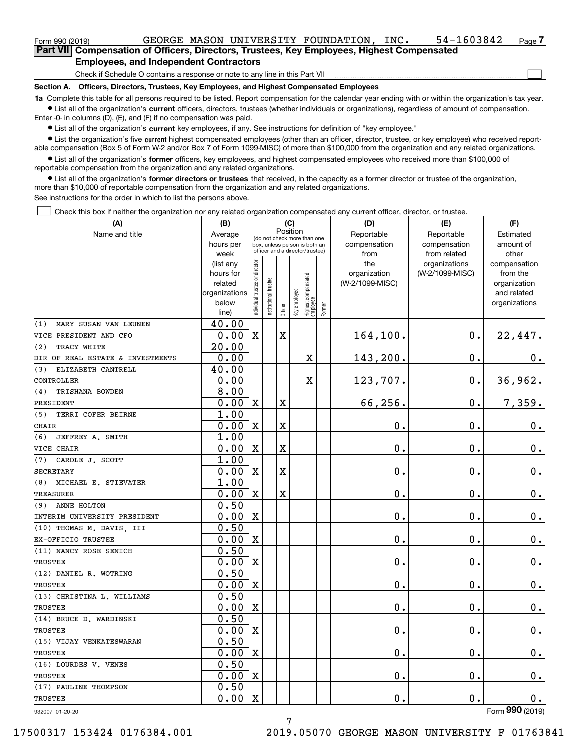Form 990 (2019) GEORGE MASON UNIVERSITY FOUNDATION, INC. 54-1603842

## Part VII Compensation of Officers, Directors, Trustees, Key Employees, Highest Compensated Employees, and Independent Contractors

Check if Schedule O contains a response or note to any line in this Part VII ☐

### Section A. Officers, Directors, Trustees, Key Employees, and Highest Compensated Employees

**1a** Complete this table for all persons required to be listed. Report compensation for the calendar year ending with or within the organization's tax year.

- List all of the organization's **current** officers, directors, trustees (whether individuals or organizations), regardless of amount of compensation. Enter -0- in columns (D), (E), and (F) if no compensation was paid.
- List all of the organization's **current** key employees, if any. See instructions for definition of "key employee."
- List the organization's five **current** highest compensated employees (other than an officer, director, trustee, or key employee) who received reportable compensation (Box 5 of Form W-2 and/or Box 7 of Form 1099-MISC) of more than $100,000 from the organization and any related organizations.
- List all of the organization's **former** officers, key employees, and highest compensated employees who received more than $100,000 of reportable compensation from the organization and any related organizations.
- List all of the organization's **former directors or trustees** that received, in the capacity as a former director or trustee of the organization, more than $10,000 of reportable compensation from the organization and any related organizations.

See instructions for the order in which to list the persons above.

☐ Check this box if neither the organization nor any related organization compensated any current officer, director, or trustee.

| (A) Name and title | (B) Average hours per week (list any hours for related organizations below line) | (C) Position: Individual trustee or director | Institutional trustee | Officer | Key employee | Highest compensated employee | Former | (D) Reportable compensation from the organization (W-2/1099-MISC) | (E) Reportable compensation from related organizations (W-2/1099-MISC) | (F) Estimated amount of other compensation from the organization and related organizations |
|---|---|---|---|---|---|---|---|---|---|---|
| (1) MARY SUSAN VAN LEUNEN<br>VICE PRESIDENT AND CFO | 40.00<br>0.00 | X | | X | | | | 164,100. | 0. | 22,447. |
| (2) TRACY WHITE<br>DIR OF REAL ESTATE & INVESTMENTS | 20.00<br>0.00 | | | | | X | | 143,200. | 0. | 0. |
| (3) ELIZABETH CANTRELL<br>CONTROLLER | 40.00<br>0.00 | | | | | X | | 123,707. | 0. | 36,962. |
| (4) TRISHANA BOWDEN<br>PRESIDENT | 8.00<br>0.00 | X | | X | | | | 66,256. | 0. | 7,359. |
| (5) TERRI COFER BEIRNE<br>CHAIR | 1.00<br>0.00 | X | | X | | | | 0. | 0. | 0. |
| (6) JEFFREY A. SMITH<br>VICE CHAIR | 1.00<br>0.00 | X | | X | | | | 0. | 0. | 0. |
| (7) CAROLE J. SCOTT<br>SECRETARY | 1.00<br>0.00 | X | | X | | | | 0. | 0. | 0. |
| (8) MICHAEL E. STIEVATER<br>TREASURER | 1.00<br>0.00 | X | | X | | | | 0. | 0. | 0. |
| (9) ANNE HOLTON<br>INTERIM UNIVERSITY PRESIDENT | 0.50<br>0.00 | X | | | | | | 0. | 0. | 0. |
| (10) THOMAS M. DAVIS, III<br>EX-OFFICIO TRUSTEE | 0.50<br>0.00 | X | | | | | | 0. | 0. | 0. |
| (11) NANCY ROSE SENICH<br>TRUSTEE | 0.50<br>0.00 | X | | | | | | 0. | 0. | 0. |
| (12) DANIEL R. WOTRING<br>TRUSTEE | 0.50<br>0.00 | X | | | | | | 0. | 0. | 0. |
| (13) CHRISTINA L. WILLIAMS<br>TRUSTEE | 0.50<br>0.00 | X | | | | | | 0. | 0. | 0. |
| (14) BRUCE D. WARDINSKI<br>TRUSTEE | 0.50<br>0.00 | X | | | | | | 0. | 0. | 0. |
| (15) VIJAY VENKATESWARAN<br>TRUSTEE | 0.50<br>0.00 | X | | | | | | 0. | 0. | 0. |
| (16) LOURDES V. VENES<br>TRUSTEE | 0.50<br>0.00 | X | | | | | | 0. | 0. | 0. |
| (17) PAULINE THOMPSON<br>TRUSTEE | 0.50<br>0.00 | X | | | | | | 0. | 0. | 0. |

932007 01-20-20 Form 990 (2019)

17500317 153424 0176384.001 2019.05070 GEORGE MASON UNIVERSITY F 01763841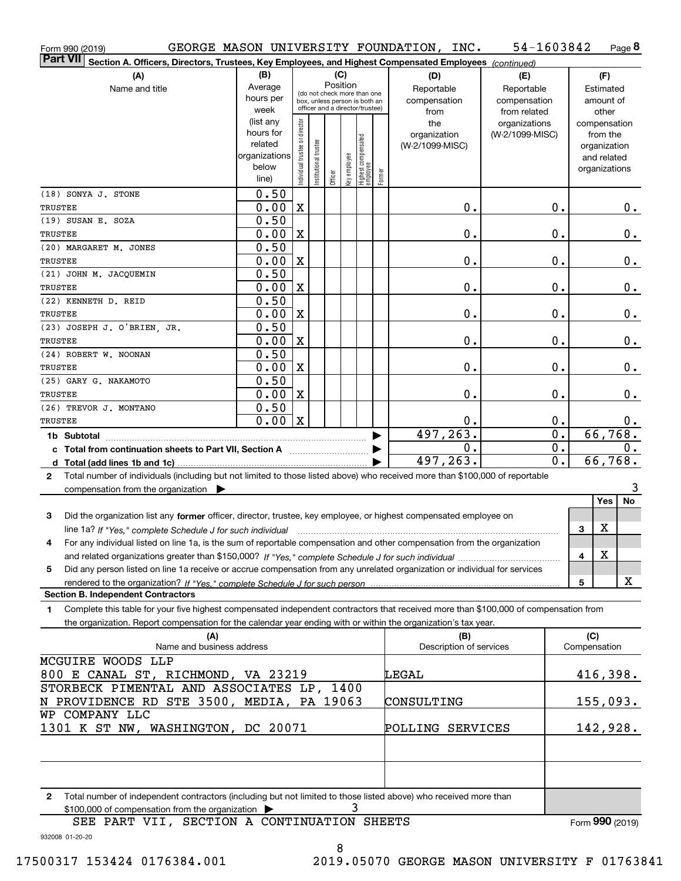Form 990 (2019) GEORGE MASON UNIVERSITY FOUNDATION, INC. 54-1603842 Page 8

**Part VII Section A. Officers, Directors, Trustees, Key Employees, and Highest Compensated Employees** *(continued)*

| (A) Name and title | (B) Average hours per week (list any hours for related organizations below line) | (C) Position: Individual trustee or director | Institutional trustee | Officer | Key employee | Highest compensated employee | Former | (D) Reportable compensation from the organization (W-2/1099-MISC) | (E) Reportable compensation from related organizations (W-2/1099-MISC) | (F) Estimated amount of other compensation from the organization and related organizations |
|---|---|---|---|---|---|---|---|---|---|---|
| (18) SONYA J. STONE<br>TRUSTEE | 0.50<br>0.00 | X | | | | | | 0. | 0. | 0. |
| (19) SUSAN E. SOZA<br>TRUSTEE | 0.50<br>0.00 | X | | | | | | 0. | 0. | 0. |
| (20) MARGARET M. JONES<br>TRUSTEE | 0.50<br>0.00 | X | | | | | | 0. | 0. | 0. |
| (21) JOHN M. JACQUEMIN<br>TRUSTEE | 0.50<br>0.00 | X | | | | | | 0. | 0. | 0. |
| (22) KENNETH D. REID<br>TRUSTEE | 0.50<br>0.00 | X | | | | | | 0. | 0. | 0. |
| (23) JOSEPH J. O'BRIEN, JR.<br>TRUSTEE | 0.50<br>0.00 | X | | | | | | 0. | 0. | 0. |
| (24) ROBERT W. NOONAN<br>TRUSTEE | 0.50<br>0.00 | X | | | | | | 0. | 0. | 0. |
| (25) GARY G. NAKAMOTO<br>TRUSTEE | 0.50<br>0.00 | X | | | | | | 0. | 0. | 0. |
| (26) TREVOR J. MONTANO<br>TRUSTEE | 0.50<br>0.00 | X | | | | | | 0. | 0. | 0. |
| **1b Subtotal** | | | | | | | | 497,263. | 0. | 66,768. |
| **c Total from continuation sheets to Part VII, Section A** | | | | | | | | 0. | 0. | 0. |
| **d Total (add lines 1b and 1c)** | | | | | | | | 497,263. | 0. | 66,768. |

2 Total number of individuals (including but not limited to those listed above) who received more than $100,000 of reportable compensation from the organization ▶ 3

| | | Yes | No |
|---|---|---|---|
| 3 Did the organization list any **former** officer, director, trustee, key employee, or highest compensated employee on line 1a? *If "Yes," complete Schedule J for such individual* | 3 | X | |
| 4 For any individual listed on line 1a, is the sum of reportable compensation and other compensation from the organization and related organizations greater than $150,000? *If "Yes," complete Schedule J for such individual* | 4 | X | |
| 5 Did any person listed on line 1a receive or accrue compensation from any unrelated organization or individual for services rendered to the organization? *If "Yes," complete Schedule J for such person* | 5 | | X |

**Section B. Independent Contractors**

1 Complete this table for your five highest compensated independent contractors that received more than $100,000 of compensation from the organization. Report compensation for the calendar year ending with or within the organization's tax year.

| (A) Name and business address | (B) Description of services | (C) Compensation |
|---|---|---|
| MCGUIRE WOODS LLP<br>800 E CANAL ST, RICHMOND, VA 23219 | LEGAL | 416,398. |
| STORBECK PIMENTAL AND ASSOCIATES LP, 1400 N PROVIDENCE RD STE 3500, MEDIA, PA 19063 | CONSULTING | 155,093. |
| WP COMPANY LLC<br>1301 K ST NW, WASHINGTON, DC 20071 | POLLING SERVICES | 142,928. |
| | | |
| | | |

2 Total number of independent contractors (including but not limited to those listed above) who received more than $100,000 of compensation from the organization ▶ 3

SEE PART VII, SECTION A CONTINUATION SHEETS

Form **990** (2019)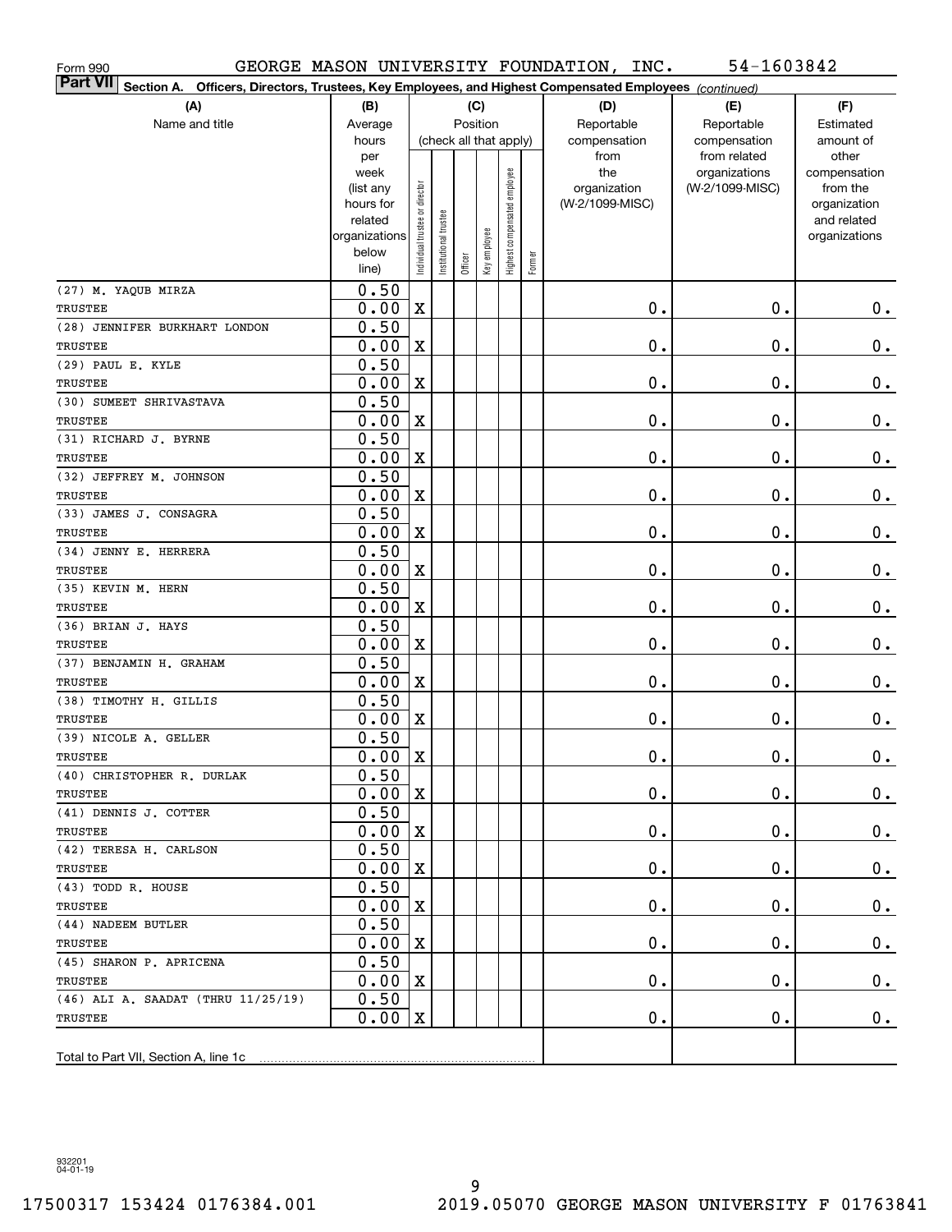Form 990 GEORGE MASON UNIVERSITY FOUNDATION, INC. 54-1603842

**Part VII Section A. Officers, Directors, Trustees, Key Employees, and Highest Compensated Employees** *(continued)*

| (A) Name and title | (B) Average hours per week (list any hours for related organizations below line) | (C) Position (check all that apply): Individual trustee or director | Institutional trustee | Officer | Key employee | Highest compensated employee | Former | (D) Reportable compensation from the organization (W-2/1099-MISC) | (E) Reportable compensation from related organizations (W-2/1099-MISC) | (F) Estimated amount of other compensation from the organization and related organizations |
|---|---|---|---|---|---|---|---|---|---|---|
| (27) M. YAQUB MIRZA<br>TRUSTEE | 0.50<br>0.00 | X | | | | | | 0. | 0. | 0. |
| (28) JENNIFER BURKHART LONDON<br>TRUSTEE | 0.50<br>0.00 | X | | | | | | 0. | 0. | 0. |
| (29) PAUL E. KYLE<br>TRUSTEE | 0.50<br>0.00 | X | | | | | | 0. | 0. | 0. |
| (30) SUMEET SHRIVASTAVA<br>TRUSTEE | 0.50<br>0.00 | X | | | | | | 0. | 0. | 0. |
| (31) RICHARD J. BYRNE<br>TRUSTEE | 0.50<br>0.00 | X | | | | | | 0. | 0. | 0. |
| (32) JEFFREY M. JOHNSON<br>TRUSTEE | 0.50<br>0.00 | X | | | | | | 0. | 0. | 0. |
| (33) JAMES J. CONSAGRA<br>TRUSTEE | 0.50<br>0.00 | X | | | | | | 0. | 0. | 0. |
| (34) JENNY E. HERRERA<br>TRUSTEE | 0.50<br>0.00 | X | | | | | | 0. | 0. | 0. |
| (35) KEVIN M. HERN<br>TRUSTEE | 0.50<br>0.00 | X | | | | | | 0. | 0. | 0. |
| (36) BRIAN J. HAYS<br>TRUSTEE | 0.50<br>0.00 | X | | | | | | 0. | 0. | 0. |
| (37) BENJAMIN H. GRAHAM<br>TRUSTEE | 0.50<br>0.00 | X | | | | | | 0. | 0. | 0. |
| (38) TIMOTHY H. GILLIS<br>TRUSTEE | 0.50<br>0.00 | X | | | | | | 0. | 0. | 0. |
| (39) NICOLE A. GELLER<br>TRUSTEE | 0.50<br>0.00 | X | | | | | | 0. | 0. | 0. |
| (40) CHRISTOPHER R. DURLAK<br>TRUSTEE | 0.50<br>0.00 | X | | | | | | 0. | 0. | 0. |
| (41) DENNIS J. COTTER<br>TRUSTEE | 0.50<br>0.00 | X | | | | | | 0. | 0. | 0. |
| (42) TERESA H. CARLSON<br>TRUSTEE | 0.50<br>0.00 | X | | | | | | 0. | 0. | 0. |
| (43) TODD R. HOUSE<br>TRUSTEE | 0.50<br>0.00 | X | | | | | | 0. | 0. | 0. |
| (44) NADEEM BUTLER<br>TRUSTEE | 0.50<br>0.00 | X | | | | | | 0. | 0. | 0. |
| (45) SHARON P. APRICENA<br>TRUSTEE | 0.50<br>0.00 | X | | | | | | 0. | 0. | 0. |
| (46) ALI A. SAADAT (THRU 11/25/19)<br>TRUSTEE | 0.50<br>0.00 | X | | | | | | 0. | 0. | 0. |
| Total to Part VII, Section A, line 1c | | | | | | | | | | |

932201 04-01-19

17500317 153424 0176384.001 2019.05070 GEORGE MASON UNIVERSITY F 01763841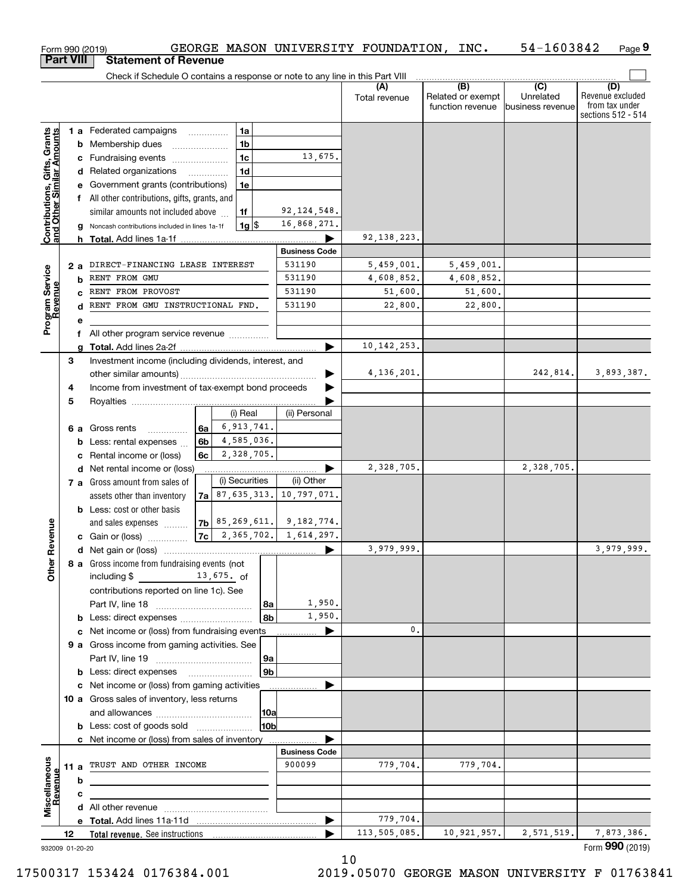Form 990 (2019) GEORGE MASON UNIVERSITY FOUNDATION, INC. 54-1603842 Page 9

## Part VIII Statement of Revenue

Check if Schedule O contains a response or note to any line in this Part VIII

| | | | (A) Total revenue | (B) Related or exempt function revenue | (C) Unrelated business revenue | (D) Revenue excluded from tax under sections 512 - 514 |
|---|---|---|---|---|---|---|
| **Contributions, Gifts, Grants and Other Similar Amounts** | 1a Federated campaigns | 1a | | | | |
| | b Membership dues | 1b | | | | |
| | c Fundraising events | 1c 13,675. | | | | |
| | d Related organizations | 1d | | | | |
| | e Government grants (contributions) | 1e | | | | |
| | f All other contributions, gifts, grants, and similar amounts not included above | 1f 92,124,548. | | | | |
| | g Noncash contributions included in lines 1a-1f | 1g $ 16,868,271. | | | | |
| | h **Total.** Add lines 1a-1f | ▶ | 92,138,223. | | | |
| **Program Service Revenue** | | **Business Code** | | | | |
| | 2a DIRECT-FINANCING LEASE INTEREST | 531190 | 5,459,001. | 5,459,001. | | |
| | b RENT FROM GMU | 531190 | 4,608,852. | 4,608,852. | | |
| | c RENT FROM PROVOST | 531190 | 51,600. | 51,600. | | |
| | d RENT FROM GMU INSTRUCTIONAL FND. | 531190 | 22,800. | 22,800. | | |
| | e | | | | | |
| | f All other program service revenue | | | | | |
| | g **Total.** Add lines 2a-2f | ▶ | 10,142,253. | | | |
| **Other Revenue** | 3 Investment income (including dividends, interest, and other similar amounts) | ▶ | 4,136,201. | | 242,814. | 3,893,387. |
| | 4 Income from investment of tax-exempt bond proceeds | ▶ | | | | |
| | 5 Royalties | ▶ | | | | |
| | | (i) Real / (ii) Personal | | | | |
| | 6a Gross rents | 6a (i) 6,913,741. | | | | |
| | b Less: rental expenses | 6b (i) 4,585,036. | | | | |
| | c Rental income or (loss) | 6c (i) 2,328,705. | | | | |
| | d Net rental income or (loss) | ▶ | 2,328,705. | | 2,328,705. | |
| | | (i) Securities / (ii) Other | | | | |
| | 7a Gross amount from sales of assets other than inventory | 7a (i) 87,635,313. (ii) 10,797,071. | | | | |
| | b Less: cost or other basis and sales expenses | 7b (i) 85,269,611. (ii) 9,182,774. | | | | |
| | c Gain or (loss) | 7c (i) 2,365,702. (ii) 1,614,297. | | | | |
| | d Net gain or (loss) | ▶ | 3,979,999. | | | 3,979,999. |
| | 8a Gross income from fundraising events (not including $ 13,675. of contributions reported on line 1c). See Part IV, line 18 | 8a 1,950. | | | | |
| | b Less: direct expenses | 8b 1,950. | | | | |
| | c Net income or (loss) from fundraising events | ▶ | 0. | | | |
| | 9a Gross income from gaming activities. See Part IV, line 19 | 9a | | | | |
| | b Less: direct expenses | 9b | | | | |
| | c Net income or (loss) from gaming activities | ▶ | | | | |
| | 10a Gross sales of inventory, less returns and allowances | 10a | | | | |
| | b Less: cost of goods sold | 10b | | | | |
| | c Net income or (loss) from sales of inventory | ▶ | | | | |
| **Miscellaneous Revenue** | | **Business Code** | | | | |
| | 11a TRUST AND OTHER INCOME | 900099 | 779,704. | 779,704. | | |
| | b | | | | | |
| | c | | | | | |
| | d All other revenue | | | | | |
| | e **Total.** Add lines 11a-11d | ▶ | 779,704. | | | |
| | 12 **Total revenue.** See instructions | ▶ | 113,505,085. | 10,921,957. | 2,571,519. | 7,873,386. |

932009 01-20-20

Form 990 (2019)

17500317 153424 0176384.001 2019.05070 GEORGE MASON UNIVERSITY F 01763841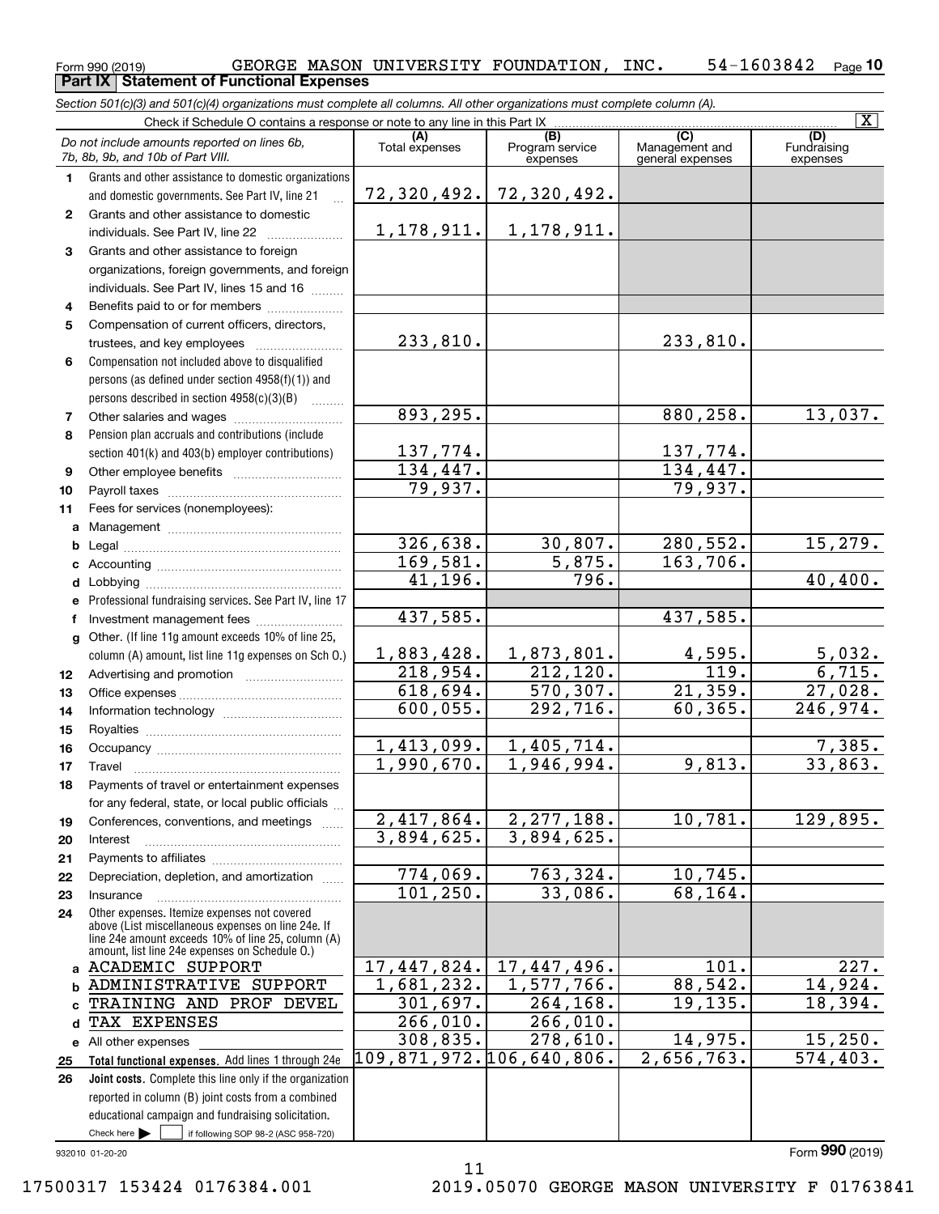Form 990 (2019) GEORGE MASON UNIVERSITY FOUNDATION, INC. 54-1603842 Page 10

**Part IX Statement of Functional Expenses**

*Section 501(c)(3) and 501(c)(4) organizations must complete all columns. All other organizations must complete column (A).*

Check if Schedule O contains a response or note to any line in this Part IX [X]

| *Do not include amounts reported on lines 6b, 7b, 8b, 9b, and 10b of Part VIII.* | (A) Total expenses | (B) Program service expenses | (C) Management and general expenses | (D) Fundraising expenses |
|---|---|---|---|---|
| 1 Grants and other assistance to domestic organizations and domestic governments. See Part IV, line 21 | 72,320,492. | 72,320,492. | | |
| 2 Grants and other assistance to domestic individuals. See Part IV, line 22 | 1,178,911. | 1,178,911. | | |
| 3 Grants and other assistance to foreign organizations, foreign governments, and foreign individuals. See Part IV, lines 15 and 16 | | | | |
| 4 Benefits paid to or for members | | | | |
| 5 Compensation of current officers, directors, trustees, and key employees | 233,810. | | 233,810. | |
| 6 Compensation not included above to disqualified persons (as defined under section 4958(f)(1)) and persons described in section 4958(c)(3)(B) | | | | |
| 7 Other salaries and wages | 893,295. | | 880,258. | 13,037. |
| 8 Pension plan accruals and contributions (include section 401(k) and 403(b) employer contributions) | 137,774. | | 137,774. | |
| 9 Other employee benefits | 134,447. | | 134,447. | |
| 10 Payroll taxes | 79,937. | | 79,937. | |
| 11 Fees for services (nonemployees): | | | | |
| a Management | | | | |
| b Legal | 326,638. | 30,807. | 280,552. | 15,279. |
| c Accounting | 169,581. | 5,875. | 163,706. | |
| d Lobbying | 41,196. | 796. | | 40,400. |
| e Professional fundraising services. See Part IV, line 17 | | | | |
| f Investment management fees | 437,585. | | 437,585. | |
| g Other. (If line 11g amount exceeds 10% of line 25, column (A) amount, list line 11g expenses on Sch O.) | 1,883,428. | 1,873,801. | 4,595. | 5,032. |
| 12 Advertising and promotion | 218,954. | 212,120. | 119. | 6,715. |
| 13 Office expenses | 618,694. | 570,307. | 21,359. | 27,028. |
| 14 Information technology | 600,055. | 292,716. | 60,365. | 246,974. |
| 15 Royalties | | | | |
| 16 Occupancy | 1,413,099. | 1,405,714. | | 7,385. |
| 17 Travel | 1,990,670. | 1,946,994. | 9,813. | 33,863. |
| 18 Payments of travel or entertainment expenses for any federal, state, or local public officials | | | | |
| 19 Conferences, conventions, and meetings | 2,417,864. | 2,277,188. | 10,781. | 129,895. |
| 20 Interest | 3,894,625. | 3,894,625. | | |
| 21 Payments to affiliates | | | | |
| 22 Depreciation, depletion, and amortization | 774,069. | 763,324. | 10,745. | |
| 23 Insurance | 101,250. | 33,086. | 68,164. | |
| 24 Other expenses. Itemize expenses not covered above (List miscellaneous expenses on line 24e. If line 24e amount exceeds 10% of line 25, column (A) amount, list line 24e expenses on Schedule O.) | | | | |
| a ACADEMIC SUPPORT | 17,447,824. | 17,447,496. | 101. | 227. |
| b ADMINISTRATIVE SUPPORT | 1,681,232. | 1,577,766. | 88,542. | 14,924. |
| c TRAINING AND PROF DEVEL | 301,697. | 264,168. | 19,135. | 18,394. |
| d TAX EXPENSES | 266,010. | 266,010. | | |
| e All other expenses | 308,835. | 278,610. | 14,975. | 15,250. |
| 25 **Total functional expenses.** Add lines 1 through 24e | 109,871,972. | 106,640,806. | 2,656,763. | 574,403. |
| 26 **Joint costs.** Complete this line only if the organization reported in column (B) joint costs from a combined educational campaign and fundraising solicitation. Check here [ ] if following SOP 98-2 (ASC 958-720) | | | | |

932010 01-20-20 Form **990** (2019)

17500317 153424 0176384.001 2019.05070 GEORGE MASON UNIVERSITY F 01763841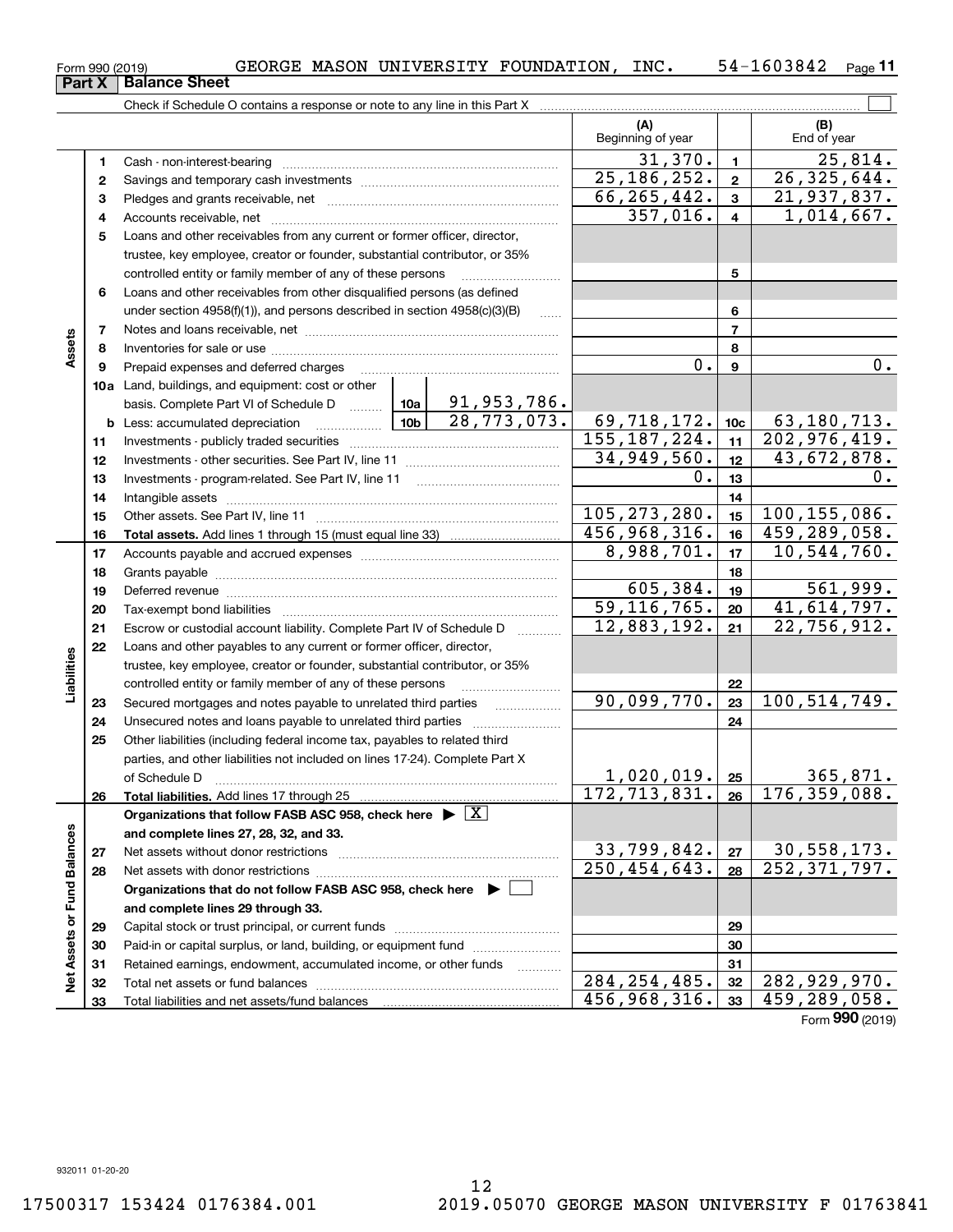Form 990 (2019) GEORGE MASON UNIVERSITY FOUNDATION, INC. 54-1603842

## Part X Balance Sheet

Check if Schedule O contains a response or note to any line in this Part X

| | | | (A) Beginning of year | | (B) End of year |
|---|---|---|---|---|---|
| Assets | 1 | Cash - non-interest-bearing | 31,370. | 1 | 25,814. |
| | 2 | Savings and temporary cash investments | 25,186,252. | 2 | 26,325,644. |
| | 3 | Pledges and grants receivable, net | 66,265,442. | 3 | 21,937,837. |
| | 4 | Accounts receivable, net | 357,016. | 4 | 1,014,667. |
| | 5 | Loans and other receivables from any current or former officer, director, trustee, key employee, creator or founder, substantial contributor, or 35% controlled entity or family member of any of these persons | | 5 | |
| | 6 | Loans and other receivables from other disqualified persons (as defined under section 4958(f)(1)), and persons described in section 4958(c)(3)(B) | | 6 | |
| | 7 | Notes and loans receivable, net | | 7 | |
| | 8 | Inventories for sale or use | | 8 | |
| | 9 | Prepaid expenses and deferred charges | 0. | 9 | 0. |
| | 10a | Land, buildings, and equipment: cost or other basis. Complete Part VI of Schedule D — 10a: 91,953,786. | | | |
| | b | Less: accumulated depreciation — 10b: 28,773,073. | 69,718,172. | 10c | 63,180,713. |
| | 11 | Investments - publicly traded securities | 155,187,224. | 11 | 202,976,419. |
| | 12 | Investments - other securities. See Part IV, line 11 | 34,949,560. | 12 | 43,672,878. |
| | 13 | Investments - program-related. See Part IV, line 11 | 0. | 13 | 0. |
| | 14 | Intangible assets | | 14 | |
| | 15 | Other assets. See Part IV, line 11 | 105,273,280. | 15 | 100,155,086. |
| | 16 | **Total assets.** Add lines 1 through 15 (must equal line 33) | 456,968,316. | 16 | 459,289,058. |
| Liabilities | 17 | Accounts payable and accrued expenses | 8,988,701. | 17 | 10,544,760. |
| | 18 | Grants payable | | 18 | |
| | 19 | Deferred revenue | 605,384. | 19 | 561,999. |
| | 20 | Tax-exempt bond liabilities | 59,116,765. | 20 | 41,614,797. |
| | 21 | Escrow or custodial account liability. Complete Part IV of Schedule D | 12,883,192. | 21 | 22,756,912. |
| | 22 | Loans and other payables to any current or former officer, director, trustee, key employee, creator or founder, substantial contributor, or 35% controlled entity or family member of any of these persons | | 22 | |
| | 23 | Secured mortgages and notes payable to unrelated third parties | 90,099,770. | 23 | 100,514,749. |
| | 24 | Unsecured notes and loans payable to unrelated third parties | | 24 | |
| | 25 | Other liabilities (including federal income tax, payables to related third parties, and other liabilities not included on lines 17-24). Complete Part X of Schedule D | 1,020,019. | 25 | 365,871. |
| | 26 | **Total liabilities.** Add lines 17 through 25 | 172,713,831. | 26 | 176,359,088. |
| Net Assets or Fund Balances | | **Organizations that follow FASB ASC 958, check here ▶ [X] and complete lines 27, 28, 32, and 33.** | | | |
| | 27 | Net assets without donor restrictions | 33,799,842. | 27 | 30,558,173. |
| | 28 | Net assets with donor restrictions | 250,454,643. | 28 | 252,371,797. |
| | | **Organizations that do not follow FASB ASC 958, check here ▶ [ ] and complete lines 29 through 33.** | | | |
| | 29 | Capital stock or trust principal, or current funds | | 29 | |
| | 30 | Paid-in or capital surplus, or land, building, or equipment fund | | 30 | |
| | 31 | Retained earnings, endowment, accumulated income, or other funds | | 31 | |
| | 32 | Total net assets or fund balances | 284,254,485. | 32 | 282,929,970. |
| | 33 | Total liabilities and net assets/fund balances | 456,968,316. | 33 | 459,289,058. |

Form **990** (2019)

932011 01-20-20

17500317 153424 0176384.001 2019.05070 GEORGE MASON UNIVERSITY F 01763841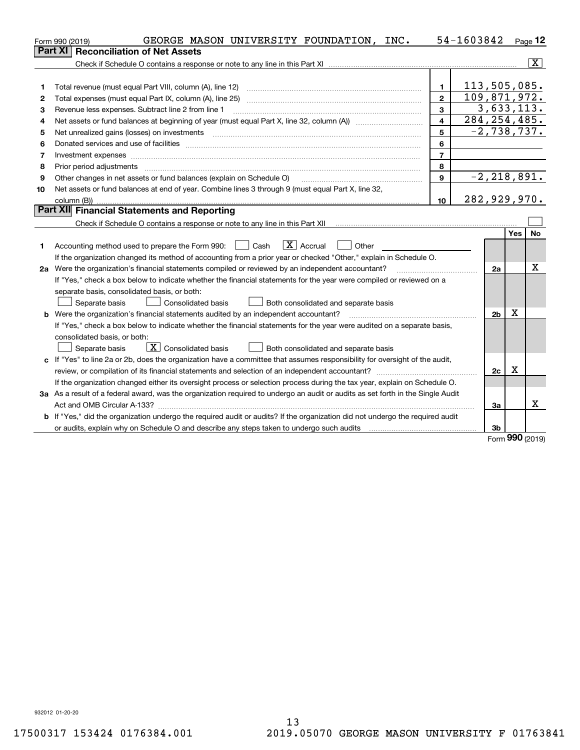Form 990 (2019) GEORGE MASON UNIVERSITY FOUNDATION, INC. 54-1603842 Page 12

## Part XI Reconciliation of Net Assets

Check if Schedule O contains a response or note to any line in this Part XI .......... [X]

| | | | |
|---|---|---|---|
| 1 | Total revenue (must equal Part VIII, column (A), line 12) | 1 | 113,505,085. |
| 2 | Total expenses (must equal Part IX, column (A), line 25) | 2 | 109,871,972. |
| 3 | Revenue less expenses. Subtract line 2 from line 1 | 3 | 3,633,113. |
| 4 | Net assets or fund balances at beginning of year (must equal Part X, line 32, column (A)) | 4 | 284,254,485. |
| 5 | Net unrealized gains (losses) on investments | 5 | -2,738,737. |
| 6 | Donated services and use of facilities | 6 | |
| 7 | Investment expenses | 7 | |
| 8 | Prior period adjustments | 8 | |
| 9 | Other changes in net assets or fund balances (explain on Schedule O) | 9 | -2,218,891. |
| 10 | Net assets or fund balances at end of year. Combine lines 3 through 9 (must equal Part X, line 32, column (B)) | 10 | 282,929,970. |

## Part XII Financial Statements and Reporting

Check if Schedule O contains a response or note to any line in this Part XII .......... [ ]

| | | | Yes | No |
|---|---|---|---|---|
| 1 | Accounting method used to prepare the Form 990: [ ] Cash [X] Accrual [ ] Other<br>If the organization changed its method of accounting from a prior year or checked "Other," explain in Schedule O. | | | |
| 2a | Were the organization's financial statements compiled or reviewed by an independent accountant?<br>If "Yes," check a box below to indicate whether the financial statements for the year were compiled or reviewed on a separate basis, consolidated basis, or both:<br>[ ] Separate basis [ ] Consolidated basis [ ] Both consolidated and separate basis | 2a | | X |
| b | Were the organization's financial statements audited by an independent accountant?<br>If "Yes," check a box below to indicate whether the financial statements for the year were audited on a separate basis, consolidated basis, or both:<br>[ ] Separate basis [X] Consolidated basis [ ] Both consolidated and separate basis | 2b | X | |
| c | If "Yes" to line 2a or 2b, does the organization have a committee that assumes responsibility for oversight of the audit, review, or compilation of its financial statements and selection of an independent accountant?<br>If the organization changed either its oversight process or selection process during the tax year, explain on Schedule O. | 2c | X | |
| 3a | As a result of a federal award, was the organization required to undergo an audit or audits as set forth in the Single Audit Act and OMB Circular A-133? | 3a | | X |
| b | If "Yes," did the organization undergo the required audit or audits? If the organization did not undergo the required audit or audits, explain why on Schedule O and describe any steps taken to undergo such audits | 3b | | |

Form 990 (2019)

932012 01-20-20

17500317 153424 0176384.001 2019.05070 GEORGE MASON UNIVERSITY F 01763841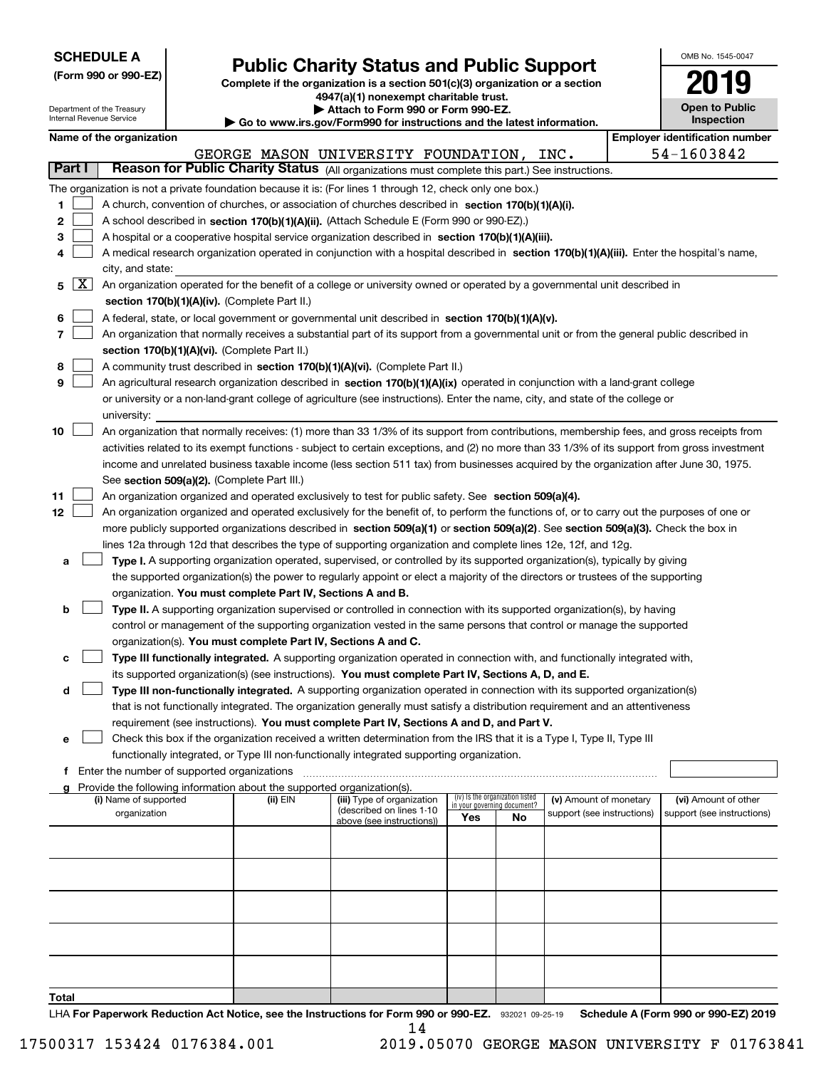**SCHEDULE A**
**(Form 990 or 990-EZ)**

Department of the Treasury
Internal Revenue Service

# Public Charity Status and Public Support

**Complete if the organization is a section 501(c)(3) organization or a section 4947(a)(1) nonexempt charitable trust.**
**▶ Attach to Form 990 or Form 990-EZ.**
**▶ Go to www.irs.gov/Form990 for instructions and the latest information.**

OMB No. 1545-0047

**2019**

**Open to Public Inspection**

**Name of the organization:** GEORGE MASON UNIVERSITY FOUNDATION, INC.
**Employer identification number:** 54-1603842

## Part I — Reason for Public Charity Status (All organizations must complete this part.) See instructions.

The organization is not a private foundation because it is: (For lines 1 through 12, check only one box.)

1. [ ] A church, convention of churches, or association of churches described in **section 170(b)(1)(A)(i).**
2. [ ] A school described in **section 170(b)(1)(A)(ii).** (Attach Schedule E (Form 990 or 990-EZ).)
3. [ ] A hospital or a cooperative hospital service organization described in **section 170(b)(1)(A)(iii).**
4. [ ] A medical research organization operated in conjunction with a hospital described in **section 170(b)(1)(A)(iii).** Enter the hospital's name, city, and state:
5. [X] An organization operated for the benefit of a college or university owned or operated by a governmental unit described in **section 170(b)(1)(A)(iv).** (Complete Part II.)
6. [ ] A federal, state, or local government or governmental unit described in **section 170(b)(1)(A)(v).**
7. [ ] An organization that normally receives a substantial part of its support from a governmental unit or from the general public described in **section 170(b)(1)(A)(vi).** (Complete Part II.)
8. [ ] A community trust described in **section 170(b)(1)(A)(vi).** (Complete Part II.)
9. [ ] An agricultural research organization described in **section 170(b)(1)(A)(ix)** operated in conjunction with a land-grant college or university or a non-land-grant college of agriculture (see instructions). Enter the name, city, and state of the college or university:
10. [ ] An organization that normally receives: (1) more than 33 1/3% of its support from contributions, membership fees, and gross receipts from activities related to its exempt functions - subject to certain exceptions, and (2) no more than 33 1/3% of its support from gross investment income and unrelated business taxable income (less section 511 tax) from businesses acquired by the organization after June 30, 1975. See **section 509(a)(2).** (Complete Part III.)
11. [ ] An organization organized and operated exclusively to test for public safety. See **section 509(a)(4).**
12. [ ] An organization organized and operated exclusively for the benefit of, to perform the functions of, or to carry out the purposes of one or more publicly supported organizations described in **section 509(a)(1)** or **section 509(a)(2)**. See **section 509(a)(3).** Check the box in lines 12a through 12d that describes the type of supporting organization and complete lines 12e, 12f, and 12g.
   - **a** [ ] **Type I.** A supporting organization operated, supervised, or controlled by its supported organization(s), typically by giving the supported organization(s) the power to regularly appoint or elect a majority of the directors or trustees of the supporting organization. **You must complete Part IV, Sections A and B.**
   - **b** [ ] **Type II.** A supporting organization supervised or controlled in connection with its supported organization(s), by having control or management of the supporting organization vested in the same persons that control or manage the supported organization(s). **You must complete Part IV, Sections A and C.**
   - **c** [ ] **Type III functionally integrated.** A supporting organization operated in connection with, and functionally integrated with, its supported organization(s) (see instructions). **You must complete Part IV, Sections A, D, and E.**
   - **d** [ ] **Type III non-functionally integrated.** A supporting organization operated in connection with its supported organization(s) that is not functionally integrated. The organization generally must satisfy a distribution requirement and an attentiveness requirement (see instructions). **You must complete Part IV, Sections A and D, and Part V.**
   - **e** [ ] Check this box if the organization received a written determination from the IRS that it is a Type I, Type II, Type III functionally integrated, or Type III non-functionally integrated supporting organization.
   - **f** Enter the number of supported organizations
   - **g** Provide the following information about the supported organization(s).

| (i) Name of supported organization | (ii) EIN | (iii) Type of organization (described on lines 1-10 above (see instructions)) | (iv) Is the organization listed in your governing document? Yes | No | (v) Amount of monetary support (see instructions) | (vi) Amount of other support (see instructions) |
|---|---|---|---|---|---|---|
| | | | | | | |
| | | | | | | |
| | | | | | | |
| | | | | | | |
| | | | | | | |
| **Total** | | | | | | |

LHA **For Paperwork Reduction Act Notice, see the Instructions for Form 990 or 990-EZ.** 932021 09-25-19 **Schedule A (Form 990 or 990-EZ) 2019**

17500317 153424 0176384.001 2019.05070 GEORGE MASON UNIVERSITY F 01763841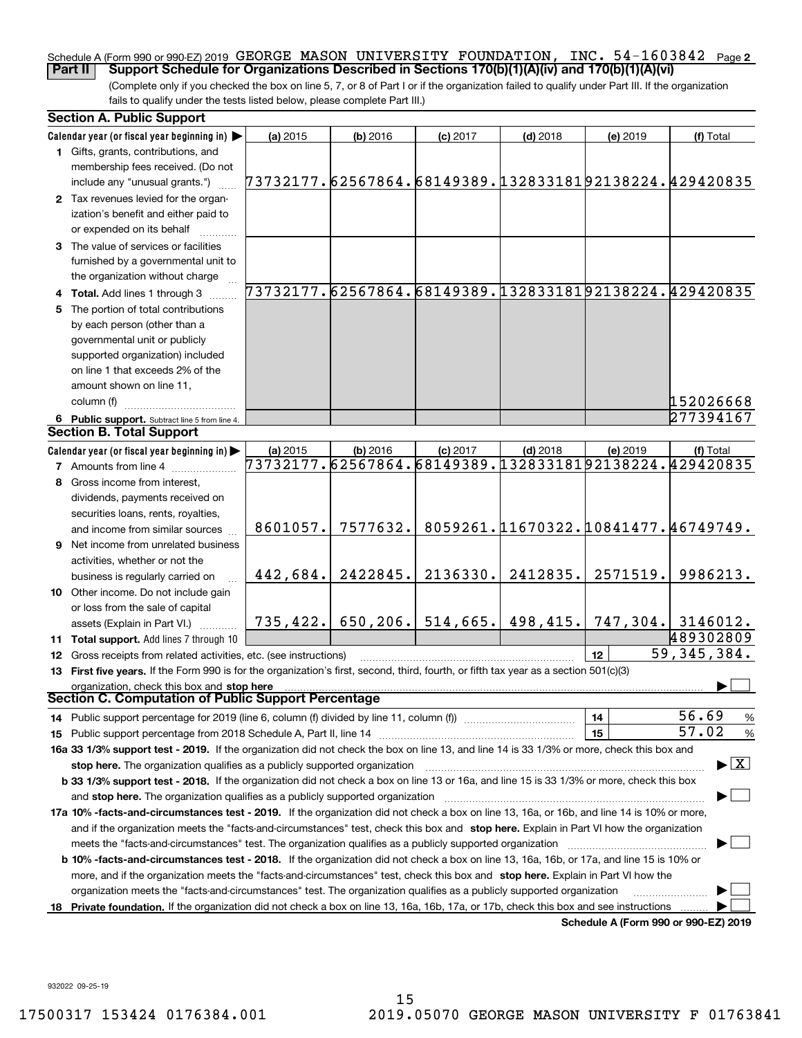Schedule A (Form 990 or 990-EZ) 2019 GEORGE MASON UNIVERSITY FOUNDATION, INC. 54-1603842 Page **2**

**Part II** **Support Schedule for Organizations Described in Sections 170(b)(1)(A)(iv) and 170(b)(1)(A)(vi)**

(Complete only if you checked the box on line 5, 7, or 8 of Part I or if the organization failed to qualify under Part III. If the organization fails to qualify under the tests listed below, please complete Part III.)

### Section A. Public Support

| Calendar year (or fiscal year beginning in) ▶ | (a) 2015 | (b) 2016 | (c) 2017 | (d) 2018 | (e) 2019 | (f) Total |
|---|---|---|---|---|---|---|
| **1** Gifts, grants, contributions, and membership fees received. (Do not include any "unusual grants.") | 73732177. | 62567864. | 68149389. | 132833181 | 92138224. | 429420835 |
| **2** Tax revenues levied for the organization's benefit and either paid to or expended on its behalf | | | | | | |
| **3** The value of services or facilities furnished by a governmental unit to the organization without charge | | | | | | |
| **4 Total.** Add lines 1 through 3 | 73732177. | 62567864. | 68149389. | 132833181 | 92138224. | 429420835 |
| **5** The portion of total contributions by each person (other than a governmental unit or publicly supported organization) included on line 1 that exceeds 2% of the amount shown on line 11, column (f) | | | | | | 152026668 |
| **6 Public support.** Subtract line 5 from line 4. | | | | | | 277394167 |

### Section B. Total Support

| Calendar year (or fiscal year beginning in) ▶ | (a) 2015 | (b) 2016 | (c) 2017 | (d) 2018 | (e) 2019 | (f) Total |
|---|---|---|---|---|---|---|
| **7** Amounts from line 4 | 73732177. | 62567864. | 68149389. | 132833181 | 92138224. | 429420835 |
| **8** Gross income from interest, dividends, payments received on securities loans, rents, royalties, and income from similar sources | 8601057. | 7577632. | 8059261. | 11670322. | 10841477. | 46749749. |
| **9** Net income from unrelated business activities, whether or not the business is regularly carried on | 442,684. | 2422845. | 2136330. | 2412835. | 2571519. | 9986213. |
| **10** Other income. Do not include gain or loss from the sale of capital assets (Explain in Part VI.) | 735,422. | 650,206. | 514,665. | 498,415. | 747,304. | 3146012. |
| **11 Total support.** Add lines 7 through 10 | | | | | | 489302809 |

**12** Gross receipts from related activities, etc. (see instructions) | **12** | 59,345,384.

**13 First five years.** If the Form 990 is for the organization's first, second, third, fourth, or fifth tax year as a section 501(c)(3) organization, check this box and **stop here** ▶ ☐

### Section C. Computation of Public Support Percentage

**14** Public support percentage for 2019 (line 6, column (f) divided by line 11, column (f)) | **14** | 56.69 %

**15** Public support percentage from 2018 Schedule A, Part II, line 14 | **15** | 57.02 %

**16a 33 1/3% support test - 2019.** If the organization did not check the box on line 13, and line 14 is 33 1/3% or more, check this box and **stop here.** The organization qualifies as a publicly supported organization ▶ ☒

**b 33 1/3% support test - 2018.** If the organization did not check a box on line 13 or 16a, and line 15 is 33 1/3% or more, check this box and **stop here.** The organization qualifies as a publicly supported organization ▶ ☐

**17a 10% -facts-and-circumstances test - 2019.** If the organization did not check a box on line 13, 16a, or 16b, and line 14 is 10% or more, and if the organization meets the "facts-and-circumstances" test, check this box and **stop here.** Explain in Part VI how the organization meets the "facts-and-circumstances" test. The organization qualifies as a publicly supported organization ▶ ☐

**b 10% -facts-and-circumstances test - 2018.** If the organization did not check a box on line 13, 16a, 16b, or 17a, and line 15 is 10% or more, and if the organization meets the "facts-and-circumstances" test, check this box and **stop here.** Explain in Part VI how the organization meets the "facts-and-circumstances" test. The organization qualifies as a publicly supported organization ▶ ☐

**18 Private foundation.** If the organization did not check a box on line 13, 16a, 16b, 17a, or 17b, check this box and see instructions ▶ ☐

**Schedule A (Form 990 or 990-EZ) 2019**

932022 09-25-19

17500317 153424 0176384.001 2019.05070 GEORGE MASON UNIVERSITY F 01763841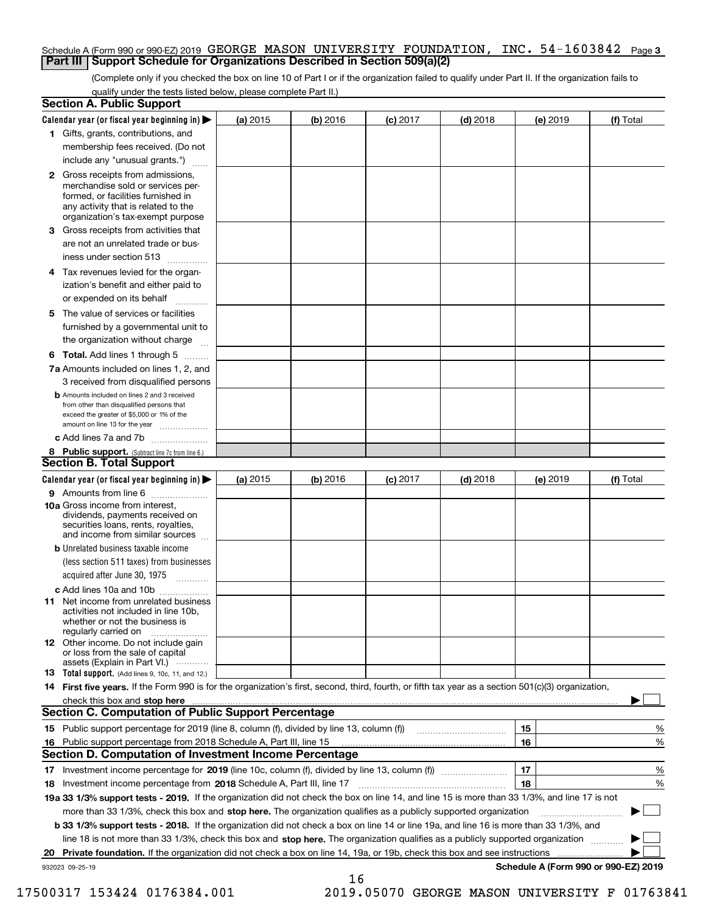Schedule A (Form 990 or 990-EZ) 2019 GEORGE MASON UNIVERSITY FOUNDATION, INC. 54-1603842 Page **3**

## Part III Support Schedule for Organizations Described in Section 509(a)(2)

(Complete only if you checked the box on line 10 of Part I or if the organization failed to qualify under Part II. If the organization fails to qualify under the tests listed below, please complete Part II.)

### Section A. Public Support

| Calendar year (or fiscal year beginning in) ▶ | (a) 2015 | (b) 2016 | (c) 2017 | (d) 2018 | (e) 2019 | (f) Total |
|---|---|---|---|---|---|---|
| **1** Gifts, grants, contributions, and membership fees received. (Do not include any "unusual grants.") | | | | | | |
| **2** Gross receipts from admissions, merchandise sold or services performed, or facilities furnished in any activity that is related to the organization's tax-exempt purpose | | | | | | |
| **3** Gross receipts from activities that are not an unrelated trade or business under section 513 | | | | | | |
| **4** Tax revenues levied for the organization's benefit and either paid to or expended on its behalf | | | | | | |
| **5** The value of services or facilities furnished by a governmental unit to the organization without charge | | | | | | |
| **6 Total.** Add lines 1 through 5 | | | | | | |
| **7a** Amounts included on lines 1, 2, and 3 received from disqualified persons | | | | | | |
| **b** Amounts included on lines 2 and 3 received from other than disqualified persons that exceed the greater of $5,000 or 1% of the amount on line 13 for the year | | | | | | |
| **c** Add lines 7a and 7b | | | | | | |
| **8 Public support.** (Subtract line 7c from line 6.) | | | | | | |

### Section B. Total Support

| Calendar year (or fiscal year beginning in) ▶ | (a) 2015 | (b) 2016 | (c) 2017 | (d) 2018 | (e) 2019 | (f) Total |
|---|---|---|---|---|---|---|
| **9** Amounts from line 6 | | | | | | |
| **10a** Gross income from interest, dividends, payments received on securities loans, rents, royalties, and income from similar sources | | | | | | |
| **b** Unrelated business taxable income (less section 511 taxes) from businesses acquired after June 30, 1975 | | | | | | |
| **c** Add lines 10a and 10b | | | | | | |
| **11** Net income from unrelated business activities not included in line 10b, whether or not the business is regularly carried on | | | | | | |
| **12** Other income. Do not include gain or loss from the sale of capital assets (Explain in Part VI.) | | | | | | |
| **13 Total support.** (Add lines 9, 10c, 11, and 12.) | | | | | | |

**14 First five years.** If the Form 990 is for the organization's first, second, third, fourth, or fifth tax year as a section 501(c)(3) organization, check this box and **stop here** ▶ ☐

### Section C. Computation of Public Support Percentage

| | | | |
|---|---|---|---|
| **15** | Public support percentage for 2019 (line 8, column (f), divided by line 13, column (f)) | 15 | % |
| **16** | Public support percentage from 2018 Schedule A, Part III, line 15 | 16 | % |

### Section D. Computation of Investment Income Percentage

| | | | |
|---|---|---|---|
| **17** | Investment income percentage for **2019** (line 10c, column (f), divided by line 13, column (f)) | 17 | % |
| **18** | Investment income percentage from **2018** Schedule A, Part III, line 17 | 18 | % |

**19a 33 1/3% support tests - 2019.** If the organization did not check the box on line 14, and line 15 is more than 33 1/3%, and line 17 is not more than 33 1/3%, check this box and **stop here.** The organization qualifies as a publicly supported organization ▶ ☐

**b 33 1/3% support tests - 2018.** If the organization did not check a box on line 14 or line 19a, and line 16 is more than 33 1/3%, and line 18 is not more than 33 1/3%, check this box and **stop here.** The organization qualifies as a publicly supported organization ▶ ☐

**20 Private foundation.** If the organization did not check a box on line 14, 19a, or 19b, check this box and see instructions ▶ ☐

932023 09-25-19 **Schedule A (Form 990 or 990-EZ) 2019**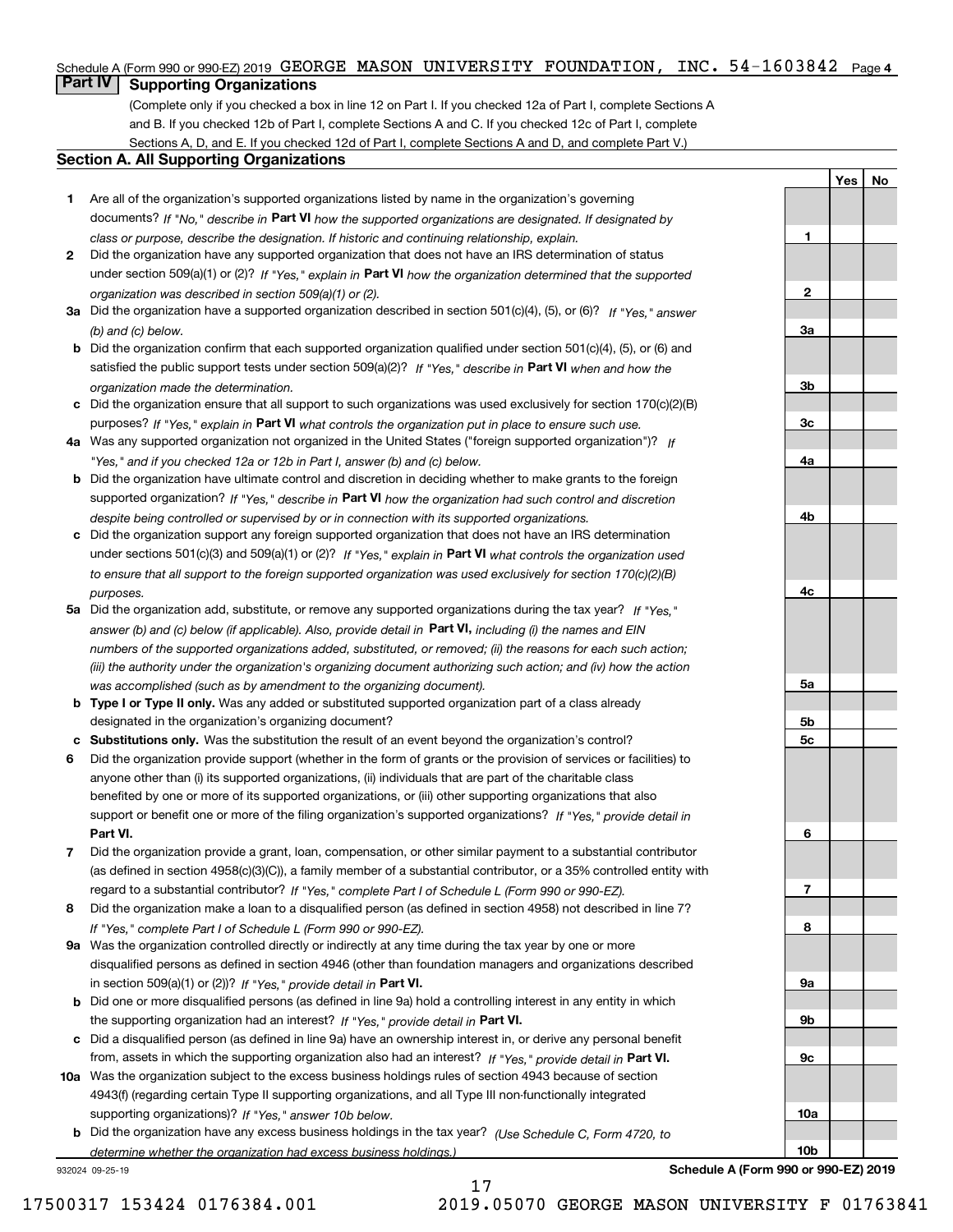Schedule A (Form 990 or 990-EZ) 2019 GEORGE MASON UNIVERSITY FOUNDATION, INC. 54-1603842 Page 4

## Part IV Supporting Organizations

(Complete only if you checked a box in line 12 on Part I. If you checked 12a of Part I, complete Sections A and B. If you checked 12b of Part I, complete Sections A and C. If you checked 12c of Part I, complete Sections A, D, and E. If you checked 12d of Part I, complete Sections A and D, and complete Part V.)

### Section A. All Supporting Organizations

| | | Line | Yes | No |
|---|---|---|---|---|
| 1 | Are all of the organization's supported organizations listed by name in the organization's governing documents? *If "No," describe in* **Part VI** *how the supported organizations are designated. If designated by class or purpose, describe the designation. If historic and continuing relationship, explain.* | 1 | | |
| 2 | Did the organization have any supported organization that does not have an IRS determination of status under section 509(a)(1) or (2)? *If "Yes," explain in* **Part VI** *how the organization determined that the supported organization was described in section 509(a)(1) or (2).* | 2 | | |
| 3a | Did the organization have a supported organization described in section 501(c)(4), (5), or (6)? *If "Yes," answer (b) and (c) below.* | 3a | | |
| b | Did the organization confirm that each supported organization qualified under section 501(c)(4), (5), or (6) and satisfied the public support tests under section 509(a)(2)? *If "Yes," describe in* **Part VI** *when and how the organization made the determination.* | 3b | | |
| c | Did the organization ensure that all support to such organizations was used exclusively for section 170(c)(2)(B) purposes? *If "Yes," explain in* **Part VI** *what controls the organization put in place to ensure such use.* | 3c | | |
| 4a | Was any supported organization not organized in the United States ("foreign supported organization")? *If "Yes," and if you checked 12a or 12b in Part I, answer (b) and (c) below.* | 4a | | |
| b | Did the organization have ultimate control and discretion in deciding whether to make grants to the foreign supported organization? *If "Yes," describe in* **Part VI** *how the organization had such control and discretion despite being controlled or supervised by or in connection with its supported organizations.* | 4b | | |
| c | Did the organization support any foreign supported organization that does not have an IRS determination under sections 501(c)(3) and 509(a)(1) or (2)? *If "Yes," explain in* **Part VI** *what controls the organization used to ensure that all support to the foreign supported organization was used exclusively for section 170(c)(2)(B) purposes.* | 4c | | |
| 5a | Did the organization add, substitute, or remove any supported organizations during the tax year? *If "Yes," answer (b) and (c) below (if applicable). Also, provide detail in* **Part VI,** *including (i) the names and EIN numbers of the supported organizations added, substituted, or removed; (ii) the reasons for each such action; (iii) the authority under the organization's organizing document authorizing such action; and (iv) how the action was accomplished (such as by amendment to the organizing document).* | 5a | | |
| b | **Type I or Type II only.** Was any added or substituted supported organization part of a class already designated in the organization's organizing document? | 5b | | |
| c | **Substitutions only.** Was the substitution the result of an event beyond the organization's control? | 5c | | |
| 6 | Did the organization provide support (whether in the form of grants or the provision of services or facilities) to anyone other than (i) its supported organizations, (ii) individuals that are part of the charitable class benefited by one or more of its supported organizations, or (iii) other supporting organizations that also support or benefit one or more of the filing organization's supported organizations? *If "Yes," provide detail in* **Part VI.** | 6 | | |
| 7 | Did the organization provide a grant, loan, compensation, or other similar payment to a substantial contributor (as defined in section 4958(c)(3)(C)), a family member of a substantial contributor, or a 35% controlled entity with regard to a substantial contributor? *If "Yes," complete Part I of Schedule L (Form 990 or 990-EZ).* | 7 | | |
| 8 | Did the organization make a loan to a disqualified person (as defined in section 4958) not described in line 7? *If "Yes," complete Part I of Schedule L (Form 990 or 990-EZ).* | 8 | | |
| 9a | Was the organization controlled directly or indirectly at any time during the tax year by one or more disqualified persons as defined in section 4946 (other than foundation managers and organizations described in section 509(a)(1) or (2))? *If "Yes," provide detail in* **Part VI.** | 9a | | |
| b | Did one or more disqualified persons (as defined in line 9a) hold a controlling interest in any entity in which the supporting organization had an interest? *If "Yes," provide detail in* **Part VI.** | 9b | | |
| c | Did a disqualified person (as defined in line 9a) have an ownership interest in, or derive any personal benefit from, assets in which the supporting organization also had an interest? *If "Yes," provide detail in* **Part VI.** | 9c | | |
| 10a | Was the organization subject to the excess business holdings rules of section 4943 because of section 4943(f) (regarding certain Type II supporting organizations, and all Type III non-functionally integrated supporting organizations)? *If "Yes," answer 10b below.* | 10a | | |
| b | Did the organization have any excess business holdings in the tax year? *(Use Schedule C, Form 4720, to determine whether the organization had excess business holdings.)* | 10b | | |

932024 09-25-19

Schedule A (Form 990 or 990-EZ) 2019

17500317 153424 0176384.001 2019.05070 GEORGE MASON UNIVERSITY F 01763841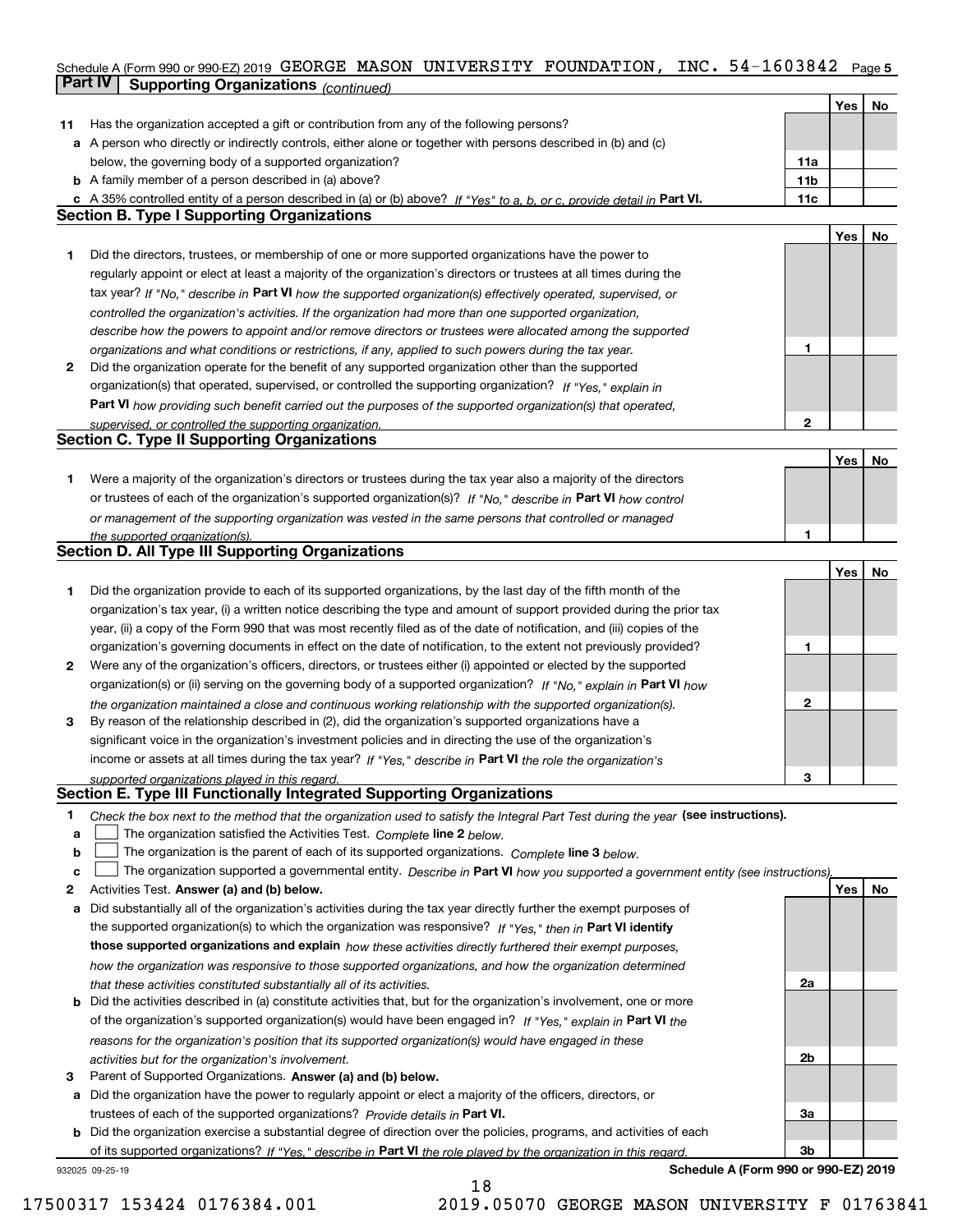Schedule A (Form 990 or 990-EZ) 2019 GEORGE MASON UNIVERSITY FOUNDATION, INC. 54-1603842 Page 5

## Part IV Supporting Organizations *(continued)*

| | | | Yes | No |
|---|---|---|---|---|
| **11** | Has the organization accepted a gift or contribution from any of the following persons? | | | |
| **a** | A person who directly or indirectly controls, either alone or together with persons described in (b) and (c) below, the governing body of a supported organization? | 11a | | |
| **b** | A family member of a person described in (a) above? | 11b | | |
| **c** | A 35% controlled entity of a person described in (a) or (b) above? *If "Yes" to a, b, or c, provide detail in* **Part VI.** | 11c | | |

### Section B. Type I Supporting Organizations

| | | | Yes | No |
|---|---|---|---|---|
| **1** | Did the directors, trustees, or membership of one or more supported organizations have the power to regularly appoint or elect at least a majority of the organization's directors or trustees at all times during the tax year? *If "No," describe in* **Part VI** *how the supported organization(s) effectively operated, supervised, or controlled the organization's activities. If the organization had more than one supported organization, describe how the powers to appoint and/or remove directors or trustees were allocated among the supported organizations and what conditions or restrictions, if any, applied to such powers during the tax year.* | 1 | | |
| **2** | Did the organization operate for the benefit of any supported organization other than the supported organization(s) that operated, supervised, or controlled the supporting organization? *If "Yes," explain in* **Part VI** *how providing such benefit carried out the purposes of the supported organization(s) that operated, supervised, or controlled the supporting organization.* | 2 | | |

### Section C. Type II Supporting Organizations

| | | | Yes | No |
|---|---|---|---|---|
| **1** | Were a majority of the organization's directors or trustees during the tax year also a majority of the directors or trustees of each of the organization's supported organization(s)? *If "No," describe in* **Part VI** *how control or management of the supporting organization was vested in the same persons that controlled or managed the supported organization(s).* | 1 | | |

### Section D. All Type III Supporting Organizations

| | | | Yes | No |
|---|---|---|---|---|
| **1** | Did the organization provide to each of its supported organizations, by the last day of the fifth month of the organization's tax year, (i) a written notice describing the type and amount of support provided during the prior tax year, (ii) a copy of the Form 990 that was most recently filed as of the date of notification, and (iii) copies of the organization's governing documents in effect on the date of notification, to the extent not previously provided? | 1 | | |
| **2** | Were any of the organization's officers, directors, or trustees either (i) appointed or elected by the supported organization(s) or (ii) serving on the governing body of a supported organization? *If "No," explain in* **Part VI** *how the organization maintained a close and continuous working relationship with the supported organization(s).* | 2 | | |
| **3** | By reason of the relationship described in (2), did the organization's supported organizations have a significant voice in the organization's investment policies and in directing the use of the organization's income or assets at all times during the tax year? *If "Yes," describe in* **Part VI** *the role the organization's supported organizations played in this regard.* | 3 | | |

### Section E. Type III Functionally Integrated Supporting Organizations

**1** *Check the box next to the method that the organization used to satisfy the Integral Part Test during the year* **(see instructions).**

- **a** ☐ The organization satisfied the Activities Test. *Complete* **line 2** *below.*
- **b** ☐ The organization is the parent of each of its supported organizations. *Complete* **line 3** *below.*
- **c** ☐ The organization supported a governmental entity. *Describe in* **Part VI** *how you supported a government entity (see instructions).*

| | | | Yes | No |
|---|---|---|---|---|
| **2** | Activities Test. **Answer (a) and (b) below.** | | | |
| **a** | Did substantially all of the organization's activities during the tax year directly further the exempt purposes of the supported organization(s) to which the organization was responsive? *If "Yes," then in* **Part VI identify those supported organizations and explain** *how these activities directly furthered their exempt purposes, how the organization was responsive to those supported organizations, and how the organization determined that these activities constituted substantially all of its activities.* | 2a | | |
| **b** | Did the activities described in (a) constitute activities that, but for the organization's involvement, one or more of the organization's supported organization(s) would have been engaged in? *If "Yes," explain in* **Part VI** *the reasons for the organization's position that its supported organization(s) would have engaged in these activities but for the organization's involvement.* | 2b | | |
| **3** | Parent of Supported Organizations. **Answer (a) and (b) below.** | | | |
| **a** | Did the organization have the power to regularly appoint or elect a majority of the officers, directors, or trustees of each of the supported organizations? *Provide details in* **Part VI.** | 3a | | |
| **b** | Did the organization exercise a substantial degree of direction over the policies, programs, and activities of each of its supported organizations? *If "Yes," describe in* **Part VI** *the role played by the organization in this regard.* | 3b | | |

932025 09-25-19 **Schedule A (Form 990 or 990-EZ) 2019**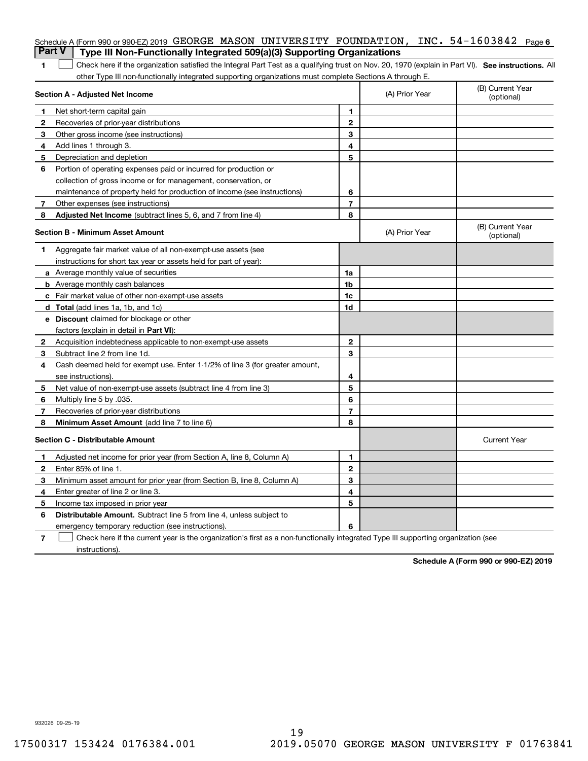Schedule A (Form 990 or 990-EZ) 2019 GEORGE MASON UNIVERSITY FOUNDATION, INC. 54-1603842 Page 6

## Part V Type III Non-Functionally Integrated 509(a)(3) Supporting Organizations

**1** ☐ Check here if the organization satisfied the Integral Part Test as a qualifying trust on Nov. 20, 1970 (explain in Part VI). **See instructions.** All other Type III non-functionally integrated supporting organizations must complete Sections A through E.

| Section A - Adjusted Net Income | | (A) Prior Year | (B) Current Year (optional) |
|---|---|---|---|
| **1** Net short-term capital gain | 1 | | |
| **2** Recoveries of prior-year distributions | 2 | | |
| **3** Other gross income (see instructions) | 3 | | |
| **4** Add lines 1 through 3. | 4 | | |
| **5** Depreciation and depletion | 5 | | |
| **6** Portion of operating expenses paid or incurred for production or collection of gross income or for management, conservation, or maintenance of property held for production of income (see instructions) | 6 | | |
| **7** Other expenses (see instructions) | 7 | | |
| **8** **Adjusted Net Income** (subtract lines 5, 6, and 7 from line 4) | 8 | | |

| Section B - Minimum Asset Amount | | (A) Prior Year | (B) Current Year (optional) |
|---|---|---|---|
| **1** Aggregate fair market value of all non-exempt-use assets (see instructions for short tax year or assets held for part of year): | | | |
| **a** Average monthly value of securities | 1a | | |
| **b** Average monthly cash balances | 1b | | |
| **c** Fair market value of other non-exempt-use assets | 1c | | |
| **d** **Total** (add lines 1a, 1b, and 1c) | 1d | | |
| **e** **Discount** claimed for blockage or other factors (explain in detail in **Part VI**): | | | |
| **2** Acquisition indebtedness applicable to non-exempt-use assets | 2 | | |
| **3** Subtract line 2 from line 1d. | 3 | | |
| **4** Cash deemed held for exempt use. Enter 1-1/2% of line 3 (for greater amount, see instructions). | 4 | | |
| **5** Net value of non-exempt-use assets (subtract line 4 from line 3) | 5 | | |
| **6** Multiply line 5 by .035. | 6 | | |
| **7** Recoveries of prior-year distributions | 7 | | |
| **8** **Minimum Asset Amount** (add line 7 to line 6) | 8 | | |

| Section C - Distributable Amount | | | Current Year |
|---|---|---|---|
| **1** Adjusted net income for prior year (from Section A, line 8, Column A) | 1 | | |
| **2** Enter 85% of line 1. | 2 | | |
| **3** Minimum asset amount for prior year (from Section B, line 8, Column A) | 3 | | |
| **4** Enter greater of line 2 or line 3. | 4 | | |
| **5** Income tax imposed in prior year | 5 | | |
| **6** **Distributable Amount.** Subtract line 5 from line 4, unless subject to emergency temporary reduction (see instructions). | 6 | | |

**7** ☐ Check here if the current year is the organization's first as a non-functionally integrated Type III supporting organization (see instructions).

**Schedule A (Form 990 or 990-EZ) 2019**

932026 09-25-19

17500317 153424 0176384.001 2019.05070 GEORGE MASON UNIVERSITY F 01763841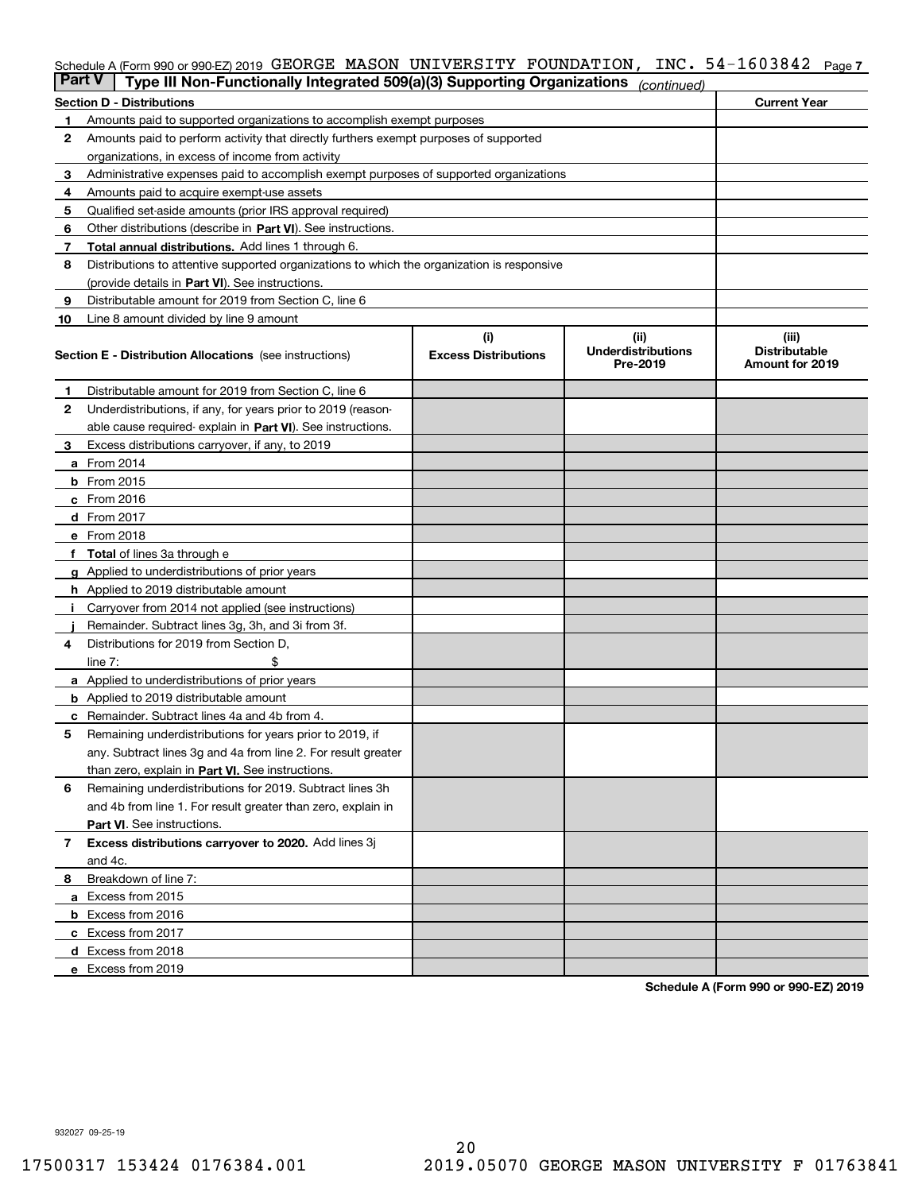Schedule A (Form 990 or 990-EZ) 2019 GEORGE MASON UNIVERSITY FOUNDATION, INC. 54-1603842 Page 7

**Part V | Type III Non-Functionally Integrated 509(a)(3) Supporting Organizations** *(continued)*

| **Section D - Distributions** | | **Current Year** |
|---|---|---|
| 1 | Amounts paid to supported organizations to accomplish exempt purposes | |
| 2 | Amounts paid to perform activity that directly furthers exempt purposes of supported organizations, in excess of income from activity | |
| 3 | Administrative expenses paid to accomplish exempt purposes of supported organizations | |
| 4 | Amounts paid to acquire exempt-use assets | |
| 5 | Qualified set-aside amounts (prior IRS approval required) | |
| 6 | Other distributions (describe in **Part VI**). See instructions. | |
| 7 | **Total annual distributions.** Add lines 1 through 6. | |
| 8 | Distributions to attentive supported organizations to which the organization is responsive (provide details in **Part VI**). See instructions. | |
| 9 | Distributable amount for 2019 from Section C, line 6 | |
| 10 | Line 8 amount divided by line 9 amount | |

| | **Section E - Distribution Allocations** (see instructions) | **(i) Excess Distributions** | **(ii) Underdistributions Pre-2019** | **(iii) Distributable Amount for 2019** |
|---|---|---|---|---|
| 1 | Distributable amount for 2019 from Section C, line 6 | | | |
| 2 | Underdistributions, if any, for years prior to 2019 (reasonable cause required- explain in **Part VI**). See instructions. | | | |
| 3 | Excess distributions carryover, if any, to 2019 | | | |
| a | From 2014 | | | |
| b | From 2015 | | | |
| c | From 2016 | | | |
| d | From 2017 | | | |
| e | From 2018 | | | |
| f | **Total** of lines 3a through e | | | |
| g | Applied to underdistributions of prior years | | | |
| h | Applied to 2019 distributable amount | | | |
| i | Carryover from 2014 not applied (see instructions) | | | |
| j | Remainder. Subtract lines 3g, 3h, and 3i from 3f. | | | |
| 4 | Distributions for 2019 from Section D, line 7: $ | | | |
| a | Applied to underdistributions of prior years | | | |
| b | Applied to 2019 distributable amount | | | |
| c | Remainder. Subtract lines 4a and 4b from 4. | | | |
| 5 | Remaining underdistributions for years prior to 2019, if any. Subtract lines 3g and 4a from line 2. For result greater than zero, explain in **Part VI.** See instructions. | | | |
| 6 | Remaining underdistributions for 2019. Subtract lines 3h and 4b from line 1. For result greater than zero, explain in **Part VI**. See instructions. | | | |
| 7 | **Excess distributions carryover to 2020.** Add lines 3j and 4c. | | | |
| 8 | Breakdown of line 7: | | | |
| a | Excess from 2015 | | | |
| b | Excess from 2016 | | | |
| c | Excess from 2017 | | | |
| d | Excess from 2018 | | | |
| e | Excess from 2019 | | | |

**Schedule A (Form 990 or 990-EZ) 2019**

932027 09-25-19

17500317 153424 0176384.001 2019.05070 GEORGE MASON UNIVERSITY F 01763841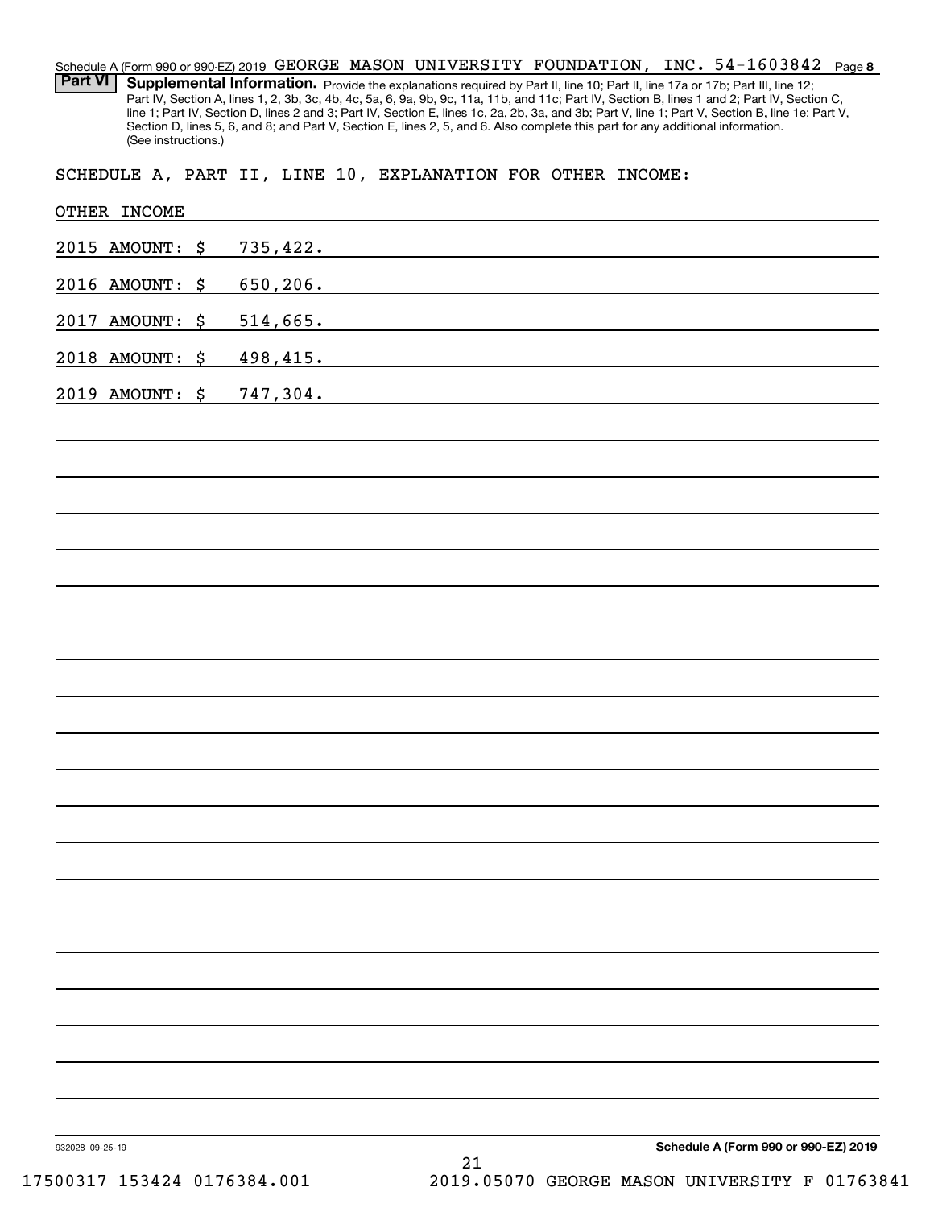Schedule A (Form 990 or 990-EZ) 2019 GEORGE MASON UNIVERSITY FOUNDATION, INC. 54-1603842 Page 8

**Part VI** **Supplemental Information.** Provide the explanations required by Part II, line 10; Part II, line 17a or 17b; Part III, line 12; Part IV, Section A, lines 1, 2, 3b, 3c, 4b, 4c, 5a, 6, 9a, 9b, 9c, 11a, 11b, and 11c; Part IV, Section B, lines 1 and 2; Part IV, Section C, line 1; Part IV, Section D, lines 2 and 3; Part IV, Section E, lines 1c, 2a, 2b, 3a, and 3b; Part V, line 1; Part V, Section B, line 1e; Part V, Section D, lines 5, 6, and 8; and Part V, Section E, lines 2, 5, and 6. Also complete this part for any additional information. (See instructions.)

SCHEDULE A, PART II, LINE 10, EXPLANATION FOR OTHER INCOME:

OTHER INCOME

2015 AMOUNT: $ 735,422.

2016 AMOUNT: $ 650,206.

2017 AMOUNT: $ 514,665.

2018 AMOUNT: $ 498,415.

2019 AMOUNT: $ 747,304.

932028 09-25-19 **Schedule A (Form 990 or 990-EZ) 2019**

17500317 153424 0176384.001 2019.05070 GEORGE MASON UNIVERSITY F 01763841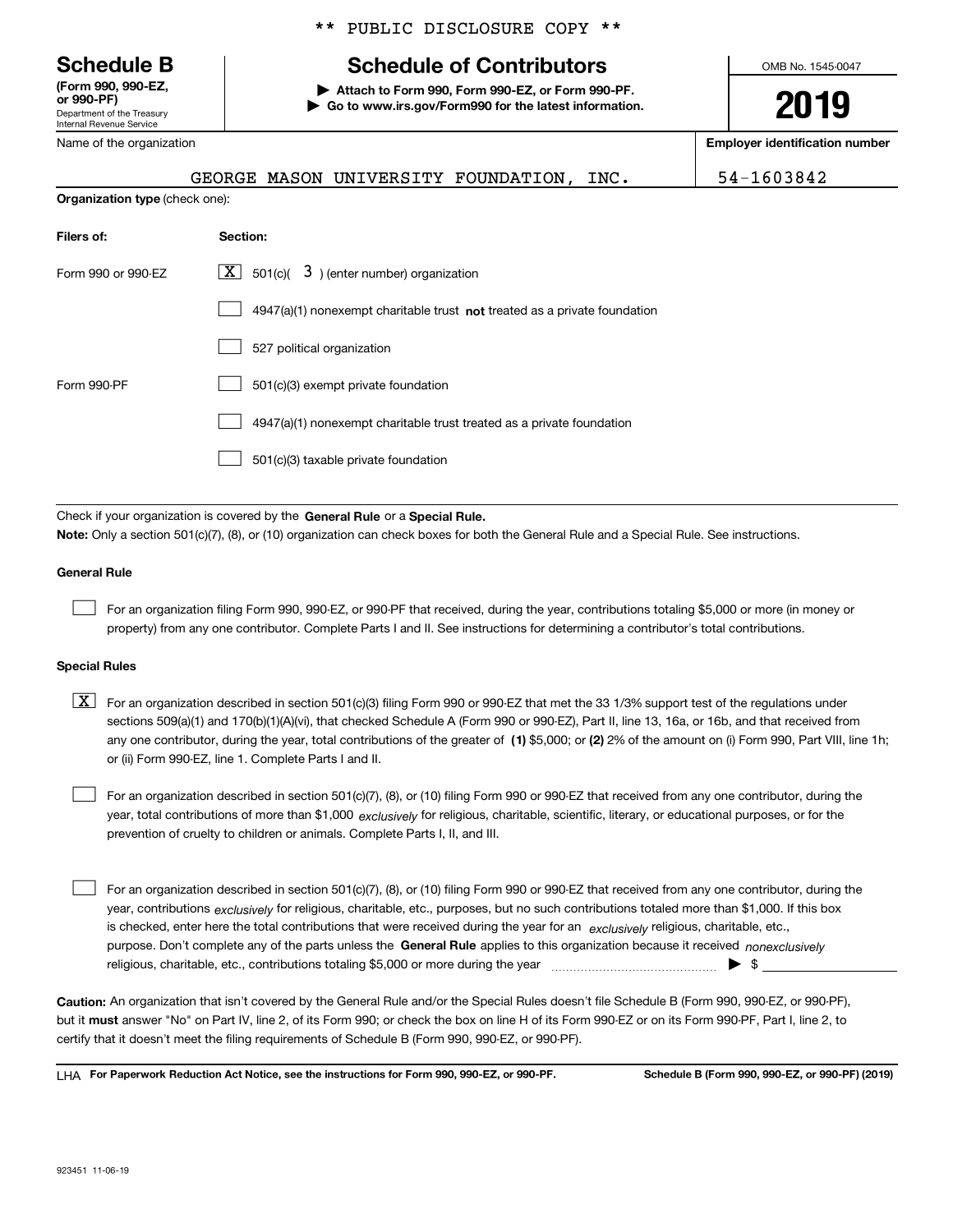\*\* PUBLIC DISCLOSURE COPY \*\*

**Schedule B**
**(Form 990, 990-EZ, or 990-PF)**
Department of the Treasury
Internal Revenue Service

# Schedule of Contributors

▶ **Attach to Form 990, Form 990-EZ, or Form 990-PF.**
▶ **Go to www.irs.gov/Form990 for the latest information.**

OMB No. 1545-0047

**2019**

Name of the organization: GEORGE MASON UNIVERSITY FOUNDATION, INC.

**Employer identification number:** 54-1603842

**Organization type** (check one):

| **Filers of:** | **Section:** |
|---|---|
| Form 990 or 990-EZ | [X] 501(c)( 3 ) (enter number) organization |
| | [ ] 4947(a)(1) nonexempt charitable trust **not** treated as a private foundation |
| | [ ] 527 political organization |
| Form 990-PF | [ ] 501(c)(3) exempt private foundation |
| | [ ] 4947(a)(1) nonexempt charitable trust treated as a private foundation |
| | [ ] 501(c)(3) taxable private foundation |

Check if your organization is covered by the **General Rule** or a **Special Rule.**
**Note:** Only a section 501(c)(7), (8), or (10) organization can check boxes for both the General Rule and a Special Rule. See instructions.

**General Rule**

[ ] For an organization filing Form 990, 990-EZ, or 990-PF that received, during the year, contributions totaling $5,000 or more (in money or property) from any one contributor. Complete Parts I and II. See instructions for determining a contributor's total contributions.

**Special Rules**

[X] For an organization described in section 501(c)(3) filing Form 990 or 990-EZ that met the 33 1/3% support test of the regulations under sections 509(a)(1) and 170(b)(1)(A)(vi), that checked Schedule A (Form 990 or 990-EZ), Part II, line 13, 16a, or 16b, and that received from any one contributor, during the year, total contributions of the greater of **(1)** $5,000; or **(2)** 2% of the amount on (i) Form 990, Part VIII, line 1h; or (ii) Form 990-EZ, line 1. Complete Parts I and II.

[ ] For an organization described in section 501(c)(7), (8), or (10) filing Form 990 or 990-EZ that received from any one contributor, during the year, total contributions of more than $1,000 *exclusively* for religious, charitable, scientific, literary, or educational purposes, or for the prevention of cruelty to children or animals. Complete Parts I, II, and III.

[ ] For an organization described in section 501(c)(7), (8), or (10) filing Form 990 or 990-EZ that received from any one contributor, during the year, contributions *exclusively* for religious, charitable, etc., purposes, but no such contributions totaled more than $1,000. If this box is checked, enter here the total contributions that were received during the year for an *exclusively* religious, charitable, etc., purpose. Don't complete any of the parts unless the **General Rule** applies to this organization because it received *nonexclusively* religious, charitable, etc., contributions totaling $5,000 or more during the year ▶ $

**Caution:** An organization that isn't covered by the General Rule and/or the Special Rules doesn't file Schedule B (Form 990, 990-EZ, or 990-PF), but it **must** answer "No" on Part IV, line 2, of its Form 990; or check the box on line H of its Form 990-EZ or on its Form 990-PF, Part I, line 2, to certify that it doesn't meet the filing requirements of Schedule B (Form 990, 990-EZ, or 990-PF).

LHA **For Paperwork Reduction Act Notice, see the instructions for Form 990, 990-EZ, or 990-PF.** **Schedule B (Form 990, 990-EZ, or 990-PF) (2019)**

923451 11-06-19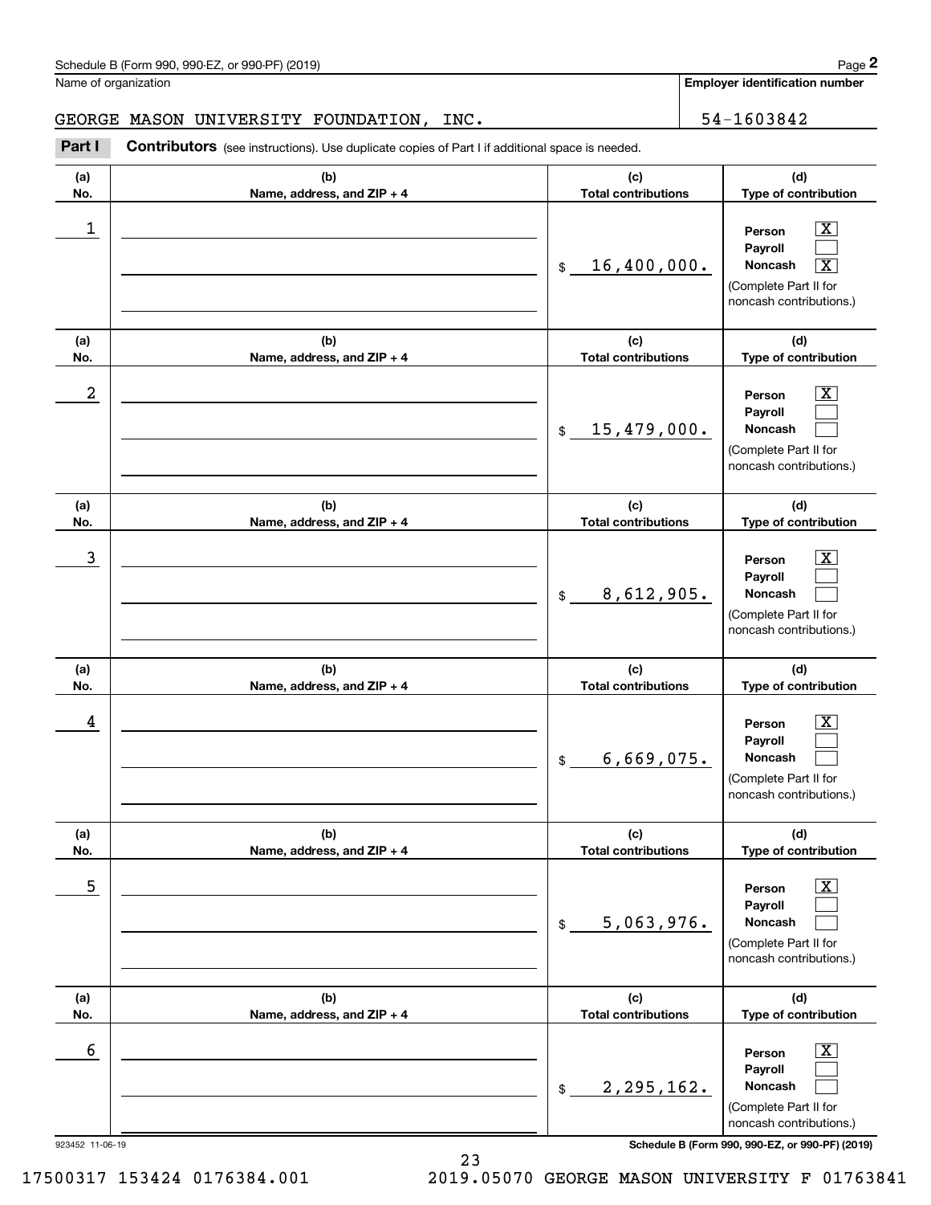Schedule B (Form 990, 990-EZ, or 990-PF) (2019)

Name of organization: GEORGE MASON UNIVERSITY FOUNDATION, INC.

Employer identification number: 54-1603842

**Part I** **Contributors** (see instructions). Use duplicate copies of Part I if additional space is needed.

| (a) No. | (b) Name, address, and ZIP + 4 | (c) Total contributions | (d) Type of contribution |
|---|---|---|---|
| 1 | | $ 16,400,000. | Person [X] Payroll [ ] Noncash [X] (Complete Part II for noncash contributions.) |
| 2 | | $ 15,479,000. | Person [X] Payroll [ ] Noncash [ ] (Complete Part II for noncash contributions.) |
| 3 | | $ 8,612,905. | Person [X] Payroll [ ] Noncash [ ] (Complete Part II for noncash contributions.) |
| 4 | | $ 6,669,075. | Person [X] Payroll [ ] Noncash [ ] (Complete Part II for noncash contributions.) |
| 5 | | $ 5,063,976. | Person [X] Payroll [ ] Noncash [ ] (Complete Part II for noncash contributions.) |
| 6 | | $ 2,295,162. | Person [X] Payroll [ ] Noncash [ ] (Complete Part II for noncash contributions.) |

923452 11-06-19

Schedule B (Form 990, 990-EZ, or 990-PF) (2019)

17500317 153424 0176384.001 2019.05070 GEORGE MASON UNIVERSITY F 01763841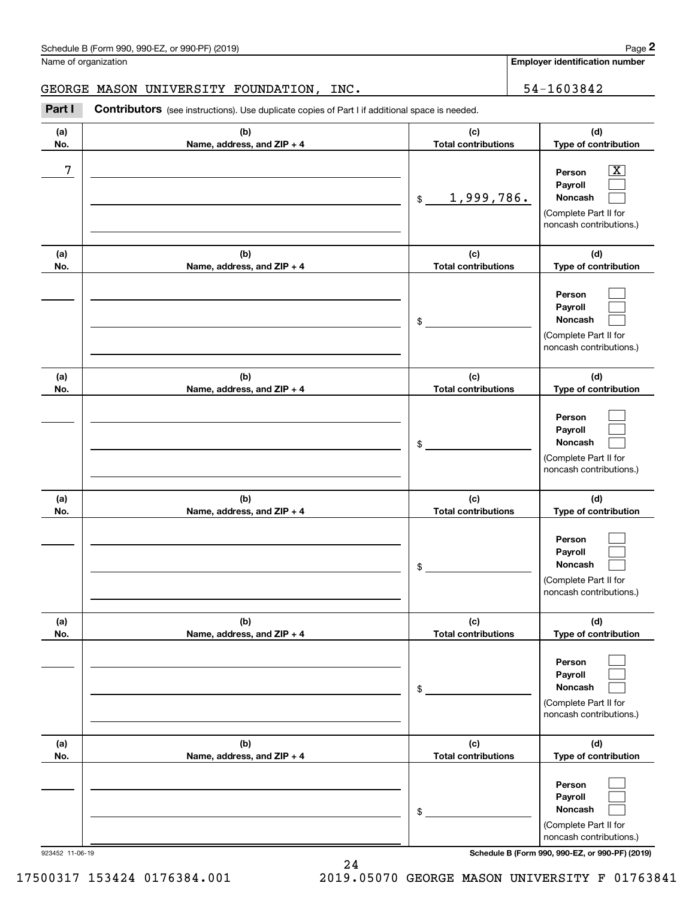Schedule B (Form 990, 990-EZ, or 990-PF) (2019)

Name of organization: GEORGE MASON UNIVERSITY FOUNDATION, INC.

Employer identification number: 54-1603842

**Part I** **Contributors** (see instructions). Use duplicate copies of Part I if additional space is needed.

| (a) No. | (b) Name, address, and ZIP + 4 | (c) Total contributions | (d) Type of contribution |
|---|---|---|---|
| 7 | | $ 1,999,786. | Person [X] Payroll [ ] Noncash [ ] (Complete Part II for noncash contributions.) |
| | | $ | Person [ ] Payroll [ ] Noncash [ ] (Complete Part II for noncash contributions.) |
| | | $ | Person [ ] Payroll [ ] Noncash [ ] (Complete Part II for noncash contributions.) |
| | | $ | Person [ ] Payroll [ ] Noncash [ ] (Complete Part II for noncash contributions.) |
| | | $ | Person [ ] Payroll [ ] Noncash [ ] (Complete Part II for noncash contributions.) |
| | | $ | Person [ ] Payroll [ ] Noncash [ ] (Complete Part II for noncash contributions.) |

923452 11-06-19

Schedule B (Form 990, 990-EZ, or 990-PF) (2019)

17500317 153424 0176384.001 2019.05070 GEORGE MASON UNIVERSITY F 01763841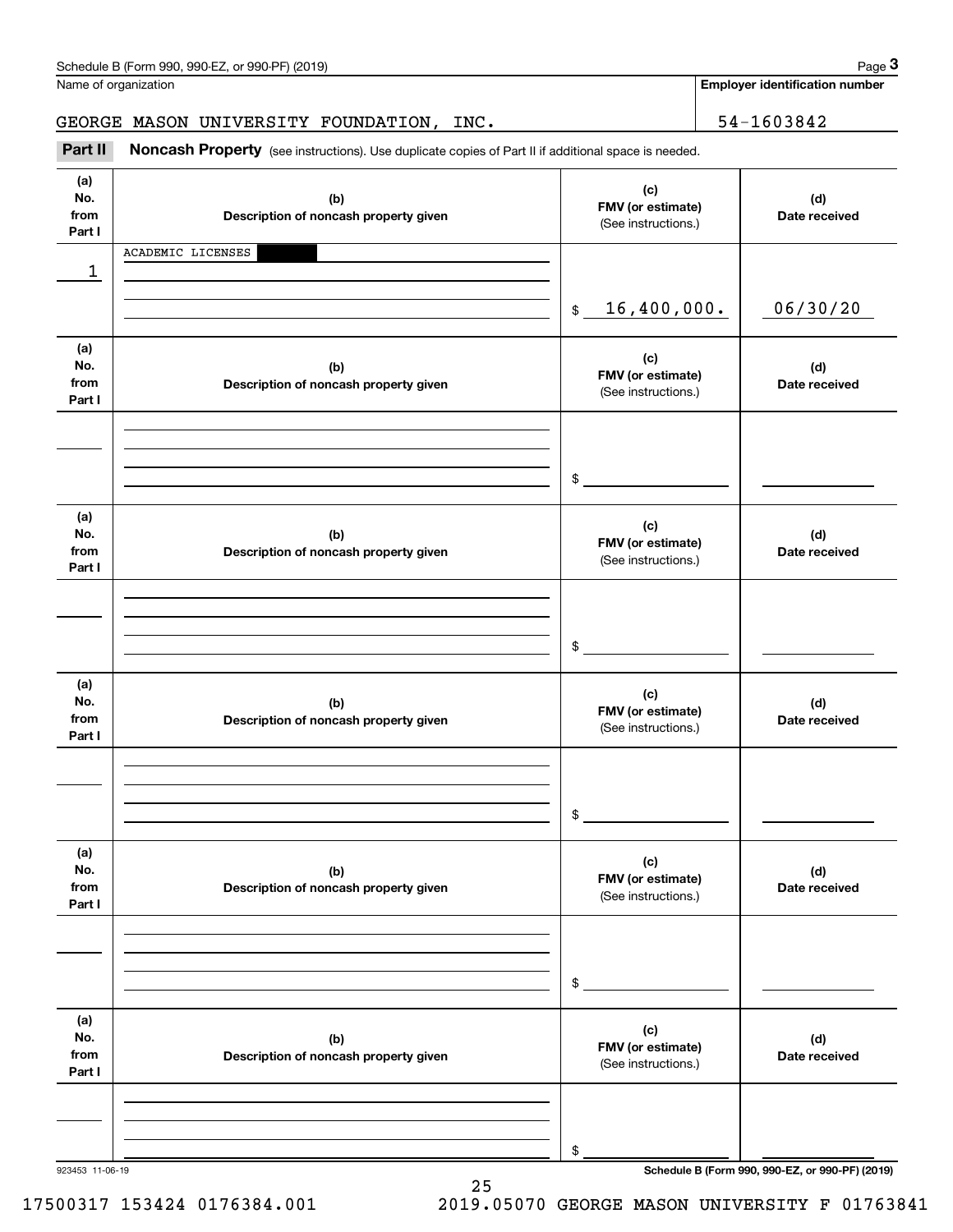Schedule B (Form 990, 990-EZ, or 990-PF) (2019)

Name of organization: GEORGE MASON UNIVERSITY FOUNDATION, INC.

Employer identification number: 54-1603842

## Part II Noncash Property

(see instructions). Use duplicate copies of Part II if additional space is needed.

| (a) No. from Part I | (b) Description of noncash property given | (c) FMV (or estimate) (See instructions.) | (d) Date received |
|---|---|---|---|
| 1 | ACADEMIC LICENSES | $ 16,400,000. | 06/30/20 |
| | | $ | |
| | | $ | |
| | | $ | |
| | | $ | |
| | | $ | |

923453 11-06-19

Schedule B (Form 990, 990-EZ, or 990-PF) (2019)

17500317 153424 0176384.001 2019.05070 GEORGE MASON UNIVERSITY F 01763841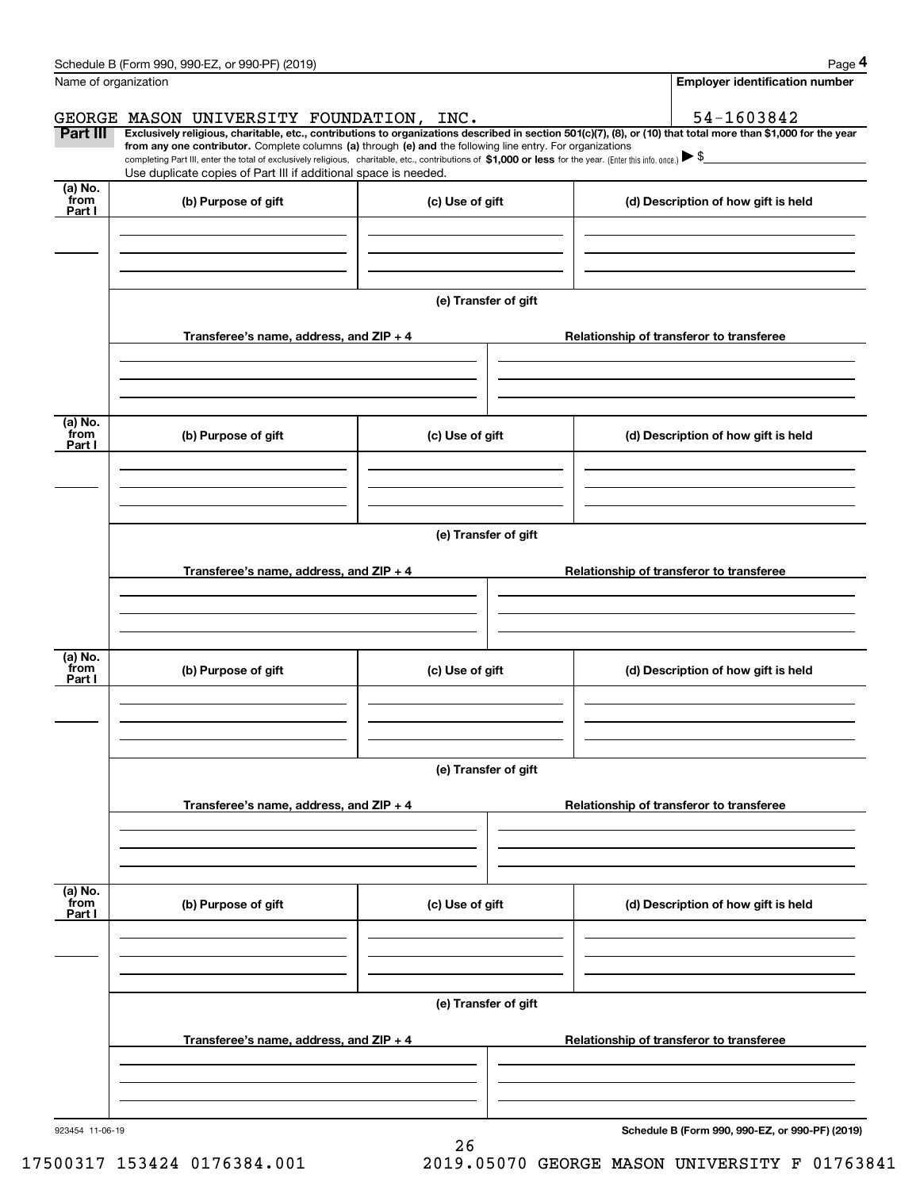Name of organization

GEORGE MASON UNIVERSITY FOUNDATION, INC.

**Employer identification number**

54-1603842

**Part III** **Exclusively religious, charitable, etc., contributions to organizations described in section 501(c)(7), (8), or (10) that total more than $1,000 for the year from any one contributor.** Complete columns **(a)** through **(e) and** the following line entry. For organizations completing Part III, enter the total of exclusively religious, charitable, etc., contributions of **$1,000 or less** for the year. (Enter this info. once.) ▶ $

Use duplicate copies of Part III if additional space is needed.

| (a) No. from Part I | (b) Purpose of gift | (c) Use of gift | (d) Description of how gift is held |
|---|---|---|---|
| | | | |

(e) Transfer of gift

| Transferee's name, address, and ZIP + 4 | Relationship of transferor to transferee |
|---|---|
| | |

| (a) No. from Part I | (b) Purpose of gift | (c) Use of gift | (d) Description of how gift is held |
|---|---|---|---|
| | | | |

(e) Transfer of gift

| Transferee's name, address, and ZIP + 4 | Relationship of transferor to transferee |
|---|---|
| | |

| (a) No. from Part I | (b) Purpose of gift | (c) Use of gift | (d) Description of how gift is held |
|---|---|---|---|
| | | | |

(e) Transfer of gift

| Transferee's name, address, and ZIP + 4 | Relationship of transferor to transferee |
|---|---|
| | |

| (a) No. from Part I | (b) Purpose of gift | (c) Use of gift | (d) Description of how gift is held |
|---|---|---|---|
| | | | |

(e) Transfer of gift

| Transferee's name, address, and ZIP + 4 | Relationship of transferor to transferee |
|---|---|
| | |

**Schedule B (Form 990, 990-EZ, or 990-PF) (2019)**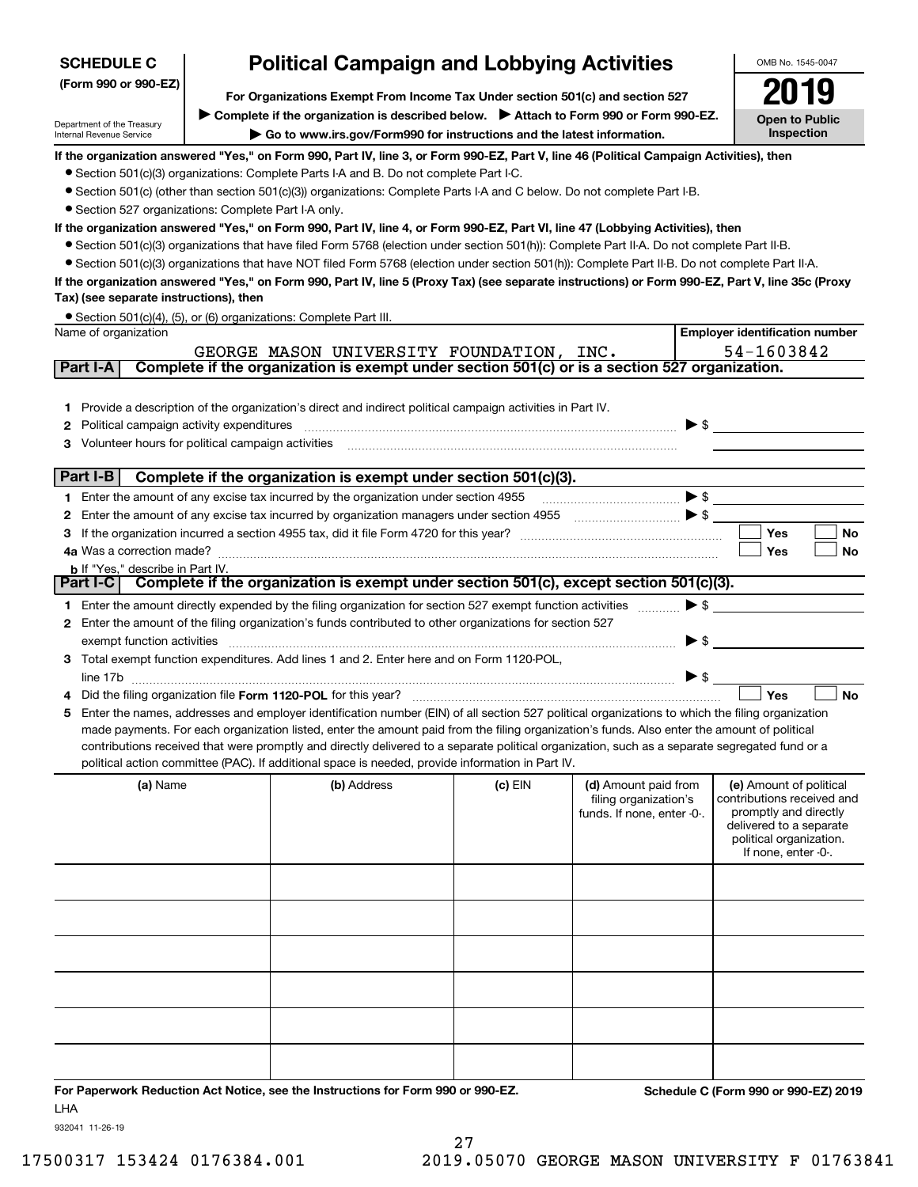**SCHEDULE C (Form 990 or 990-EZ)**

Department of the Treasury
Internal Revenue Service

# Political Campaign and Lobbying Activities

**For Organizations Exempt From Income Tax Under section 501(c) and section 527**

▶ **Complete if the organization is described below.** ▶ **Attach to Form 990 or Form 990-EZ.**

▶ **Go to www.irs.gov/Form990 for instructions and the latest information.**

OMB No. 1545-0047

**2019**

**Open to Public Inspection**

**If the organization answered "Yes," on Form 990, Part IV, line 3, or Form 990-EZ, Part V, line 46 (Political Campaign Activities), then**

- Section 501(c)(3) organizations: Complete Parts I-A and B. Do not complete Part I-C.
- Section 501(c) (other than section 501(c)(3)) organizations: Complete Parts I-A and C below. Do not complete Part I-B.
- Section 527 organizations: Complete Part I-A only.

**If the organization answered "Yes," on Form 990, Part IV, line 4, or Form 990-EZ, Part VI, line 47 (Lobbying Activities), then**

- Section 501(c)(3) organizations that have filed Form 5768 (election under section 501(h)): Complete Part II-A. Do not complete Part II-B.
- Section 501(c)(3) organizations that have NOT filed Form 5768 (election under section 501(h)): Complete Part II-B. Do not complete Part II-A.

**If the organization answered "Yes," on Form 990, Part IV, line 5 (Proxy Tax) (see separate instructions) or Form 990-EZ, Part V, line 35c (Proxy Tax) (see separate instructions), then**

- Section 501(c)(4), (5), or (6) organizations: Complete Part III.

| Name of organization | Employer identification number |
|---|---|
| GEORGE MASON UNIVERSITY FOUNDATION, INC. | 54-1603842 |

## Part I-A — Complete if the organization is exempt under section 501(c) or is a section 527 organization.

1. Provide a description of the organization's direct and indirect political campaign activities in Part IV.
2. Political campaign activity expenditures ▶ $
3. Volunteer hours for political campaign activities

## Part I-B — Complete if the organization is exempt under section 501(c)(3).

1. Enter the amount of any excise tax incurred by the organization under section 4955 ▶ $
2. Enter the amount of any excise tax incurred by organization managers under section 4955 ▶ $
3. If the organization incurred a section 4955 tax, did it file Form 4720 for this year? ☐ Yes ☐ No

4a. Was a correction made? ☐ Yes ☐ No

b. If "Yes," describe in Part IV.

## Part I-C — Complete if the organization is exempt under section 501(c), except section 501(c)(3).

1. Enter the amount directly expended by the filing organization for section 527 exempt function activities ▶ $
2. Enter the amount of the filing organization's funds contributed to other organizations for section 527 exempt function activities ▶ $
3. Total exempt function expenditures. Add lines 1 and 2. Enter here and on Form 1120-POL, line 17b ▶ $
4. Did the filing organization file **Form 1120-POL** for this year? ☐ Yes ☐ No
5. Enter the names, addresses and employer identification number (EIN) of all section 527 political organizations to which the filing organization made payments. For each organization listed, enter the amount paid from the filing organization's funds. Also enter the amount of political contributions received that were promptly and directly delivered to a separate political organization, such as a separate segregated fund or a political action committee (PAC). If additional space is needed, provide information in Part IV.

| (a) Name | (b) Address | (c) EIN | (d) Amount paid from filing organization's funds. If none, enter -0-. | (e) Amount of political contributions received and promptly and directly delivered to a separate political organization. If none, enter -0-. |
|---|---|---|---|---|
| | | | | |
| | | | | |
| | | | | |
| | | | | |
| | | | | |
| | | | | |

**For Paperwork Reduction Act Notice, see the Instructions for Form 990 or 990-EZ.** LHA **Schedule C (Form 990 or 990-EZ) 2019**

932041 11-26-19

17500317 153424 0176384.001 2019.05070 GEORGE MASON UNIVERSITY F 01763841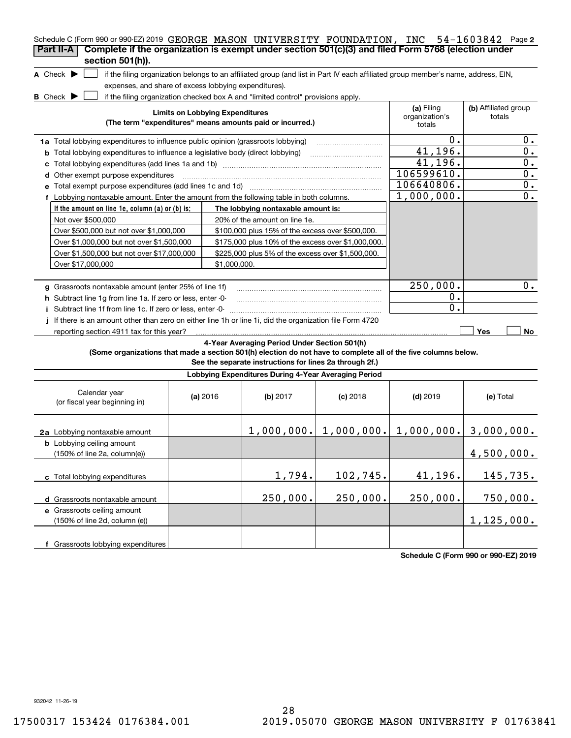Schedule C (Form 990 or 990-EZ) 2019 GEORGE MASON UNIVERSITY FOUNDATION, INC 54-1603842 Page 2

**Part II-A** **Complete if the organization is exempt under section 501(c)(3) and filed Form 5768 (election under section 501(h)).**

A Check ▶ ☐ if the filing organization belongs to an affiliated group (and list in Part IV each affiliated group member's name, address, EIN, expenses, and share of excess lobbying expenditures).

B Check ▶ ☐ if the filing organization checked box A and "limited control" provisions apply.

| Limits on Lobbying Expenditures (The term "expenditures" means amounts paid or incurred.) | (a) Filing organization's totals | (b) Affiliated group totals |
|---|---|---|
| 1a Total lobbying expenditures to influence public opinion (grassroots lobbying) | 0. | 0. |
| b Total lobbying expenditures to influence a legislative body (direct lobbying) | 41,196. | 0. |
| c Total lobbying expenditures (add lines 1a and 1b) | 41,196. | 0. |
| d Other exempt purpose expenditures | 106599610. | 0. |
| e Total exempt purpose expenditures (add lines 1c and 1d) | 106640806. | 0. |
| f Lobbying nontaxable amount. Enter the amount from the following table in both columns. | 1,000,000. | 0. |

| If the amount on line 1e, column (a) or (b) is: | The lobbying nontaxable amount is: |
|---|---|
| Not over $500,000 | 20% of the amount on line 1e. |
| Over $500,000 but not over $1,000,000 | $100,000 plus 15% of the excess over $500,000. |
| Over $1,000,000 but not over $1,500,000 | $175,000 plus 10% of the excess over $1,000,000. |
| Over $1,500,000 but not over $17,000,000 | $225,000 plus 5% of the excess over $1,500,000. |
| Over $17,000,000 | $1,000,000. |

| | (a) Filing organization's totals | (b) Affiliated group totals |
|---|---|---|
| g Grassroots nontaxable amount (enter 25% of line 1f) | 250,000. | 0. |
| h Subtract line 1g from line 1a. If zero or less, enter -0- | 0. | |
| i Subtract line 1f from line 1c. If zero or less, enter -0- | 0. | |

j If there is an amount other than zero on either line 1h or line 1i, did the organization file Form 4720 reporting section 4911 tax for this year? ☐ Yes ☐ No

**4-Year Averaging Period Under Section 501(h)**

**(Some organizations that made a section 501(h) election do not have to complete all of the five columns below. See the separate instructions for lines 2a through 2f.)**

**Lobbying Expenditures During 4-Year Averaging Period**

| Calendar year (or fiscal year beginning in) | (a) 2016 | (b) 2017 | (c) 2018 | (d) 2019 | (e) Total |
|---|---|---|---|---|---|
| 2a Lobbying nontaxable amount | | 1,000,000. | 1,000,000. | 1,000,000. | 3,000,000. |
| b Lobbying ceiling amount (150% of line 2a, column(e)) | | | | | 4,500,000. |
| c Total lobbying expenditures | | 1,794. | 102,745. | 41,196. | 145,735. |
| d Grassroots nontaxable amount | | 250,000. | 250,000. | 250,000. | 750,000. |
| e Grassroots ceiling amount (150% of line 2d, column (e)) | | | | | 1,125,000. |
| f Grassroots lobbying expenditures | | | | | |

**Schedule C (Form 990 or 990-EZ) 2019**

932042 11-26-19

17500317 153424 0176384.001 2019.05070 GEORGE MASON UNIVERSITY F 01763841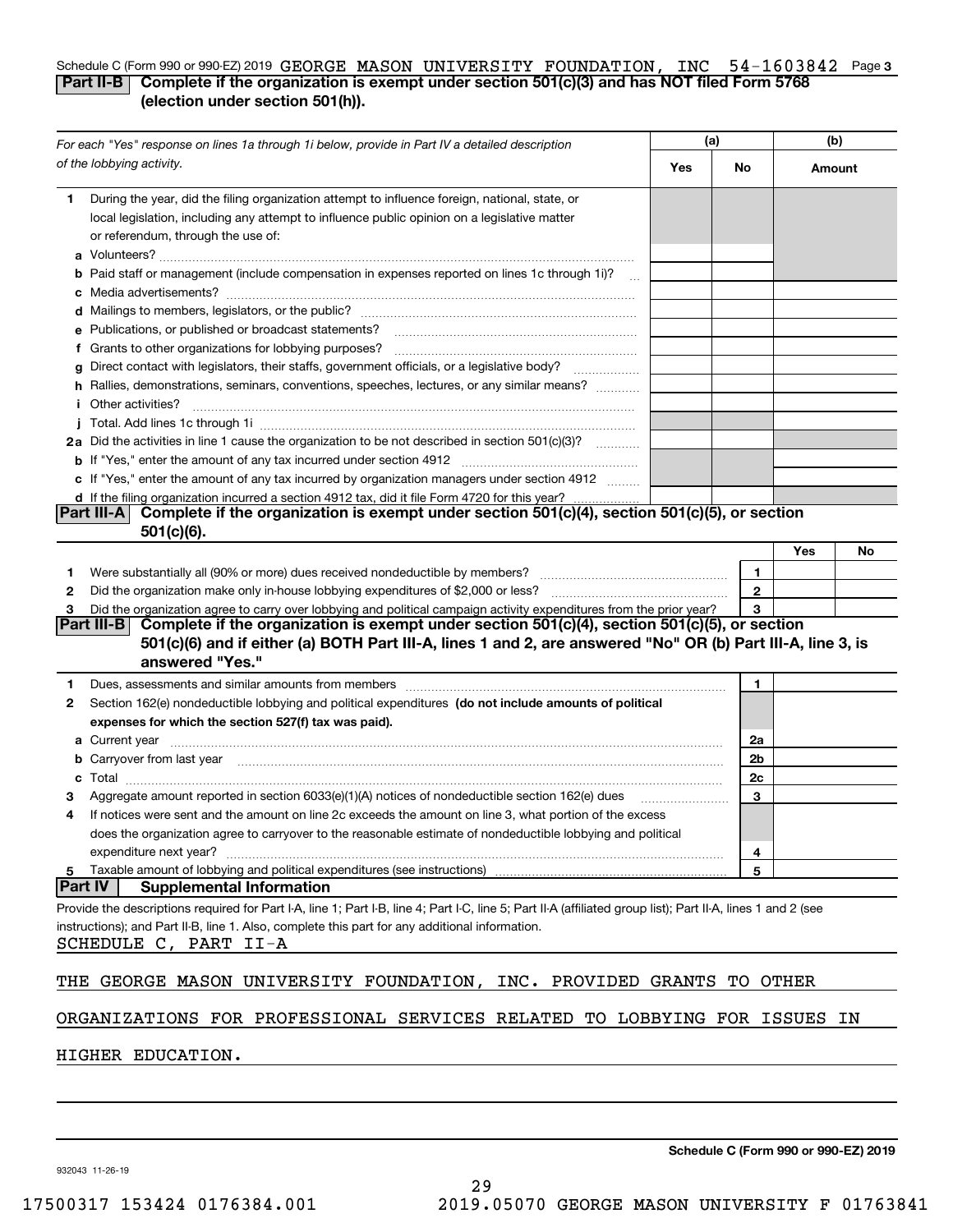Schedule C (Form 990 or 990-EZ) 2019 GEORGE MASON UNIVERSITY FOUNDATION, INC 54-1603842 Page 3

## Part II-B Complete if the organization is exempt under section 501(c)(3) and has NOT filed Form 5768 (election under section 501(h)).

| For each "Yes" response on lines 1a through 1i below, provide in Part IV a detailed description of the lobbying activity. | (a) Yes | (a) No | (b) Amount |
|---|---|---|---|
| **1** During the year, did the filing organization attempt to influence foreign, national, state, or local legislation, including any attempt to influence public opinion on a legislative matter or referendum, through the use of: | | | |
| **a** Volunteers? | | | |
| **b** Paid staff or management (include compensation in expenses reported on lines 1c through 1i)? | | | |
| **c** Media advertisements? | | | |
| **d** Mailings to members, legislators, or the public? | | | |
| **e** Publications, or published or broadcast statements? | | | |
| **f** Grants to other organizations for lobbying purposes? | | | |
| **g** Direct contact with legislators, their staffs, government officials, or a legislative body? | | | |
| **h** Rallies, demonstrations, seminars, conventions, speeches, lectures, or any similar means? | | | |
| **i** Other activities? | | | |
| **j** Total. Add lines 1c through 1i | | | |
| **2a** Did the activities in line 1 cause the organization to be not described in section 501(c)(3)? | | | |
| **b** If "Yes," enter the amount of any tax incurred under section 4912 | | | |
| **c** If "Yes," enter the amount of any tax incurred by organization managers under section 4912 | | | |
| **d** If the filing organization incurred a section 4912 tax, did it file Form 4720 for this year? | | | |

## Part III-A Complete if the organization is exempt under section 501(c)(4), section 501(c)(5), or section 501(c)(6).

| | | | Yes | No |
|---|---|---|---|---|
| **1** | Were substantially all (90% or more) dues received nondeductible by members? | 1 | | |
| **2** | Did the organization make only in-house lobbying expenditures of $2,000 or less? | 2 | | |
| **3** | Did the organization agree to carry over lobbying and political campaign activity expenditures from the prior year? | 3 | | |

## Part III-B Complete if the organization is exempt under section 501(c)(4), section 501(c)(5), or section 501(c)(6) and if either (a) BOTH Part III-A, lines 1 and 2, are answered "No" OR (b) Part III-A, line 3, is answered "Yes."

| | | | |
|---|---|---|---|
| **1** | Dues, assessments and similar amounts from members | 1 | |
| **2** | Section 162(e) nondeductible lobbying and political expenditures **(do not include amounts of political expenses for which the section 527(f) tax was paid).** | | |
| **a** | Current year | 2a | |
| **b** | Carryover from last year | 2b | |
| **c** | Total | 2c | |
| **3** | Aggregate amount reported in section 6033(e)(1)(A) notices of nondeductible section 162(e) dues | 3 | |
| **4** | If notices were sent and the amount on line 2c exceeds the amount on line 3, what portion of the excess does the organization agree to carryover to the reasonable estimate of nondeductible lobbying and political expenditure next year? | 4 | |
| **5** | Taxable amount of lobbying and political expenditures (see instructions) | 5 | |

## Part IV Supplemental Information

Provide the descriptions required for Part I-A, line 1; Part I-B, line 4; Part I-C, line 5; Part II-A (affiliated group list); Part II-A, lines 1 and 2 (see instructions); and Part II-B, line 1. Also, complete this part for any additional information.

SCHEDULE C, PART II-A

THE GEORGE MASON UNIVERSITY FOUNDATION, INC. PROVIDED GRANTS TO OTHER ORGANIZATIONS FOR PROFESSIONAL SERVICES RELATED TO LOBBYING FOR ISSUES IN HIGHER EDUCATION.

**Schedule C (Form 990 or 990-EZ) 2019**

932043 11-26-19

17500317 153424 0176384.001 2019.05070 GEORGE MASON UNIVERSITY F 01763841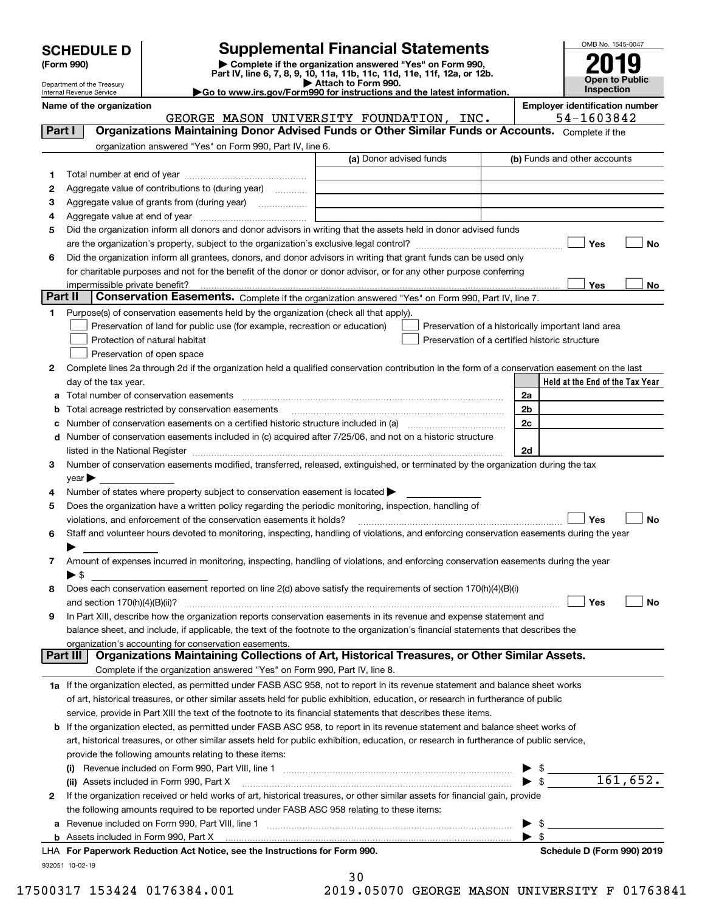# SCHEDULE D (Form 990)

# Supplemental Financial Statements

▶ Complete if the organization answered "Yes" on Form 990, Part IV, line 6, 7, 8, 9, 10, 11a, 11b, 11c, 11d, 11e, 11f, 12a, or 12b.
▶ Attach to Form 990.
▶Go to www.irs.gov/Form990 for instructions and the latest information.

Department of the Treasury
Internal Revenue Service

OMB No. 1545-0047

**2019**

**Open to Public Inspection**

**Name of the organization:** GEORGE MASON UNIVERSITY FOUNDATION, INC.

**Employer identification number:** 54-1603842

## Part I — Organizations Maintaining Donor Advised Funds or Other Similar Funds or Accounts.

Complete if the organization answered "Yes" on Form 990, Part IV, line 6.

| | | (a) Donor advised funds | (b) Funds and other accounts |
|---|---|---|---|
| 1 | Total number at end of year | | |
| 2 | Aggregate value of contributions to (during year) | | |
| 3 | Aggregate value of grants from (during year) | | |
| 4 | Aggregate value at end of year | | |

5 Did the organization inform all donors and donor advisors in writing that the assets held in donor advised funds are the organization's property, subject to the organization's exclusive legal control? ☐ Yes ☐ No

6 Did the organization inform all grantees, donors, and donor advisors in writing that grant funds can be used only for charitable purposes and not for the benefit of the donor or donor advisor, or for any other purpose conferring impermissible private benefit? ☐ Yes ☐ No

## Part II — Conservation Easements.

Complete if the organization answered "Yes" on Form 990, Part IV, line 7.

1 Purpose(s) of conservation easements held by the organization (check all that apply).

- ☐ Preservation of land for public use (for example, recreation or education)
- ☐ Protection of natural habitat
- ☐ Preservation of open space
- ☐ Preservation of a historically important land area
- ☐ Preservation of a certified historic structure

2 Complete lines 2a through 2d if the organization held a qualified conservation contribution in the form of a conservation easement on the last day of the tax year.

| | | | Held at the End of the Tax Year |
|---|---|---|---|
| a | Total number of conservation easements | 2a | |
| b | Total acreage restricted by conservation easements | 2b | |
| c | Number of conservation easements on a certified historic structure included in (a) | 2c | |
| d | Number of conservation easements included in (c) acquired after 7/25/06, and not on a historic structure listed in the National Register | 2d | |

3 Number of conservation easements modified, transferred, released, extinguished, or terminated by the organization during the tax year ▶

4 Number of states where property subject to conservation easement is located ▶

5 Does the organization have a written policy regarding the periodic monitoring, inspection, handling of violations, and enforcement of the conservation easements it holds? ☐ Yes ☐ No

6 Staff and volunteer hours devoted to monitoring, inspecting, handling of violations, and enforcing conservation easements during the year ▶

7 Amount of expenses incurred in monitoring, inspecting, handling of violations, and enforcing conservation easements during the year ▶ $

8 Does each conservation easement reported on line 2(d) above satisfy the requirements of section 170(h)(4)(B)(i) and section 170(h)(4)(B)(ii)? ☐ Yes ☐ No

9 In Part XIII, describe how the organization reports conservation easements in its revenue and expense statement and balance sheet, and include, if applicable, the text of the footnote to the organization's financial statements that describes the organization's accounting for conservation easements.

## Part III — Organizations Maintaining Collections of Art, Historical Treasures, or Other Similar Assets.

Complete if the organization answered "Yes" on Form 990, Part IV, line 8.

1a If the organization elected, as permitted under FASB ASC 958, not to report in its revenue statement and balance sheet works of art, historical treasures, or other similar assets held for public exhibition, education, or research in furtherance of public service, provide in Part XIII the text of the footnote to its financial statements that describes these items.

b If the organization elected, as permitted under FASB ASC 958, to report in its revenue statement and balance sheet works of art, historical treasures, or other similar assets held for public exhibition, education, or research in furtherance of public service, provide the following amounts relating to these items:

(i) Revenue included on Form 990, Part VIII, line 1 ▶ $

(ii) Assets included in Form 990, Part X ▶ $ 161,652.

2 If the organization received or held works of art, historical treasures, or other similar assets for financial gain, provide the following amounts required to be reported under FASB ASC 958 relating to these items:

a Revenue included on Form 990, Part VIII, line 1 ▶ $

b Assets included in Form 990, Part X ▶ $

LHA For Paperwork Reduction Act Notice, see the Instructions for Form 990. Schedule D (Form 990) 2019

932051 10-02-19

17500317 153424 0176384.001 2019.05070 GEORGE MASON UNIVERSITY F 01763841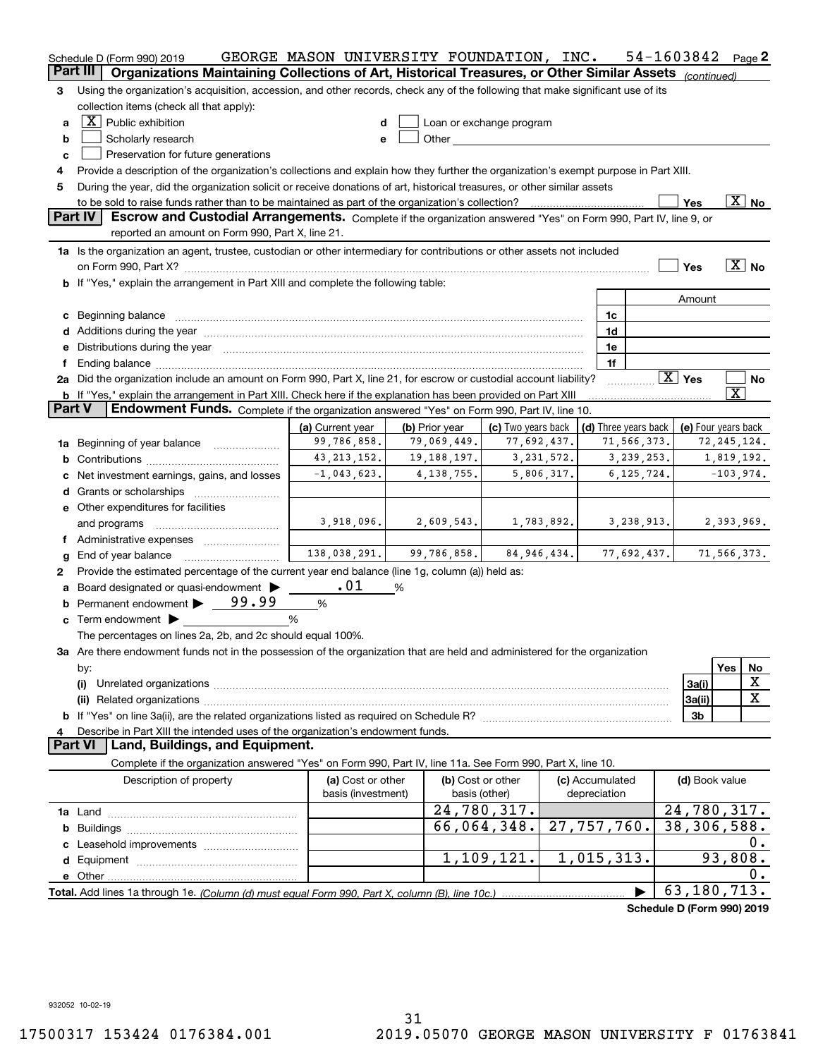Schedule D (Form 990) 2019 GEORGE MASON UNIVERSITY FOUNDATION, INC. 54-1603842 Page 2

## Part III Organizations Maintaining Collections of Art, Historical Treasures, or Other Similar Assets *(continued)*

3 Using the organization's acquisition, accession, and other records, check any of the following that make significant use of its collection items (check all that apply):

- a [X] Public exhibition
- b [ ] Scholarly research
- c [ ] Preservation for future generations
- d [ ] Loan or exchange program
- e [ ] Other

4 Provide a description of the organization's collections and explain how they further the organization's exempt purpose in Part XIII.

5 During the year, did the organization solicit or receive donations of art, historical treasures, or other similar assets to be sold to raise funds rather than to be maintained as part of the organization's collection? [ ] Yes [X] No

## Part IV Escrow and Custodial Arrangements.

Complete if the organization answered "Yes" on Form 990, Part IV, line 9, or reported an amount on Form 990, Part X, line 21.

1a Is the organization an agent, trustee, custodian or other intermediary for contributions or other assets not included on Form 990, Part X? [ ] Yes [X] No

b If "Yes," explain the arrangement in Part XIII and complete the following table:

| | | Amount |
|---|---|---|
| c Beginning balance | 1c | |
| d Additions during the year | 1d | |
| e Distributions during the year | 1e | |
| f Ending balance | 1f | |

2a Did the organization include an amount on Form 990, Part X, line 21, for escrow or custodial account liability? [X] Yes [ ] No

b If "Yes," explain the arrangement in Part XIII. Check here if the explanation has been provided on Part XIII [X]

## Part V Endowment Funds.

Complete if the organization answered "Yes" on Form 990, Part IV, line 10.

| | (a) Current year | (b) Prior year | (c) Two years back | (d) Three years back | (e) Four years back |
|---|---|---|---|---|---|
| 1a Beginning of year balance | 99,786,858. | 79,069,449. | 77,692,437. | 71,566,373. | 72,245,124. |
| b Contributions | 43,213,152. | 19,188,197. | 3,231,572. | 3,239,253. | 1,819,192. |
| c Net investment earnings, gains, and losses | -1,043,623. | 4,138,755. | 5,806,317. | 6,125,724. | -103,974. |
| d Grants or scholarships | | | | | |
| e Other expenditures for facilities and programs | 3,918,096. | 2,609,543. | 1,783,892. | 3,238,913. | 2,393,969. |
| f Administrative expenses | | | | | |
| g End of year balance | 138,038,291. | 99,786,858. | 84,946,434. | 77,692,437. | 71,566,373. |

2 Provide the estimated percentage of the current year end balance (line 1g, column (a)) held as:

- a Board designated or quasi-endowment ▶ .01 %
- b Permanent endowment ▶ 99.99 %
- c Term endowment ▶ %

The percentages on lines 2a, 2b, and 2c should equal 100%.

3a Are there endowment funds not in the possession of the organization that are held and administered for the organization by:

| | | Yes | No |
|---|---|---|---|
| (i) Unrelated organizations | 3a(i) | | X |
| (ii) Related organizations | 3a(ii) | | X |
| b If "Yes" on line 3a(ii), are the related organizations listed as required on Schedule R? | 3b | | |

4 Describe in Part XIII the intended uses of the organization's endowment funds.

## Part VI Land, Buildings, and Equipment.

Complete if the organization answered "Yes" on Form 990, Part IV, line 11a. See Form 990, Part X, line 10.

| Description of property | (a) Cost or other basis (investment) | (b) Cost or other basis (other) | (c) Accumulated depreciation | (d) Book value |
|---|---|---|---|---|
| 1a Land | | 24,780,317. | | 24,780,317. |
| b Buildings | | 66,064,348. | 27,757,760. | 38,306,588. |
| c Leasehold improvements | | | | 0. |
| d Equipment | | 1,109,121. | 1,015,313. | 93,808. |
| e Other | | | | 0. |
| **Total.** Add lines 1a through 1e. *(Column (d) must equal Form 990, Part X, column (B), line 10c.)* | | | ▶ | 63,180,713. |

Schedule D (Form 990) 2019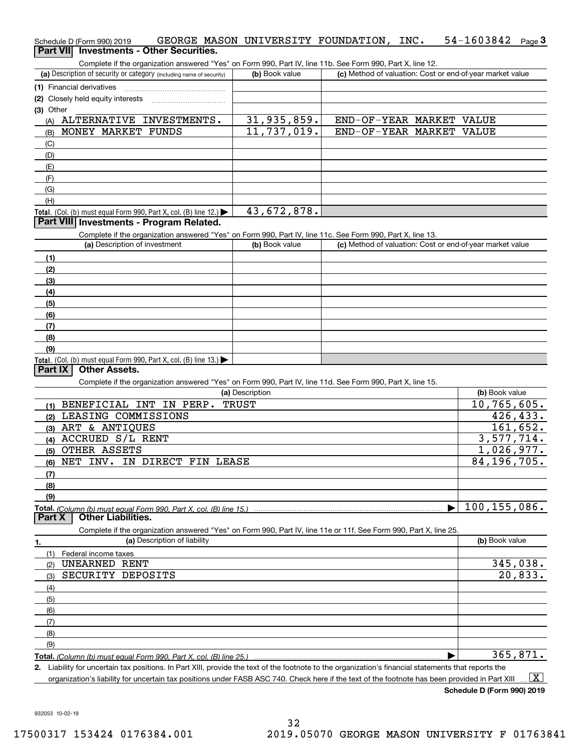Schedule D (Form 990) 2019 GEORGE MASON UNIVERSITY FOUNDATION, INC. 54-1603842 Page 3

## Part VII Investments - Other Securities.

Complete if the organization answered "Yes" on Form 990, Part IV, line 11b. See Form 990, Part X, line 12.

| (a) Description of security or category (including name of security) | (b) Book value | (c) Method of valuation: Cost or end-of-year market value |
|---|---|---|
| (1) Financial derivatives | | |
| (2) Closely held equity interests | | |
| (3) Other | | |
| (A) ALTERNATIVE INVESTMENTS. | 31,935,859. | END-OF-YEAR MARKET VALUE |
| (B) MONEY MARKET FUNDS | 11,737,019. | END-OF-YEAR MARKET VALUE |
| (C) | | |
| (D) | | |
| (E) | | |
| (F) | | |
| (G) | | |
| (H) | | |
| **Total.** (Col. (b) must equal Form 990, Part X, col. (B) line 12.) ▶ | 43,672,878. | |

## Part VIII Investments - Program Related.

Complete if the organization answered "Yes" on Form 990, Part IV, line 11c. See Form 990, Part X, line 13.

| (a) Description of investment | (b) Book value | (c) Method of valuation: Cost or end-of-year market value |
|---|---|---|
| (1) | | |
| (2) | | |
| (3) | | |
| (4) | | |
| (5) | | |
| (6) | | |
| (7) | | |
| (8) | | |
| (9) | | |
| **Total.** (Col. (b) must equal Form 990, Part X, col. (B) line 13.) ▶ | | |

## Part IX Other Assets.

Complete if the organization answered "Yes" on Form 990, Part IV, line 11d. See Form 990, Part X, line 15.

| (a) Description | (b) Book value |
|---|---|
| (1) BENEFICIAL INT IN PERP. TRUST | 10,765,605. |
| (2) LEASING COMMISSIONS | 426,433. |
| (3) ART & ANTIQUES | 161,652. |
| (4) ACCRUED S/L RENT | 3,577,714. |
| (5) OTHER ASSETS | 1,026,977. |
| (6) NET INV. IN DIRECT FIN LEASE | 84,196,705. |
| (7) | |
| (8) | |
| (9) | |
| **Total.** *(Column (b) must equal Form 990, Part X, col. (B) line 15.)* ▶ | 100,155,086. |

## Part X Other Liabilities.

Complete if the organization answered "Yes" on Form 990, Part IV, line 11e or 11f. See Form 990, Part X, line 25.

| 1. (a) Description of liability | (b) Book value |
|---|---|
| (1) Federal income taxes | |
| (2) UNEARNED RENT | 345,038. |
| (3) SECURITY DEPOSITS | 20,833. |
| (4) | |
| (5) | |
| (6) | |
| (7) | |
| (8) | |
| (9) | |
| **Total.** *(Column (b) must equal Form 990, Part X, col. (B) line 25.)* ▶ | 365,871. |

**2.** Liability for uncertain tax positions. In Part XIII, provide the text of the footnote to the organization's financial statements that reports the organization's liability for uncertain tax positions under FASB ASC 740. Check here if the text of the footnote has been provided in Part XIII ... [X]

**Schedule D (Form 990) 2019**

932053 10-02-19

17500317 153424 0176384.001 2019.05070 GEORGE MASON UNIVERSITY F 01763841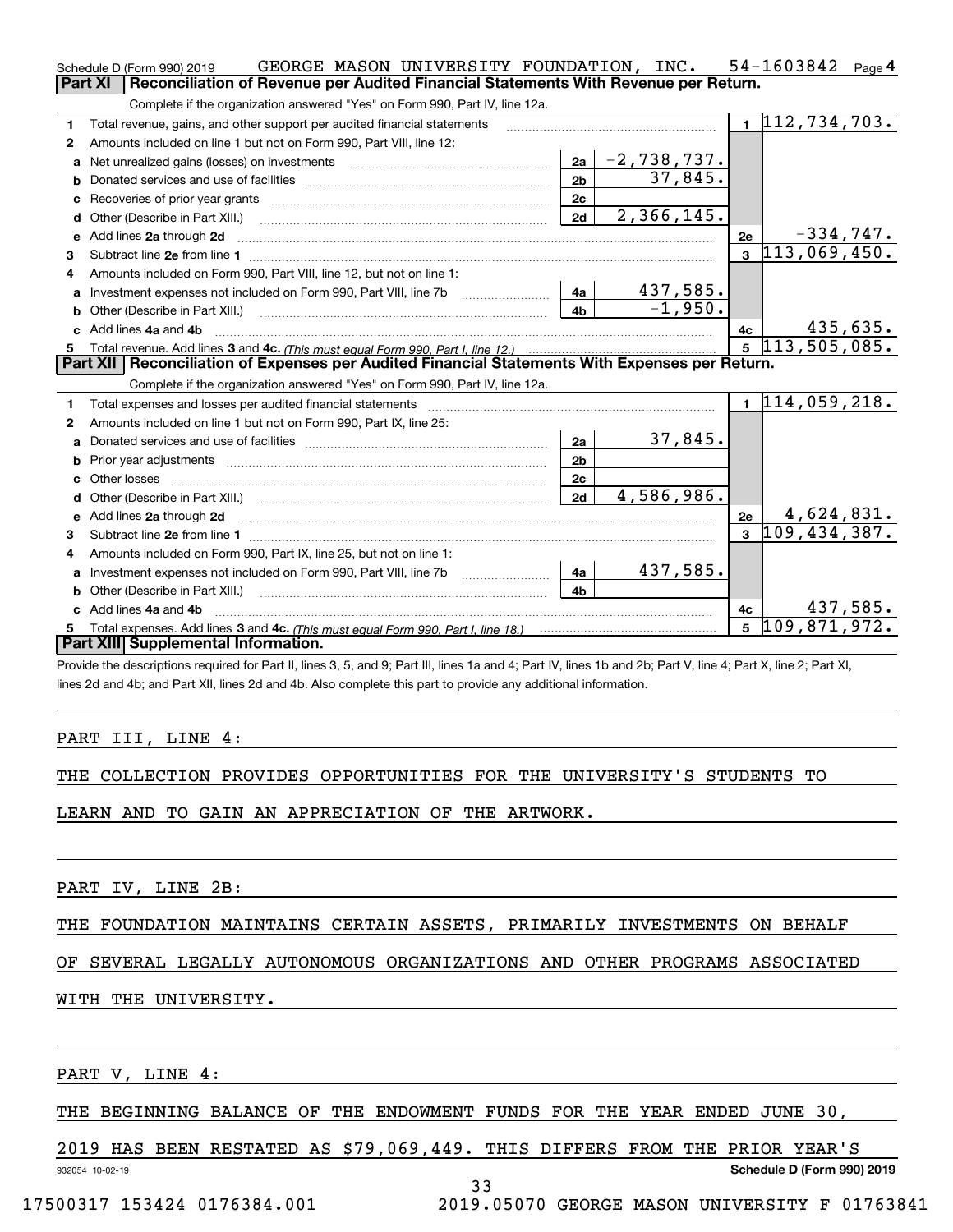Schedule D (Form 990) 2019 GEORGE MASON UNIVERSITY FOUNDATION, INC. 54-1603842 Page 4

## Part XI Reconciliation of Revenue per Audited Financial Statements With Revenue per Return.

Complete if the organization answered "Yes" on Form 990, Part IV, line 12a.

| | | | | | |
|---|---|---|---|---|---|
| 1 | Total revenue, gains, and other support per audited financial statements | | | 1 | 112,734,703. |
| 2 | Amounts included on line 1 but not on Form 990, Part VIII, line 12: | | | | |
| a | Net unrealized gains (losses) on investments | 2a | -2,738,737. | | |
| b | Donated services and use of facilities | 2b | 37,845. | | |
| c | Recoveries of prior year grants | 2c | | | |
| d | Other (Describe in Part XIII.) | 2d | 2,366,145. | | |
| e | Add lines 2a through 2d | | | 2e | -334,747. |
| 3 | Subtract line 2e from line 1 | | | 3 | 113,069,450. |
| 4 | Amounts included on Form 990, Part VIII, line 12, but not on line 1: | | | | |
| a | Investment expenses not included on Form 990, Part VIII, line 7b | 4a | 437,585. | | |
| b | Other (Describe in Part XIII.) | 4b | -1,950. | | |
| c | Add lines 4a and 4b | | | 4c | 435,635. |
| 5 | Total revenue. Add lines 3 and 4c. *(This must equal Form 990, Part I, line 12.)* | | | 5 | 113,505,085. |

## Part XII Reconciliation of Expenses per Audited Financial Statements With Expenses per Return.

Complete if the organization answered "Yes" on Form 990, Part IV, line 12a.

| | | | | | |
|---|---|---|---|---|---|
| 1 | Total expenses and losses per audited financial statements | | | 1 | 114,059,218. |
| 2 | Amounts included on line 1 but not on Form 990, Part IX, line 25: | | | | |
| a | Donated services and use of facilities | 2a | 37,845. | | |
| b | Prior year adjustments | 2b | | | |
| c | Other losses | 2c | | | |
| d | Other (Describe in Part XIII.) | 2d | 4,586,986. | | |
| e | Add lines 2a through 2d | | | 2e | 4,624,831. |
| 3 | Subtract line 2e from line 1 | | | 3 | 109,434,387. |
| 4 | Amounts included on Form 990, Part IX, line 25, but not on line 1: | | | | |
| a | Investment expenses not included on Form 990, Part VIII, line 7b | 4a | 437,585. | | |
| b | Other (Describe in Part XIII.) | 4b | | | |
| c | Add lines 4a and 4b | | | 4c | 437,585. |
| 5 | Total expenses. Add lines 3 and 4c. *(This must equal Form 990, Part I, line 18.)* | | | 5 | 109,871,972. |

## Part XIII Supplemental Information.

Provide the descriptions required for Part II, lines 3, 5, and 9; Part III, lines 1a and 4; Part IV, lines 1b and 2b; Part V, line 4; Part X, line 2; Part XI, lines 2d and 4b; and Part XII, lines 2d and 4b. Also complete this part to provide any additional information.

PART III, LINE 4:

THE COLLECTION PROVIDES OPPORTUNITIES FOR THE UNIVERSITY'S STUDENTS TO LEARN AND TO GAIN AN APPRECIATION OF THE ARTWORK.

PART IV, LINE 2B:

THE FOUNDATION MAINTAINS CERTAIN ASSETS, PRIMARILY INVESTMENTS ON BEHALF OF SEVERAL LEGALLY AUTONOMOUS ORGANIZATIONS AND OTHER PROGRAMS ASSOCIATED WITH THE UNIVERSITY.

PART V, LINE 4:

THE BEGINNING BALANCE OF THE ENDOWMENT FUNDS FOR THE YEAR ENDED JUNE 30, 2019 HAS BEEN RESTATED AS $79,069,449. THIS DIFFERS FROM THE PRIOR YEAR'S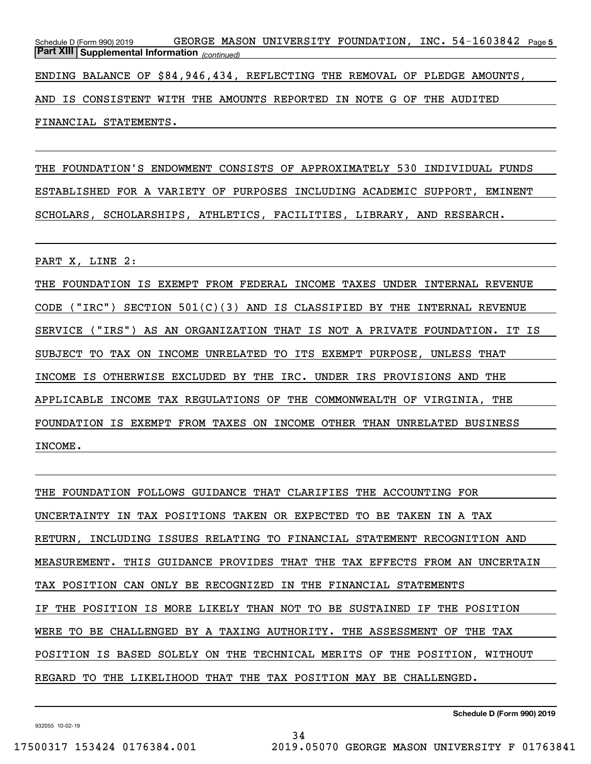**Part XIII Supplemental Information** *(continued)*

ENDING BALANCE OF $84,946,434, REFLECTING THE REMOVAL OF PLEDGE AMOUNTS, AND IS CONSISTENT WITH THE AMOUNTS REPORTED IN NOTE G OF THE AUDITED FINANCIAL STATEMENTS.

THE FOUNDATION'S ENDOWMENT CONSISTS OF APPROXIMATELY 530 INDIVIDUAL FUNDS ESTABLISHED FOR A VARIETY OF PURPOSES INCLUDING ACADEMIC SUPPORT, EMINENT SCHOLARS, SCHOLARSHIPS, ATHLETICS, FACILITIES, LIBRARY, AND RESEARCH.

PART X, LINE 2:

THE FOUNDATION IS EXEMPT FROM FEDERAL INCOME TAXES UNDER INTERNAL REVENUE CODE ("IRC") SECTION 501(C)(3) AND IS CLASSIFIED BY THE INTERNAL REVENUE SERVICE ("IRS") AS AN ORGANIZATION THAT IS NOT A PRIVATE FOUNDATION. IT IS SUBJECT TO TAX ON INCOME UNRELATED TO ITS EXEMPT PURPOSE, UNLESS THAT INCOME IS OTHERWISE EXCLUDED BY THE IRC. UNDER IRS PROVISIONS AND THE APPLICABLE INCOME TAX REGULATIONS OF THE COMMONWEALTH OF VIRGINIA, THE FOUNDATION IS EXEMPT FROM TAXES ON INCOME OTHER THAN UNRELATED BUSINESS INCOME.

THE FOUNDATION FOLLOWS GUIDANCE THAT CLARIFIES THE ACCOUNTING FOR UNCERTAINTY IN TAX POSITIONS TAKEN OR EXPECTED TO BE TAKEN IN A TAX RETURN, INCLUDING ISSUES RELATING TO FINANCIAL STATEMENT RECOGNITION AND MEASUREMENT. THIS GUIDANCE PROVIDES THAT THE TAX EFFECTS FROM AN UNCERTAIN TAX POSITION CAN ONLY BE RECOGNIZED IN THE FINANCIAL STATEMENTS IF THE POSITION IS MORE LIKELY THAN NOT TO BE SUSTAINED IF THE POSITION WERE TO BE CHALLENGED BY A TAXING AUTHORITY. THE ASSESSMENT OF THE TAX POSITION IS BASED SOLELY ON THE TECHNICAL MERITS OF THE POSITION, WITHOUT REGARD TO THE LIKELIHOOD THAT THE TAX POSITION MAY BE CHALLENGED.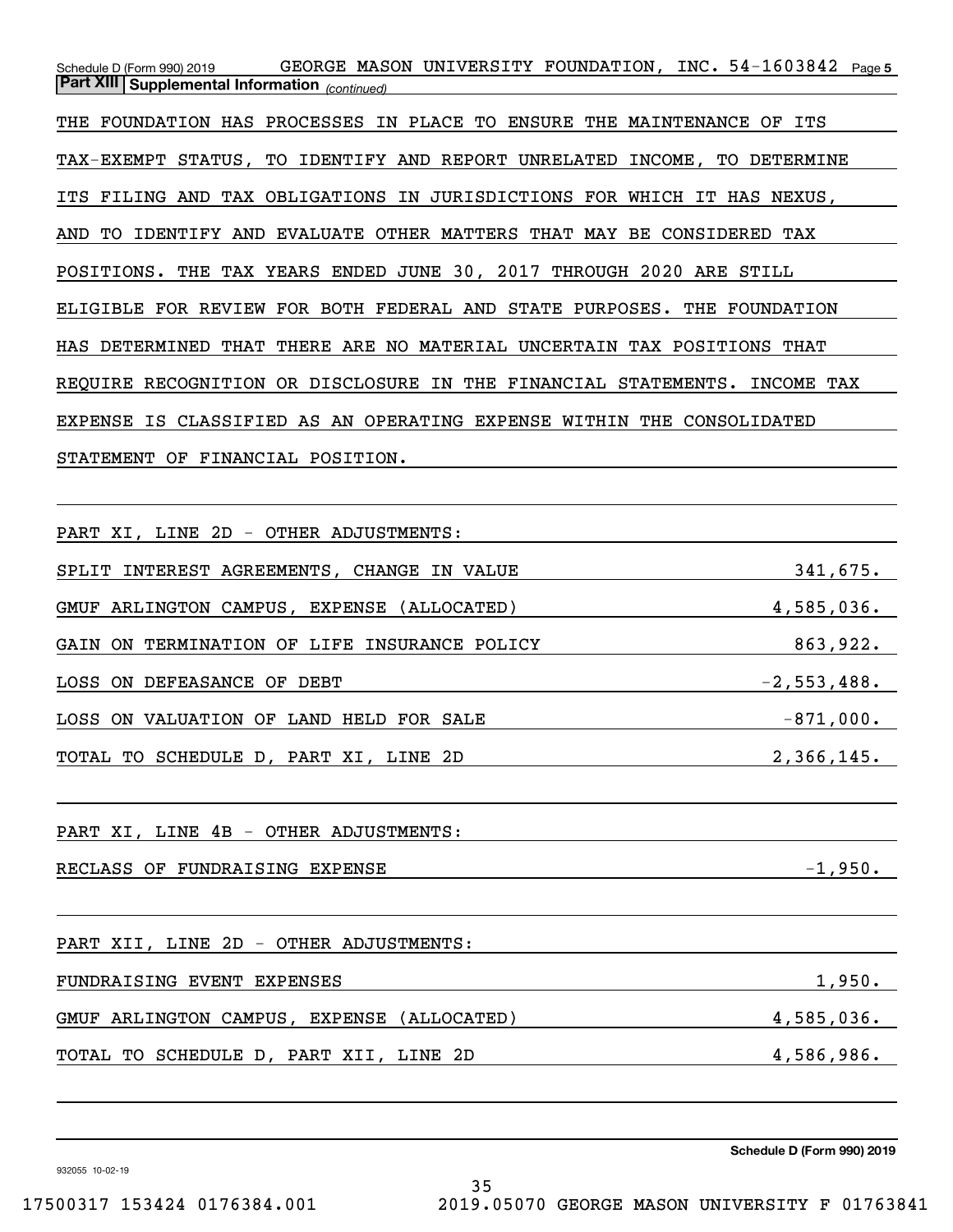Schedule D (Form 990) 2019 GEORGE MASON UNIVERSITY FOUNDATION, INC. 54-1603842

**Part XIII Supplemental Information** *(continued)*

THE FOUNDATION HAS PROCESSES IN PLACE TO ENSURE THE MAINTENANCE OF ITS TAX-EXEMPT STATUS, TO IDENTIFY AND REPORT UNRELATED INCOME, TO DETERMINE ITS FILING AND TAX OBLIGATIONS IN JURISDICTIONS FOR WHICH IT HAS NEXUS, AND TO IDENTIFY AND EVALUATE OTHER MATTERS THAT MAY BE CONSIDERED TAX POSITIONS. THE TAX YEARS ENDED JUNE 30, 2017 THROUGH 2020 ARE STILL ELIGIBLE FOR REVIEW FOR BOTH FEDERAL AND STATE PURPOSES. THE FOUNDATION HAS DETERMINED THAT THERE ARE NO MATERIAL UNCERTAIN TAX POSITIONS THAT REQUIRE RECOGNITION OR DISCLOSURE IN THE FINANCIAL STATEMENTS. INCOME TAX EXPENSE IS CLASSIFIED AS AN OPERATING EXPENSE WITHIN THE CONSOLIDATED STATEMENT OF FINANCIAL POSITION.

PART XI, LINE 2D - OTHER ADJUSTMENTS:

| | |
|---|---|
| SPLIT INTEREST AGREEMENTS, CHANGE IN VALUE | 341,675. |
| GMUF ARLINGTON CAMPUS, EXPENSE (ALLOCATED) | 4,585,036. |
| GAIN ON TERMINATION OF LIFE INSURANCE POLICY | 863,922. |
| LOSS ON DEFEASANCE OF DEBT | -2,553,488. |
| LOSS ON VALUATION OF LAND HELD FOR SALE | -871,000. |
| TOTAL TO SCHEDULE D, PART XI, LINE 2D | 2,366,145. |

PART XI, LINE 4B - OTHER ADJUSTMENTS:

| | |
|---|---|
| RECLASS OF FUNDRAISING EXPENSE | -1,950. |

PART XII, LINE 2D - OTHER ADJUSTMENTS:

| | |
|---|---|
| FUNDRAISING EVENT EXPENSES | 1,950. |
| GMUF ARLINGTON CAMPUS, EXPENSE (ALLOCATED) | 4,585,036. |
| TOTAL TO SCHEDULE D, PART XII, LINE 2D | 4,586,986. |

**Schedule D (Form 990) 2019**

932055 10-02-19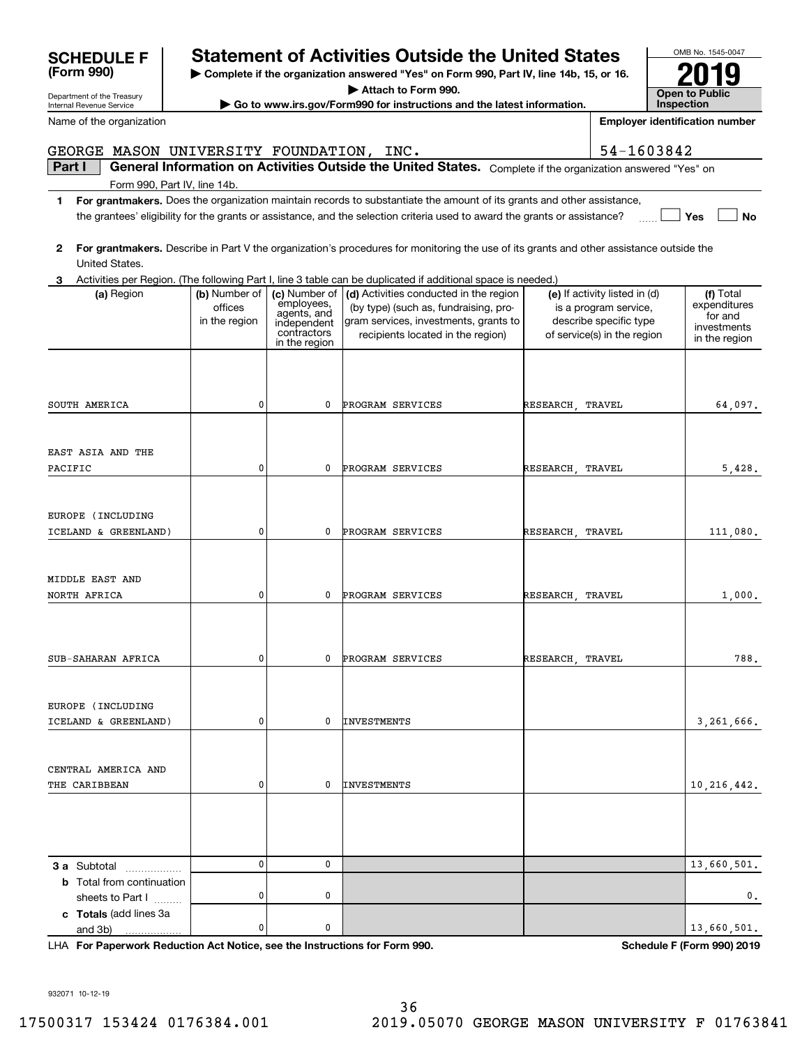**SCHEDULE F (Form 990)**

Department of the Treasury
Internal Revenue Service

# Statement of Activities Outside the United States

▶ Complete if the organization answered "Yes" on Form 990, Part IV, line 14b, 15, or 16.

▶ Attach to Form 990.

▶ Go to www.irs.gov/Form990 for instructions and the latest information.

OMB No. 1545-0047

**2019**

**Open to Public Inspection**

Name of the organization: GEORGE MASON UNIVERSITY FOUNDATION, INC.

Employer identification number: 54-1603842

**Part I** **General Information on Activities Outside the United States.** Complete if the organization answered "Yes" on Form 990, Part IV, line 14b.

1 **For grantmakers.** Does the organization maintain records to substantiate the amount of its grants and other assistance, the grantees' eligibility for the grants or assistance, and the selection criteria used to award the grants or assistance? ☐ Yes ☐ No

2 **For grantmakers.** Describe in Part V the organization's procedures for monitoring the use of its grants and other assistance outside the United States.

3 Activities per Region. (The following Part I, line 3 table can be duplicated if additional space is needed.)

| (a) Region | (b) Number of offices in the region | (c) Number of employees, agents, and independent contractors in the region | (d) Activities conducted in the region (by type) (such as, fundraising, program services, investments, grants to recipients located in the region) | (e) If activity listed in (d) is a program service, describe specific type of service(s) in the region | (f) Total expenditures for and investments in the region |
|---|---|---|---|---|---|
| SOUTH AMERICA | 0 | 0 | PROGRAM SERVICES | RESEARCH, TRAVEL | 64,097. |
| EAST ASIA AND THE PACIFIC | 0 | 0 | PROGRAM SERVICES | RESEARCH, TRAVEL | 5,428. |
| EUROPE (INCLUDING ICELAND & GREENLAND) | 0 | 0 | PROGRAM SERVICES | RESEARCH, TRAVEL | 111,080. |
| MIDDLE EAST AND NORTH AFRICA | 0 | 0 | PROGRAM SERVICES | RESEARCH, TRAVEL | 1,000. |
| SUB-SAHARAN AFRICA | 0 | 0 | PROGRAM SERVICES | RESEARCH, TRAVEL | 788. |
| EUROPE (INCLUDING ICELAND & GREENLAND) | 0 | 0 | INVESTMENTS | | 3,261,666. |
| CENTRAL AMERICA AND THE CARIBBEAN | 0 | 0 | INVESTMENTS | | 10,216,442. |
| | | | | | |
| **3 a** Subtotal | 0 | 0 | | | 13,660,501. |
| **b** Total from continuation sheets to Part I | 0 | 0 | | | 0. |
| **c Totals** (add lines 3a and 3b) | 0 | 0 | | | 13,660,501. |

LHA **For Paperwork Reduction Act Notice, see the Instructions for Form 990.** **Schedule F (Form 990) 2019**

932071 10-12-19

17500317 153424 0176384.001 2019.05070 GEORGE MASON UNIVERSITY F 01763841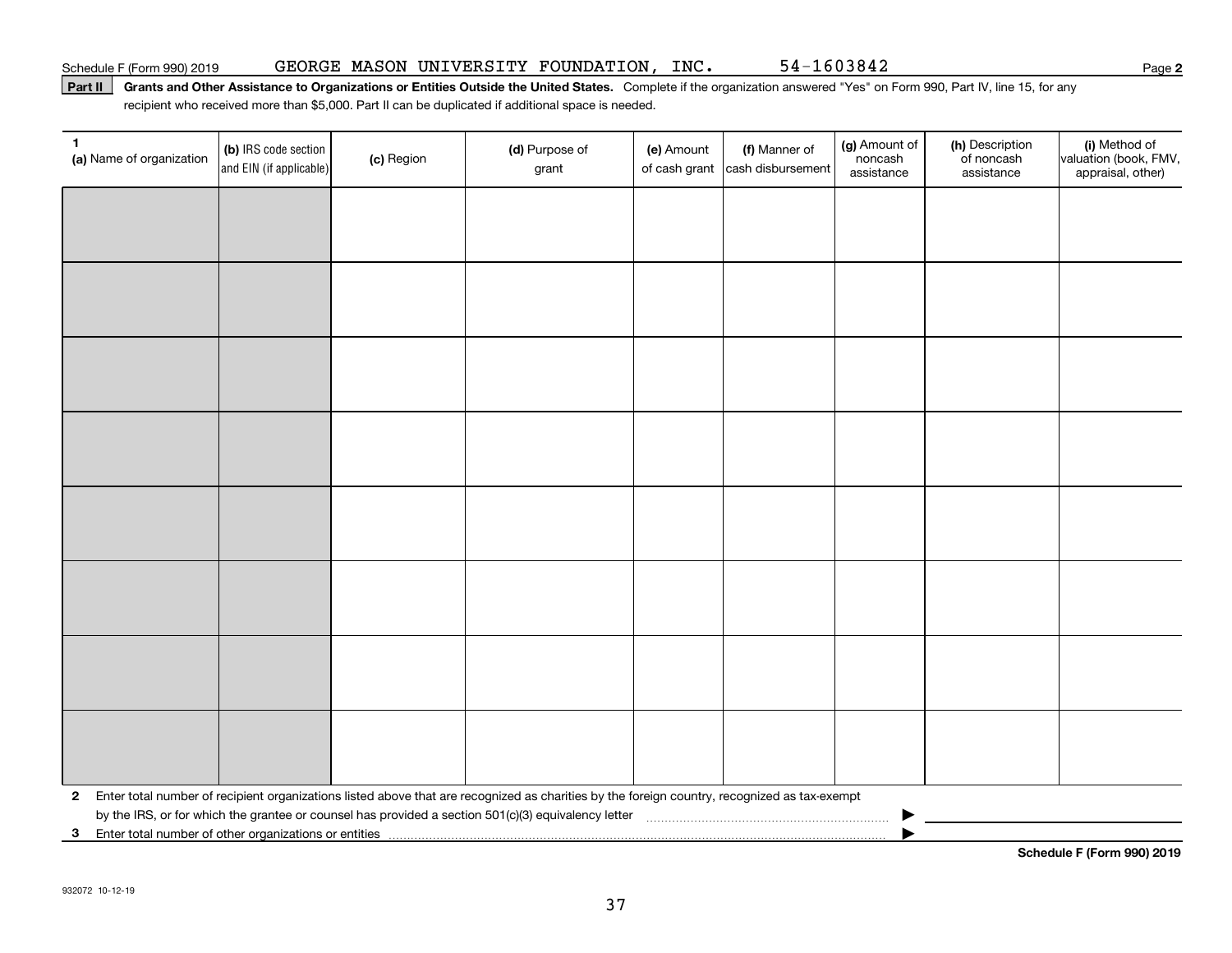Schedule F (Form 990) 2019 GEORGE MASON UNIVERSITY FOUNDATION, INC. 54-1603842 Page 2

**Part II** **Grants and Other Assistance to Organizations or Entities Outside the United States.** Complete if the organization answered "Yes" on Form 990, Part IV, line 15, for any recipient who received more than $5,000. Part II can be duplicated if additional space is needed.

| 1 (a) Name of organization | (b) IRS code section and EIN (if applicable) | (c) Region | (d) Purpose of grant | (e) Amount of cash grant | (f) Manner of cash disbursement | (g) Amount of noncash assistance | (h) Description of noncash assistance | (i) Method of valuation (book, FMV, appraisal, other) |
|---|---|---|---|---|---|---|---|---|
| | | | | | | | | |
| | | | | | | | | |
| | | | | | | | | |
| | | | | | | | | |
| | | | | | | | | |
| | | | | | | | | |
| | | | | | | | | |
| | | | | | | | | |

**2** Enter total number of recipient organizations listed above that are recognized as charities by the foreign country, recognized as tax-exempt by the IRS, or for which the grantee or counsel has provided a section 501(c)(3) equivalency letter ▶

**3** Enter total number of other organizations or entities ▶

**Schedule F (Form 990) 2019**

932072 10-12-19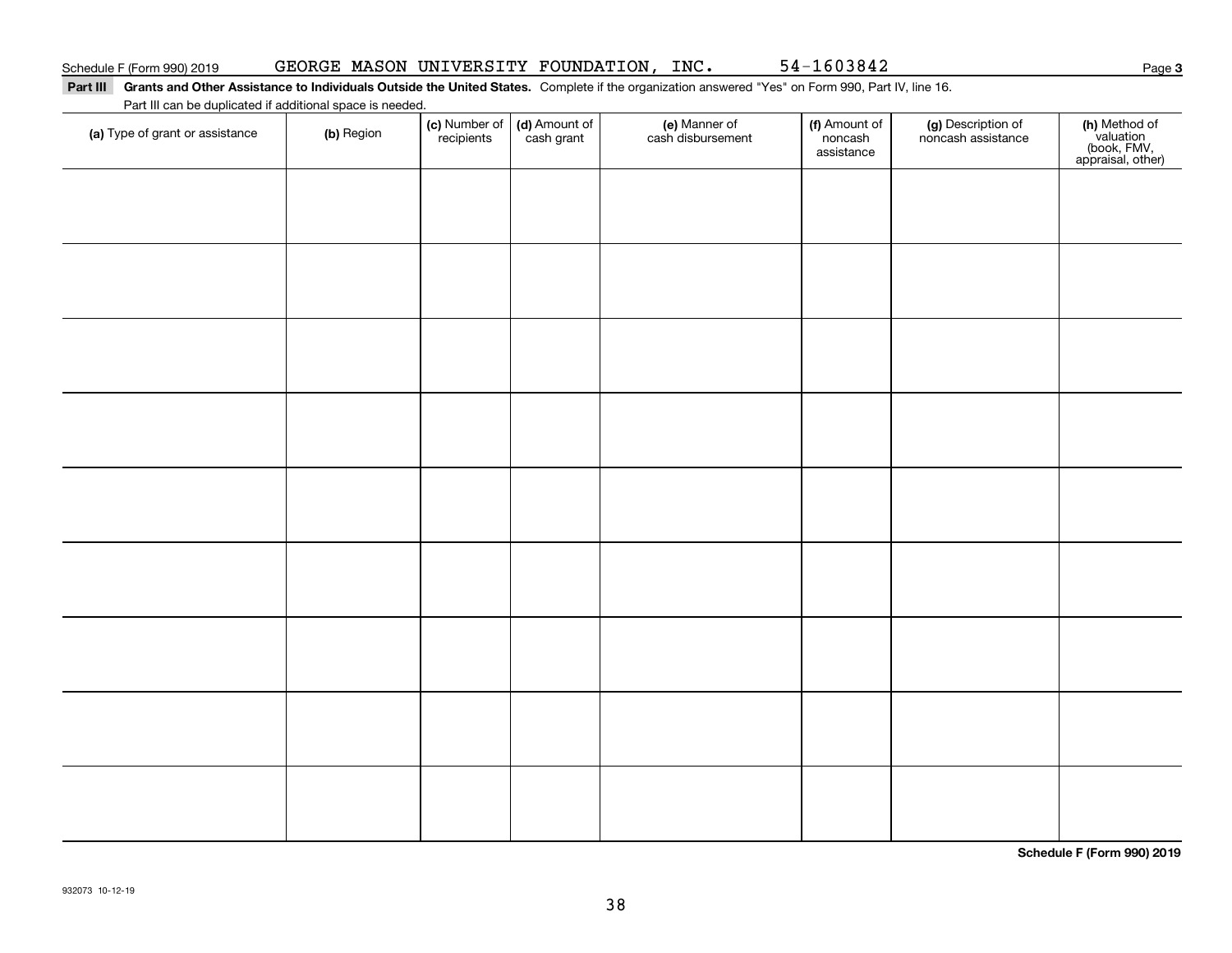Schedule F (Form 990) 2019 GEORGE MASON UNIVERSITY FOUNDATION, INC. 54-1603842 Page **3**

**Part III** **Grants and Other Assistance to Individuals Outside the United States.** Complete if the organization answered "Yes" on Form 990, Part IV, line 16.

Part III can be duplicated if additional space is needed.

| **(a)** Type of grant or assistance | **(b)** Region | **(c)** Number of recipients | **(d)** Amount of cash grant | **(e)** Manner of cash disbursement | **(f)** Amount of noncash assistance | **(g)** Description of noncash assistance | **(h)** Method of valuation (book, FMV, appraisal, other) |
|---|---|---|---|---|---|---|---|
| | | | | | | | |
| | | | | | | | |
| | | | | | | | |
| | | | | | | | |
| | | | | | | | |
| | | | | | | | |
| | | | | | | | |
| | | | | | | | |
| | | | | | | | |

**Schedule F (Form 990) 2019**

932073 10-12-19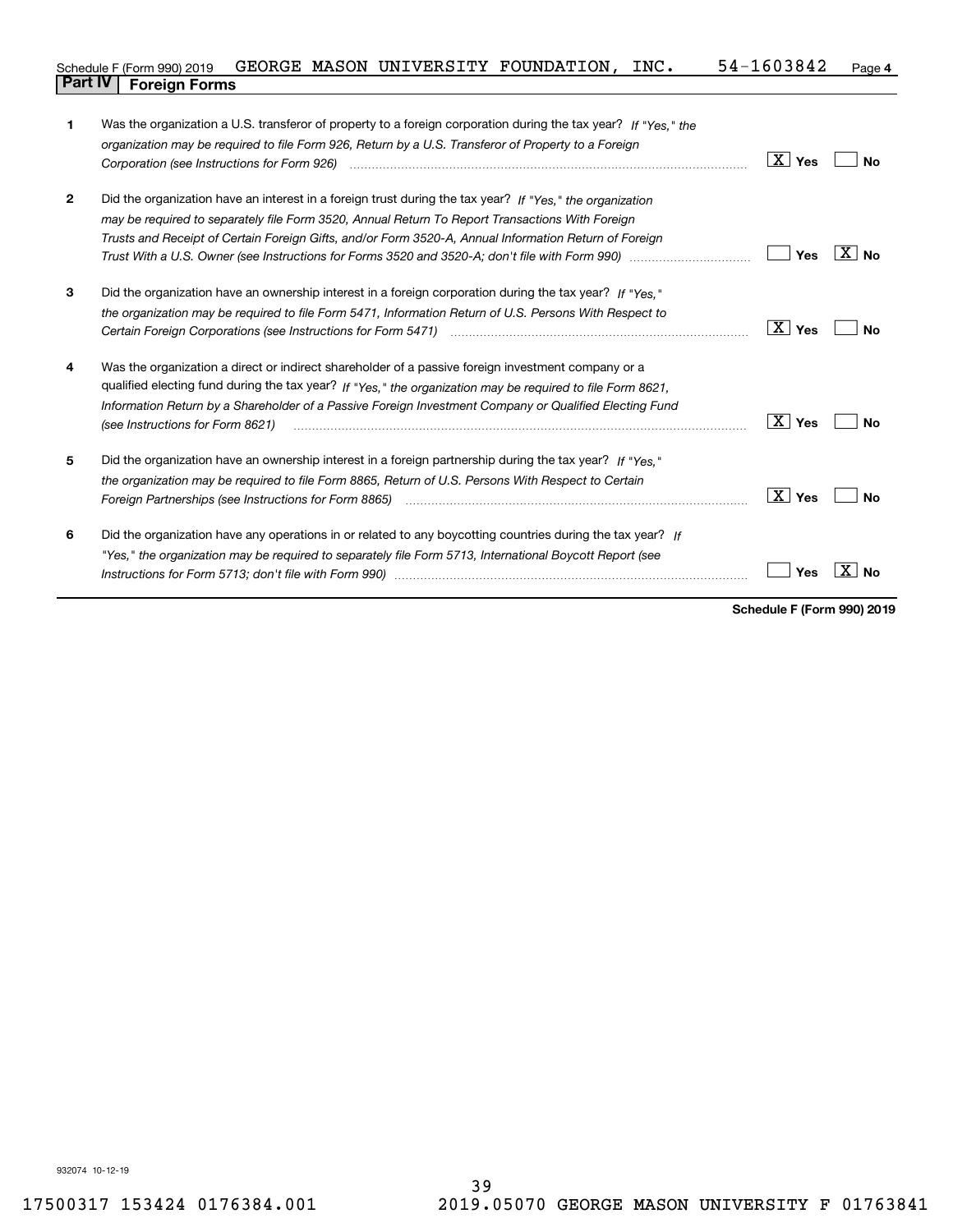Schedule F (Form 990) 2019 GEORGE MASON UNIVERSITY FOUNDATION, INC. 54-1603842 Page **4**

## Part IV Foreign Forms

| | | Yes | No |
|---|---|---|---|
| **1** | Was the organization a U.S. transferor of property to a foreign corporation during the tax year? *If "Yes," the organization may be required to file Form 926, Return by a U.S. Transferor of Property to a Foreign Corporation (see Instructions for Form 926)* | X | |
| **2** | Did the organization have an interest in a foreign trust during the tax year? *If "Yes," the organization may be required to separately file Form 3520, Annual Return To Report Transactions With Foreign Trusts and Receipt of Certain Foreign Gifts, and/or Form 3520-A, Annual Information Return of Foreign Trust With a U.S. Owner (see Instructions for Forms 3520 and 3520-A; don't file with Form 990)* | | X |
| **3** | Did the organization have an ownership interest in a foreign corporation during the tax year? *If "Yes," the organization may be required to file Form 5471, Information Return of U.S. Persons With Respect to Certain Foreign Corporations (see Instructions for Form 5471)* | X | |
| **4** | Was the organization a direct or indirect shareholder of a passive foreign investment company or a qualified electing fund during the tax year? *If "Yes," the organization may be required to file Form 8621, Information Return by a Shareholder of a Passive Foreign Investment Company or Qualified Electing Fund (see Instructions for Form 8621)* | X | |
| **5** | Did the organization have an ownership interest in a foreign partnership during the tax year? *If "Yes," the organization may be required to file Form 8865, Return of U.S. Persons With Respect to Certain Foreign Partnerships (see Instructions for Form 8865)* | X | |
| **6** | Did the organization have any operations in or related to any boycotting countries during the tax year? *If "Yes," the organization may be required to separately file Form 5713, International Boycott Report (see Instructions for Form 5713; don't file with Form 990)* | | X |

**Schedule F (Form 990) 2019**

932074 10-12-19

17500317 153424 0176384.001 2019.05070 GEORGE MASON UNIVERSITY F 01763841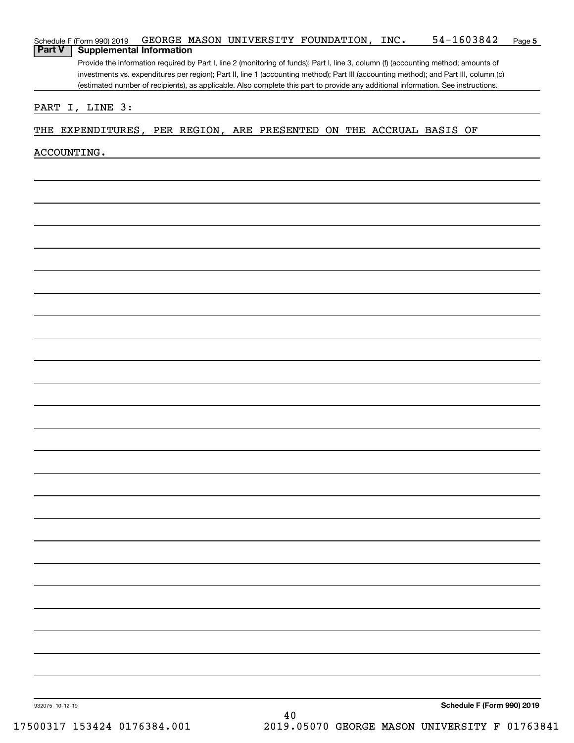Schedule F (Form 990) 2019 GEORGE MASON UNIVERSITY FOUNDATION, INC. 54-1603842 Page 5

## Part V Supplemental Information

Provide the information required by Part I, line 2 (monitoring of funds); Part I, line 3, column (f) (accounting method; amounts of investments vs. expenditures per region); Part II, line 1 (accounting method); Part III (accounting method); and Part III, column (c) (estimated number of recipients), as applicable. Also complete this part to provide any additional information. See instructions.

PART I, LINE 3:

THE EXPENDITURES, PER REGION, ARE PRESENTED ON THE ACCRUAL BASIS OF ACCOUNTING.

932075 10-12-19

**Schedule F (Form 990) 2019**

17500317 153424 0176384.001 2019.05070 GEORGE MASON UNIVERSITY F 01763841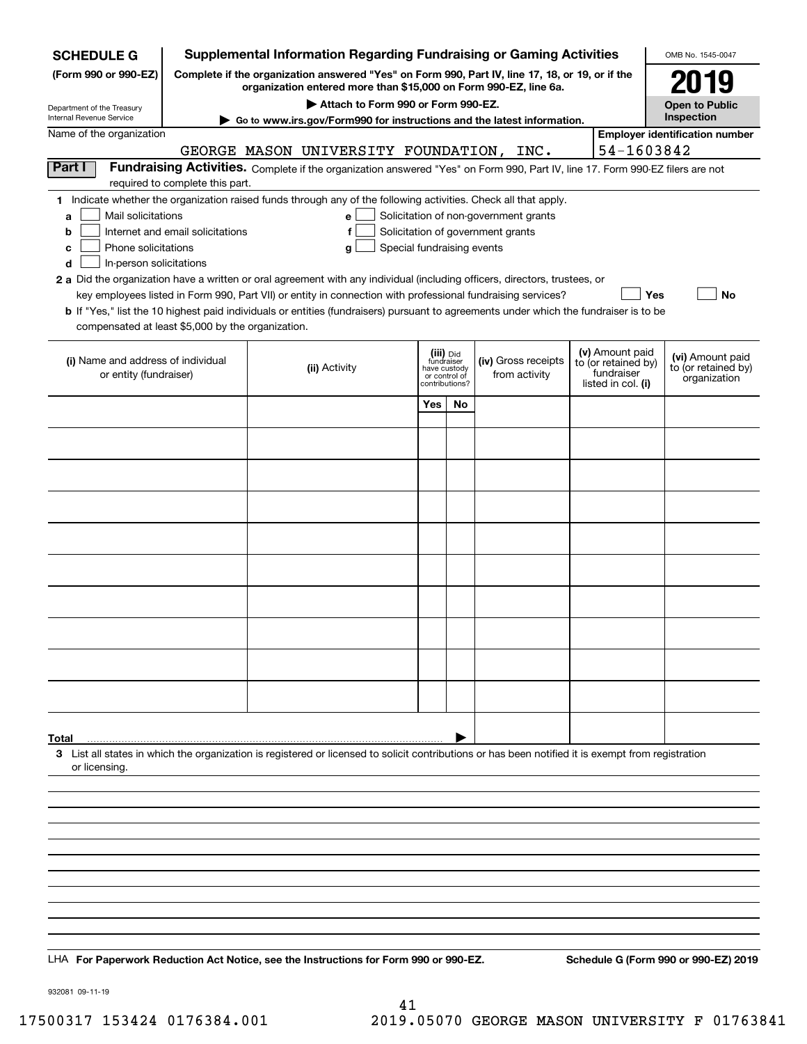**SCHEDULE G (Form 990 or 990-EZ)**

Department of the Treasury
Internal Revenue Service

# Supplemental Information Regarding Fundraising or Gaming Activities

**Complete if the organization answered "Yes" on Form 990, Part IV, line 17, 18, or 19, or if the organization entered more than $15,000 on Form 990-EZ, line 6a.**

**▶ Attach to Form 990 or Form 990-EZ.**

**▶ Go to www.irs.gov/Form990 for instructions and the latest information.**

OMB No. 1545-0047

**2019**

**Open to Public Inspection**

Name of the organization: GEORGE MASON UNIVERSITY FOUNDATION, INC.

**Employer identification number:** 54-1603842

## Part I Fundraising Activities.

Complete if the organization answered "Yes" on Form 990, Part IV, line 17. Form 990-EZ filers are not required to complete this part.

**1** Indicate whether the organization raised funds through any of the following activities. Check all that apply.

- **a** ☐ Mail solicitations
- **b** ☐ Internet and email solicitations
- **c** ☐ Phone solicitations
- **d** ☐ In-person solicitations
- **e** ☐ Solicitation of non-government grants
- **f** ☐ Solicitation of government grants
- **g** ☐ Special fundraising events

**2 a** Did the organization have a written or oral agreement with any individual (including officers, directors, trustees, or key employees listed in Form 990, Part VII) or entity in connection with professional fundraising services? ☐ **Yes** ☐ **No**

**b** If "Yes," list the 10 highest paid individuals or entities (fundraisers) pursuant to agreements under which the fundraiser is to be compensated at least $5,000 by the organization.

| (i) Name and address of individual or entity (fundraiser) | (ii) Activity | (iii) Did fundraiser have custody or control of contributions? Yes | No | (iv) Gross receipts from activity | (v) Amount paid to (or retained by) fundraiser listed in col. (i) | (vi) Amount paid to (or retained by) organization |
|---|---|---|---|---|---|---|
| | | | | | | |
| | | | | | | |
| | | | | | | |
| | | | | | | |
| | | | | | | |
| | | | | | | |
| | | | | | | |
| | | | | | | |
| | | | | | | |
| | | | | | | |
| **Total** ▶ | | | | | | |

**3** List all states in which the organization is registered or licensed to solicit contributions or has been notified it is exempt from registration or licensing.

LHA **For Paperwork Reduction Act Notice, see the Instructions for Form 990 or 990-EZ.** **Schedule G (Form 990 or 990-EZ) 2019**

932081 09-11-19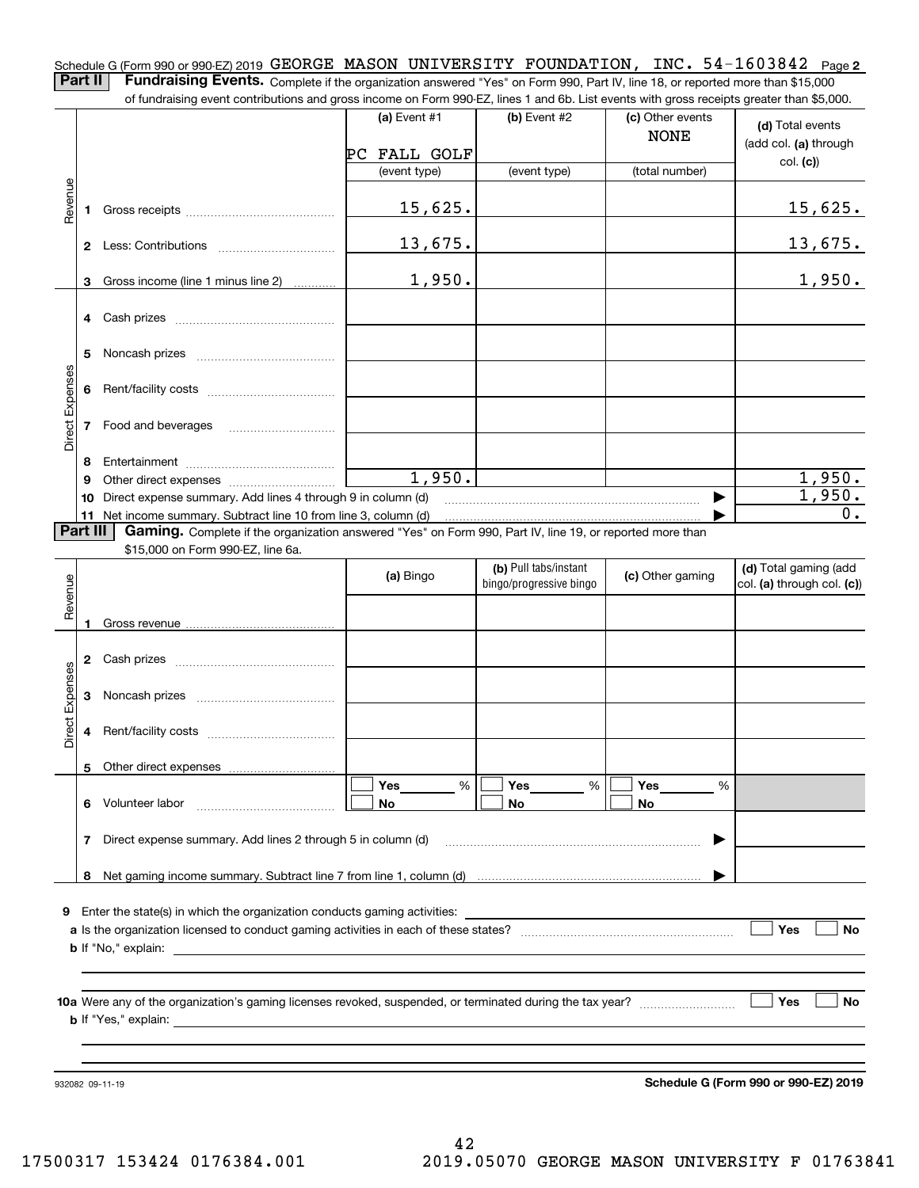Schedule G (Form 990 or 990-EZ) 2019 GEORGE MASON UNIVERSITY FOUNDATION, INC. 54-1603842 Page **2**

**Part II** **Fundraising Events.** Complete if the organization answered "Yes" on Form 990, Part IV, line 18, or reported more than $15,000 of fundraising event contributions and gross income on Form 990-EZ, lines 1 and 6b. List events with gross receipts greater than $5,000.

| | | (a) Event #1 | (b) Event #2 | (c) Other events | (d) Total events (add col. (a) through col. (c)) |
|---|---|---|---|---|---|
| | | PC FALL GOLF | | NONE | |
| | | (event type) | (event type) | (total number) | |
| Revenue | 1 Gross receipts | 15,625. | | | 15,625. |
| | 2 Less: Contributions | 13,675. | | | 13,675. |
| | 3 Gross income (line 1 minus line 2) | 1,950. | | | 1,950. |
| Direct Expenses | 4 Cash prizes | | | | |
| | 5 Noncash prizes | | | | |
| | 6 Rent/facility costs | | | | |
| | 7 Food and beverages | | | | |
| | 8 Entertainment | | | | |
| | 9 Other direct expenses | 1,950. | | | 1,950. |
| | 10 Direct expense summary. Add lines 4 through 9 in column (d) | | | ▶ | 1,950. |
| | 11 Net income summary. Subtract line 10 from line 3, column (d) | | | ▶ | 0. |

**Part III** **Gaming.** Complete if the organization answered "Yes" on Form 990, Part IV, line 19, or reported more than $15,000 on Form 990-EZ, line 6a.

| | | (a) Bingo | (b) Pull tabs/instant bingo/progressive bingo | (c) Other gaming | (d) Total gaming (add col. (a) through col. (c)) |
|---|---|---|---|---|---|
| Revenue | 1 Gross revenue | | | | |
| Direct Expenses | 2 Cash prizes | | | | |
| | 3 Noncash prizes | | | | |
| | 4 Rent/facility costs | | | | |
| | 5 Other direct expenses | | | | |
| | 6 Volunteer labor | ☐ Yes ____ % ☐ No | ☐ Yes ____ % ☐ No | ☐ Yes ____ % ☐ No | |
| | 7 Direct expense summary. Add lines 2 through 5 in column (d) | | | ▶ | |
| | 8 Net gaming income summary. Subtract line 7 from line 1, column (d) | | | ▶ | |

**9** Enter the state(s) in which the organization conducts gaming activities: ____________________

**a** Is the organization licensed to conduct gaming activities in each of these states? ☐ Yes ☐ No

**b** If "No," explain: ____________________

**10a** Were any of the organization's gaming licenses revoked, suspended, or terminated during the tax year? ☐ Yes ☐ No

**b** If "Yes," explain: ____________________

932082 09-11-19 **Schedule G (Form 990 or 990-EZ) 2019**

17500317 153424 0176384.001 2019.05070 GEORGE MASON UNIVERSITY F 01763841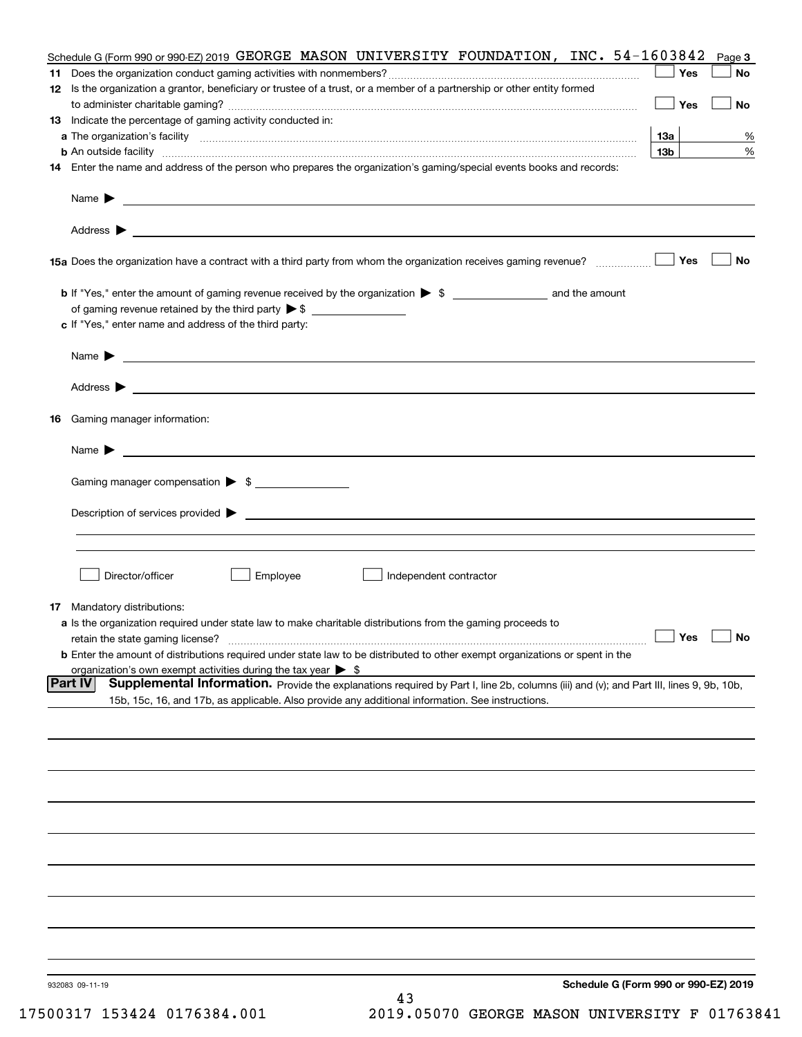Schedule G (Form 990 or 990-EZ) 2019 GEORGE MASON UNIVERSITY FOUNDATION, INC. 54-1603842 Page **3**

**11** Does the organization conduct gaming activities with nonmembers? ☐ Yes ☐ No

**12** Is the organization a grantor, beneficiary or trustee of a trust, or a member of a partnership or other entity formed to administer charitable gaming? ☐ Yes ☐ No

**13** Indicate the percentage of gaming activity conducted in:

**a** The organization's facility **13a** %

**b** An outside facility **13b** %

**14** Enter the name and address of the person who prepares the organization's gaming/special events books and records:

Name ▶

Address ▶

**15a** Does the organization have a contract with a third party from whom the organization receives gaming revenue? ☐ Yes ☐ No

**b** If "Yes," enter the amount of gaming revenue received by the organization ▶ $ __________ and the amount of gaming revenue retained by the third party ▶ $ __________

**c** If "Yes," enter name and address of the third party:

Name ▶

Address ▶

**16** Gaming manager information:

Name ▶

Gaming manager compensation ▶ $ __________

Description of services provided ▶

☐ Director/officer ☐ Employee ☐ Independent contractor

**17** Mandatory distributions:

**a** Is the organization required under state law to make charitable distributions from the gaming proceeds to retain the state gaming license? ☐ Yes ☐ No

**b** Enter the amount of distributions required under state law to be distributed to other exempt organizations or spent in the organization's own exempt activities during the tax year ▶ $

**Part IV** **Supplemental Information.** Provide the explanations required by Part I, line 2b, columns (iii) and (v); and Part III, lines 9, 9b, 10b, 15b, 15c, 16, and 17b, as applicable. Also provide any additional information. See instructions.

932083 09-11-19 **Schedule G (Form 990 or 990-EZ) 2019**

17500317 153424 0176384.001 2019.05070 GEORGE MASON UNIVERSITY F 01763841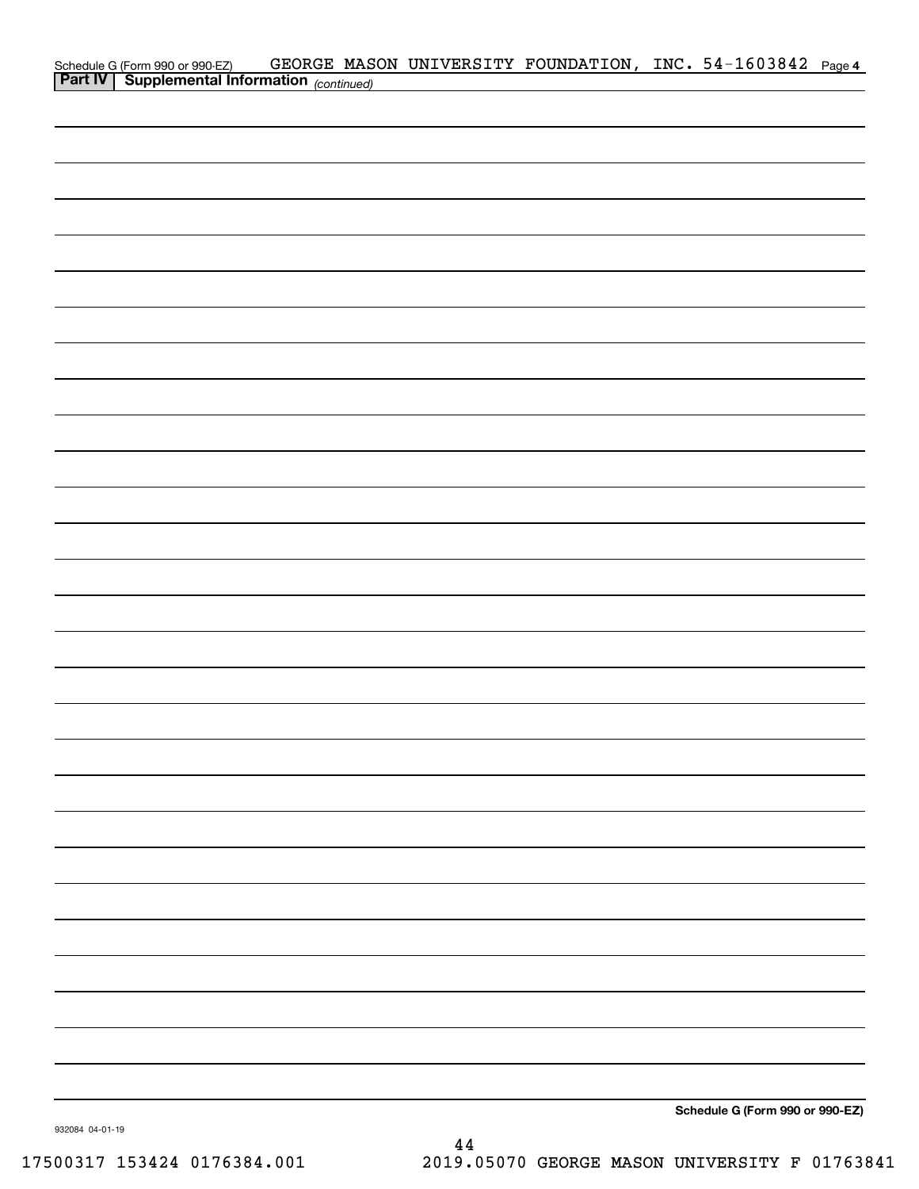Schedule G (Form 990 or 990-EZ) GEORGE MASON UNIVERSITY FOUNDATION, INC. 54-1603842 Page 4

**Part IV | Supplemental Information** *(continued)*

**Schedule G (Form 990 or 990-EZ)**

932084 04-01-19

17500317 153424 0176384.001 2019.05070 GEORGE MASON UNIVERSITY F 01763841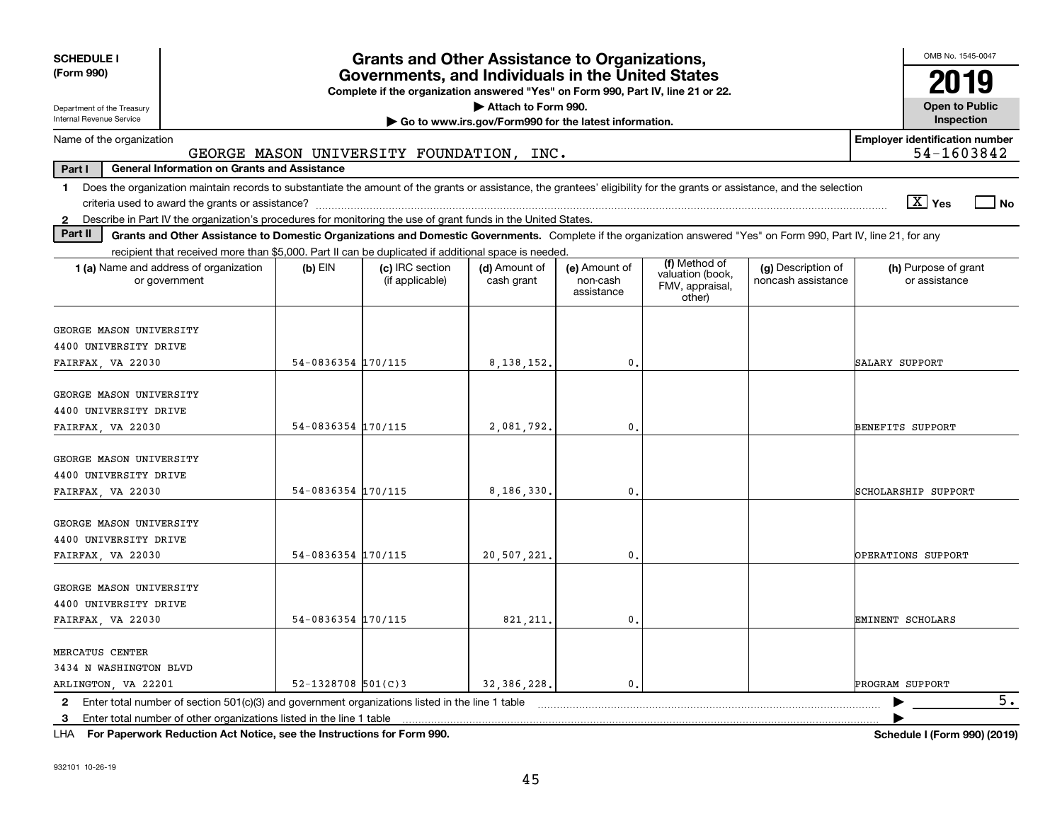**SCHEDULE I**
**(Form 990)**

Department of the Treasury
Internal Revenue Service

# Grants and Other Assistance to Organizations, Governments, and Individuals in the United States

**Complete if the organization answered "Yes" on Form 990, Part IV, line 21 or 22.**

**▶ Attach to Form 990.**

**▶ Go to www.irs.gov/Form990 for the latest information.**

OMB No. 1545-0047

**2019**

**Open to Public Inspection**

Name of the organization: GEORGE MASON UNIVERSITY FOUNDATION, INC.

**Employer identification number:** 54-1603842

**Part I — General Information on Grants and Assistance**

1 Does the organization maintain records to substantiate the amount of the grants or assistance, the grantees' eligibility for the grants or assistance, and the selection criteria used to award the grants or assistance? [X] Yes [ ] No

2 Describe in Part IV the organization's procedures for monitoring the use of grant funds in the United States.

**Part II — Grants and Other Assistance to Domestic Organizations and Domestic Governments.** Complete if the organization answered "Yes" on Form 990, Part IV, line 21, for any recipient that received more than $5,000. Part II can be duplicated if additional space is needed.

| 1 (a) Name and address of organization or government | (b) EIN | (c) IRC section (if applicable) | (d) Amount of cash grant | (e) Amount of non-cash assistance | (f) Method of valuation (book, FMV, appraisal, other) | (g) Description of noncash assistance | (h) Purpose of grant or assistance |
|---|---|---|---|---|---|---|---|
| GEORGE MASON UNIVERSITY<br>4400 UNIVERSITY DRIVE<br>FAIRFAX, VA 22030 | 54-0836354 | 170/115 | 8,138,152. | 0. | | | SALARY SUPPORT |
| GEORGE MASON UNIVERSITY<br>4400 UNIVERSITY DRIVE<br>FAIRFAX, VA 22030 | 54-0836354 | 170/115 | 2,081,792. | 0. | | | BENEFITS SUPPORT |
| GEORGE MASON UNIVERSITY<br>4400 UNIVERSITY DRIVE<br>FAIRFAX, VA 22030 | 54-0836354 | 170/115 | 8,186,330. | 0. | | | SCHOLARSHIP SUPPORT |
| GEORGE MASON UNIVERSITY<br>4400 UNIVERSITY DRIVE<br>FAIRFAX, VA 22030 | 54-0836354 | 170/115 | 20,507,221. | 0. | | | OPERATIONS SUPPORT |
| GEORGE MASON UNIVERSITY<br>4400 UNIVERSITY DRIVE<br>FAIRFAX, VA 22030 | 54-0836354 | 170/115 | 821,211. | 0. | | | EMINENT SCHOLARS |
| MERCATUS CENTER<br>3434 N WASHINGTON BLVD<br>ARLINGTON, VA 22201 | 52-1328708 | 501(C)3 | 32,386,228. | 0. | | | PROGRAM SUPPORT |

2 Enter total number of section 501(c)(3) and government organizations listed in the line 1 table ▶ 5.

3 Enter total number of other organizations listed in the line 1 table ▶

LHA **For Paperwork Reduction Act Notice, see the Instructions for Form 990.** **Schedule I (Form 990) (2019)**

932101 10-26-19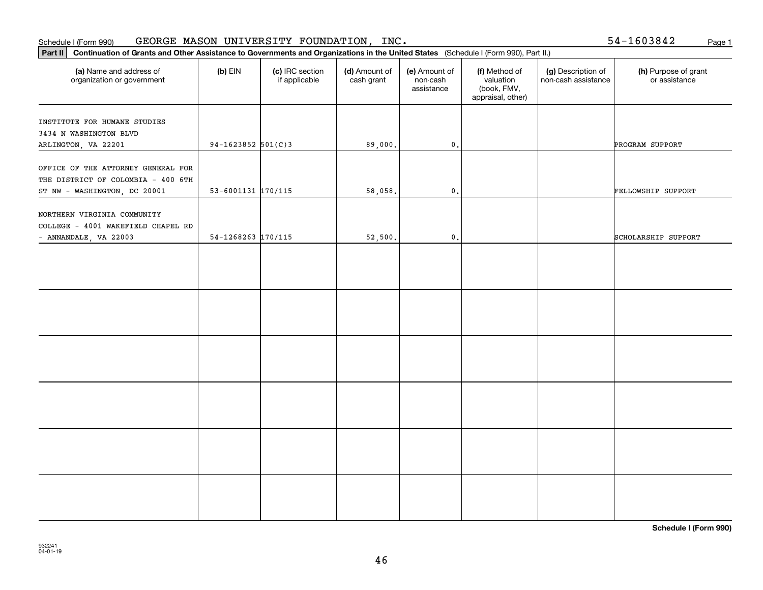Schedule I (Form 990) GEORGE MASON UNIVERSITY FOUNDATION, INC. 54-1603842

**Part II** **Continuation of Grants and Other Assistance to Governments and Organizations in the United States** (Schedule I (Form 990), Part II.)

| (a) Name and address of organization or government | (b) EIN | (c) IRC section if applicable | (d) Amount of cash grant | (e) Amount of non-cash assistance | (f) Method of valuation (book, FMV, appraisal, other) | (g) Description of non-cash assistance | (h) Purpose of grant or assistance |
|---|---|---|---|---|---|---|---|
| INSTITUTE FOR HUMANE STUDIES 3434 N WASHINGTON BLVD ARLINGTON, VA 22201 | 94-1623852 | 501(C)3 | 89,000. | 0. | | | PROGRAM SUPPORT |
| OFFICE OF THE ATTORNEY GENERAL FOR THE DISTRICT OF COLOMBIA - 400 6TH ST NW - WASHINGTON, DC 20001 | 53-6001131 | 170/115 | 58,058. | 0. | | | FELLOWSHIP SUPPORT |
| NORTHERN VIRGINIA COMMUNITY COLLEGE - 4001 WAKEFIELD CHAPEL RD - ANNANDALE, VA 22003 | 54-1268263 | 170/115 | 52,500. | 0. | | | SCHOLARSHIP SUPPORT |
| | | | | | | | |
| | | | | | | | |
| | | | | | | | |
| | | | | | | | |
| | | | | | | | |
| | | | | | | | |

**Schedule I (Form 990)**

932241
04-01-19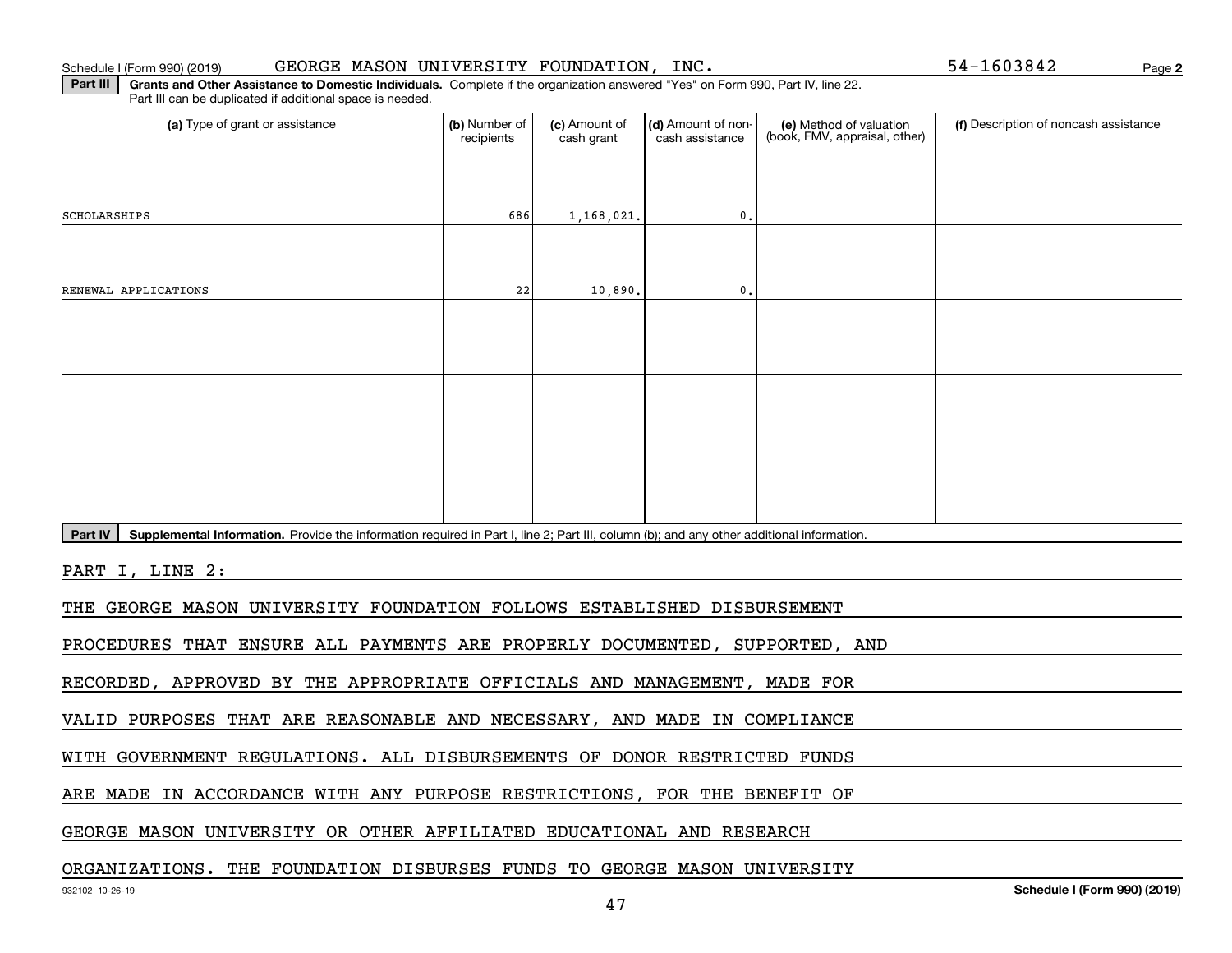Schedule I (Form 990) (2019) GEORGE MASON UNIVERSITY FOUNDATION, INC. 54-1603842 Page 2

**Part III** **Grants and Other Assistance to Domestic Individuals.** Complete if the organization answered "Yes" on Form 990, Part IV, line 22. Part III can be duplicated if additional space is needed.

| (a) Type of grant or assistance | (b) Number of recipients | (c) Amount of cash grant | (d) Amount of non-cash assistance | (e) Method of valuation (book, FMV, appraisal, other) | (f) Description of noncash assistance |
|---|---|---|---|---|---|
| SCHOLARSHIPS | 686 | 1,168,021. | 0. | | |
| RENEWAL APPLICATIONS | 22 | 10,890. | 0. | | |
| | | | | | |
| | | | | | |
| | | | | | |

**Part IV** **Supplemental Information.** Provide the information required in Part I, line 2; Part III, column (b); and any other additional information.

PART I, LINE 2:

THE GEORGE MASON UNIVERSITY FOUNDATION FOLLOWS ESTABLISHED DISBURSEMENT PROCEDURES THAT ENSURE ALL PAYMENTS ARE PROPERLY DOCUMENTED, SUPPORTED, AND RECORDED, APPROVED BY THE APPROPRIATE OFFICIALS AND MANAGEMENT, MADE FOR VALID PURPOSES THAT ARE REASONABLE AND NECESSARY, AND MADE IN COMPLIANCE WITH GOVERNMENT REGULATIONS. ALL DISBURSEMENTS OF DONOR RESTRICTED FUNDS ARE MADE IN ACCORDANCE WITH ANY PURPOSE RESTRICTIONS, FOR THE BENEFIT OF GEORGE MASON UNIVERSITY OR OTHER AFFILIATED EDUCATIONAL AND RESEARCH ORGANIZATIONS. THE FOUNDATION DISBURSES FUNDS TO GEORGE MASON UNIVERSITY

932102 10-26-19 Schedule I (Form 990) (2019)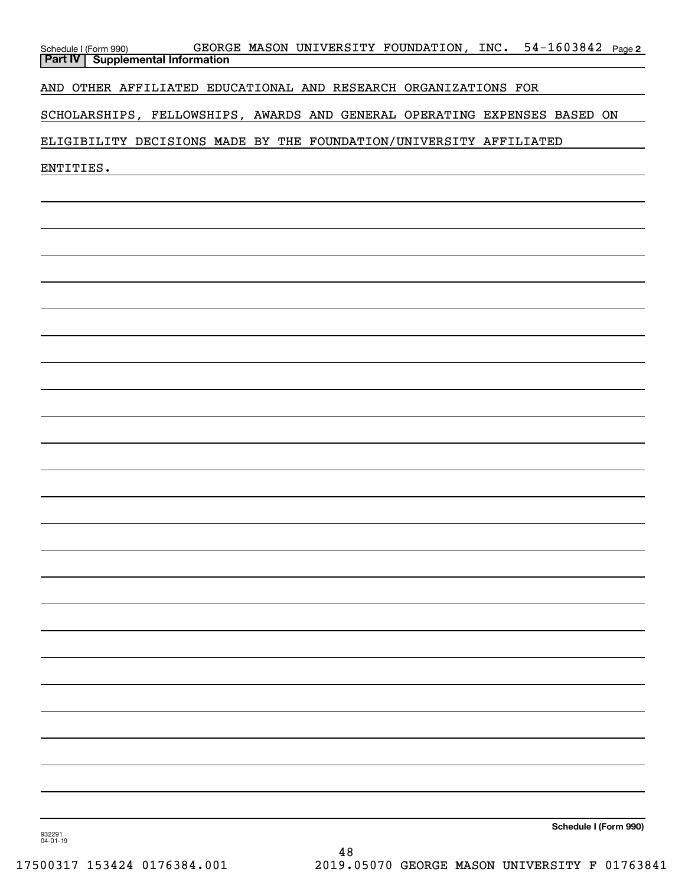Schedule I (Form 990) GEORGE MASON UNIVERSITY FOUNDATION, INC. 54-1603842 Page 2

**Part IV | Supplemental Information**

AND OTHER AFFILIATED EDUCATIONAL AND RESEARCH ORGANIZATIONS FOR SCHOLARSHIPS, FELLOWSHIPS, AWARDS AND GENERAL OPERATING EXPENSES BASED ON ELIGIBILITY DECISIONS MADE BY THE FOUNDATION/UNIVERSITY AFFILIATED ENTITIES.

**Schedule I (Form 990)**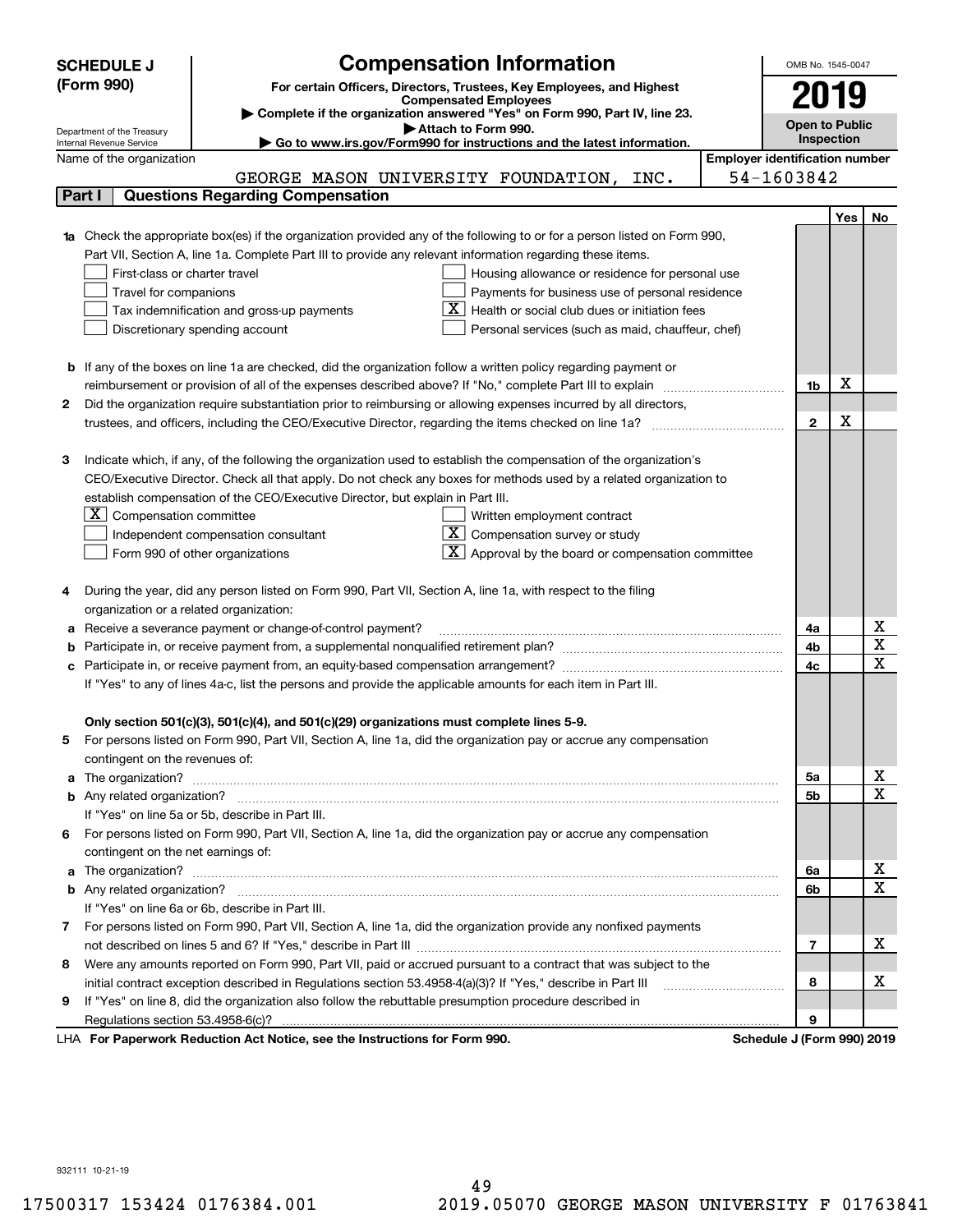**SCHEDULE J (Form 990)**

Department of the Treasury
Internal Revenue Service

# Compensation Information

**For certain Officers, Directors, Trustees, Key Employees, and Highest Compensated Employees**

▶ Complete if the organization answered "Yes" on Form 990, Part IV, line 23.

▶ Attach to Form 990.

▶ Go to www.irs.gov/Form990 for instructions and the latest information.

OMB No. 1545-0047

**2019**

**Open to Public Inspection**

Name of the organization: GEORGE MASON UNIVERSITY FOUNDATION, INC.

Employer identification number: 54-1603842

## Part I Questions Regarding Compensation

| | | | Yes | No |
|---|---|---|---|---|
| **1a** | Check the appropriate box(es) if the organization provided any of the following to or for a person listed on Form 990, Part VII, Section A, line 1a. Complete Part III to provide any relevant information regarding these items.<br>☐ First-class or charter travel ☐ Housing allowance or residence for personal use<br>☐ Travel for companions ☐ Payments for business use of personal residence<br>☐ Tax indemnification and gross-up payments ☒ Health or social club dues or initiation fees<br>☐ Discretionary spending account ☐ Personal services (such as maid, chauffeur, chef) | | | |
| **b** | If any of the boxes on line 1a are checked, did the organization follow a written policy regarding payment or reimbursement or provision of all of the expenses described above? If "No," complete Part III to explain | 1b | X | |
| **2** | Did the organization require substantiation prior to reimbursing or allowing expenses incurred by all directors, trustees, and officers, including the CEO/Executive Director, regarding the items checked on line 1a? | 2 | X | |
| **3** | Indicate which, if any, of the following the organization used to establish the compensation of the organization's CEO/Executive Director. Check all that apply. Do not check any boxes for methods used by a related organization to establish compensation of the CEO/Executive Director, but explain in Part III.<br>☒ Compensation committee ☐ Written employment contract<br>☐ Independent compensation consultant ☒ Compensation survey or study<br>☐ Form 990 of other organizations ☒ Approval by the board or compensation committee | | | |
| **4** | During the year, did any person listed on Form 990, Part VII, Section A, line 1a, with respect to the filing organization or a related organization: | | | |
| **a** | Receive a severance payment or change-of-control payment? | 4a | | X |
| **b** | Participate in, or receive payment from, a supplemental nonqualified retirement plan? | 4b | | X |
| **c** | Participate in, or receive payment from, an equity-based compensation arrangement? | 4c | | X |
| | If "Yes" to any of lines 4a-c, list the persons and provide the applicable amounts for each item in Part III. | | | |
| | **Only section 501(c)(3), 501(c)(4), and 501(c)(29) organizations must complete lines 5-9.** | | | |
| **5** | For persons listed on Form 990, Part VII, Section A, line 1a, did the organization pay or accrue any compensation contingent on the revenues of: | | | |
| **a** | The organization? | 5a | | X |
| **b** | Any related organization? | 5b | | X |
| | If "Yes" on line 5a or 5b, describe in Part III. | | | |
| **6** | For persons listed on Form 990, Part VII, Section A, line 1a, did the organization pay or accrue any compensation contingent on the net earnings of: | | | |
| **a** | The organization? | 6a | | X |
| **b** | Any related organization? | 6b | | X |
| | If "Yes" on line 6a or 6b, describe in Part III. | | | |
| **7** | For persons listed on Form 990, Part VII, Section A, line 1a, did the organization provide any nonfixed payments not described on lines 5 and 6? If "Yes," describe in Part III | 7 | | X |
| **8** | Were any amounts reported on Form 990, Part VII, paid or accrued pursuant to a contract that was subject to the initial contract exception described in Regulations section 53.4958-4(a)(3)? If "Yes," describe in Part III | 8 | | X |
| **9** | If "Yes" on line 8, did the organization also follow the rebuttable presumption procedure described in Regulations section 53.4958-6(c)? | 9 | | |

LHA **For Paperwork Reduction Act Notice, see the Instructions for Form 990.** **Schedule J (Form 990) 2019**

932111 10-21-19

17500317 153424 0176384.001 2019.05070 GEORGE MASON UNIVERSITY F 01763841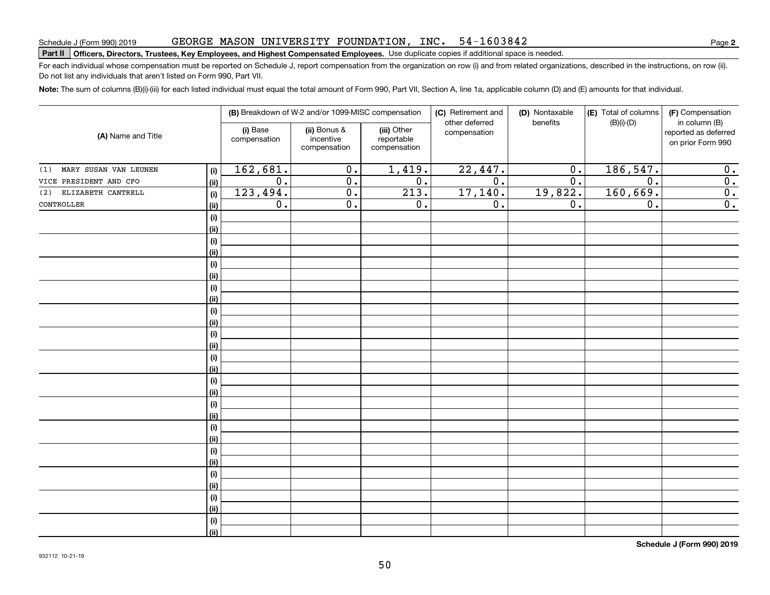Schedule J (Form 990) 2019 GEORGE MASON UNIVERSITY FOUNDATION, INC. 54-1603842 Page **2**

**Part II Officers, Directors, Trustees, Key Employees, and Highest Compensated Employees.** Use duplicate copies if additional space is needed.

For each individual whose compensation must be reported on Schedule J, report compensation from the organization on row (i) and from related organizations, described in the instructions, on row (ii). Do not list any individuals that aren't listed on Form 990, Part VII.

**Note:** The sum of columns (B)(i)-(iii) for each listed individual must equal the total amount of Form 990, Part VII, Section A, line 1a, applicable column (D) and (E) amounts for that individual.

| (A) Name and Title | | (B) Breakdown of W-2 and/or 1099-MISC compensation | | | (C) Retirement and other deferred compensation | (D) Nontaxable benefits | (E) Total of columns (B)(i)-(D) | (F) Compensation in column (B) reported as deferred on prior Form 990 |
|---|---|---|---|---|---|---|---|---|
| | | (i) Base compensation | (ii) Bonus & incentive compensation | (iii) Other reportable compensation | | | | |
| (1) MARY SUSAN VAN LEUNEN | (i) | 162,681. | 0. | 1,419. | 22,447. | 0. | 186,547. | 0. |
| VICE PRESIDENT AND CFO | (ii) | 0. | 0. | 0. | 0. | 0. | 0. | 0. |
| (2) ELIZABETH CANTRELL | (i) | 123,494. | 0. | 213. | 17,140. | 19,822. | 160,669. | 0. |
| CONTROLLER | (ii) | 0. | 0. | 0. | 0. | 0. | 0. | 0. |
| | (i) | | | | | | | |
| | (ii) | | | | | | | |
| | (i) | | | | | | | |
| | (ii) | | | | | | | |
| | (i) | | | | | | | |
| | (ii) | | | | | | | |
| | (i) | | | | | | | |
| | (ii) | | | | | | | |
| | (i) | | | | | | | |
| | (ii) | | | | | | | |
| | (i) | | | | | | | |
| | (ii) | | | | | | | |
| | (i) | | | | | | | |
| | (ii) | | | | | | | |
| | (i) | | | | | | | |
| | (ii) | | | | | | | |
| | (i) | | | | | | | |
| | (ii) | | | | | | | |
| | (i) | | | | | | | |
| | (ii) | | | | | | | |
| | (i) | | | | | | | |
| | (ii) | | | | | | | |
| | (i) | | | | | | | |
| | (ii) | | | | | | | |
| | (i) | | | | | | | |
| | (ii) | | | | | | | |
| | (i) | | | | | | | |
| | (ii) | | | | | | | |

**Schedule J (Form 990) 2019**

932112 10-21-19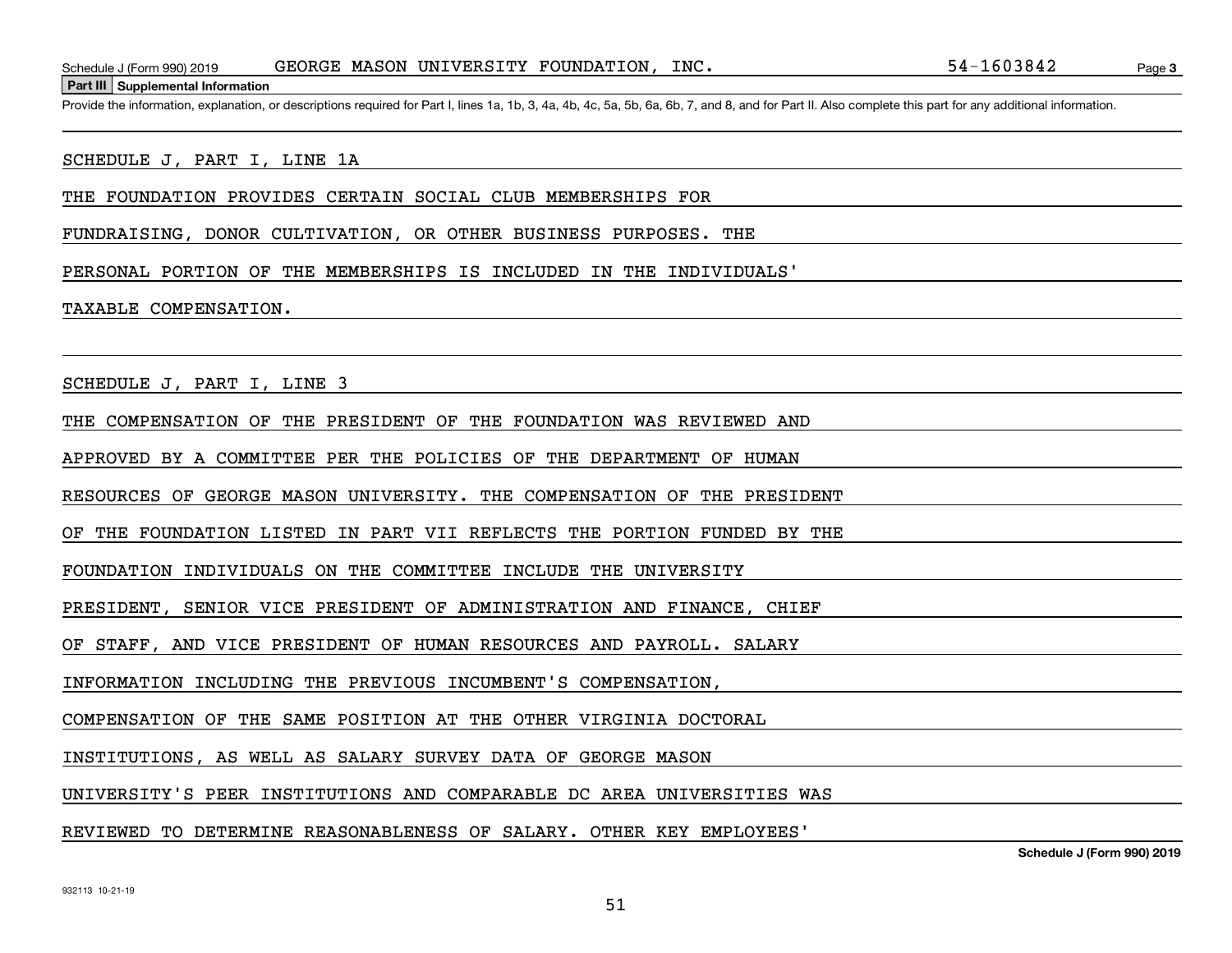Schedule J (Form 990) 2019 GEORGE MASON UNIVERSITY FOUNDATION, INC. 54-1603842

## Part III Supplemental Information

Provide the information, explanation, or descriptions required for Part I, lines 1a, 1b, 3, 4a, 4b, 4c, 5a, 5b, 6a, 6b, 7, and 8, and for Part II. Also complete this part for any additional information.

SCHEDULE J, PART I, LINE 1A

THE FOUNDATION PROVIDES CERTAIN SOCIAL CLUB MEMBERSHIPS FOR FUNDRAISING, DONOR CULTIVATION, OR OTHER BUSINESS PURPOSES. THE PERSONAL PORTION OF THE MEMBERSHIPS IS INCLUDED IN THE INDIVIDUALS' TAXABLE COMPENSATION.

SCHEDULE J, PART I, LINE 3

THE COMPENSATION OF THE PRESIDENT OF THE FOUNDATION WAS REVIEWED AND APPROVED BY A COMMITTEE PER THE POLICIES OF THE DEPARTMENT OF HUMAN RESOURCES OF GEORGE MASON UNIVERSITY. THE COMPENSATION OF THE PRESIDENT OF THE FOUNDATION LISTED IN PART VII REFLECTS THE PORTION FUNDED BY THE FOUNDATION INDIVIDUALS ON THE COMMITTEE INCLUDE THE UNIVERSITY PRESIDENT, SENIOR VICE PRESIDENT OF ADMINISTRATION AND FINANCE, CHIEF OF STAFF, AND VICE PRESIDENT OF HUMAN RESOURCES AND PAYROLL. SALARY INFORMATION INCLUDING THE PREVIOUS INCUMBENT'S COMPENSATION, COMPENSATION OF THE SAME POSITION AT THE OTHER VIRGINIA DOCTORAL INSTITUTIONS, AS WELL AS SALARY SURVEY DATA OF GEORGE MASON UNIVERSITY'S PEER INSTITUTIONS AND COMPARABLE DC AREA UNIVERSITIES WAS REVIEWED TO DETERMINE REASONABLENESS OF SALARY. OTHER KEY EMPLOYEES'

932113 10-21-19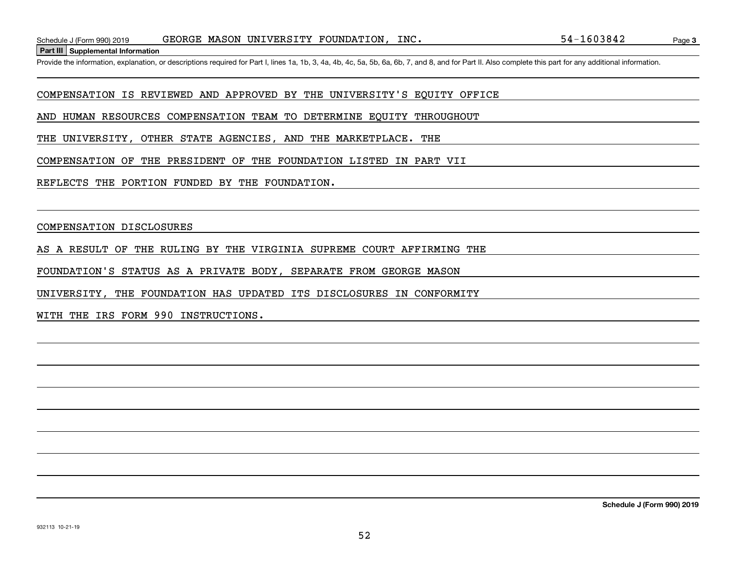**Part III Supplemental Information**

Provide the information, explanation, or descriptions required for Part I, lines 1a, 1b, 3, 4a, 4b, 4c, 5a, 5b, 6a, 6b, 7, and 8, and for Part II. Also complete this part for any additional information.

COMPENSATION IS REVIEWED AND APPROVED BY THE UNIVERSITY'S EQUITY OFFICE AND HUMAN RESOURCES COMPENSATION TEAM TO DETERMINE EQUITY THROUGHOUT THE UNIVERSITY, OTHER STATE AGENCIES, AND THE MARKETPLACE. THE COMPENSATION OF THE PRESIDENT OF THE FOUNDATION LISTED IN PART VII REFLECTS THE PORTION FUNDED BY THE FOUNDATION.

COMPENSATION DISCLOSURES

AS A RESULT OF THE RULING BY THE VIRGINIA SUPREME COURT AFFIRMING THE FOUNDATION'S STATUS AS A PRIVATE BODY, SEPARATE FROM GEORGE MASON UNIVERSITY, THE FOUNDATION HAS UPDATED ITS DISCLOSURES IN CONFORMITY WITH THE IRS FORM 990 INSTRUCTIONS.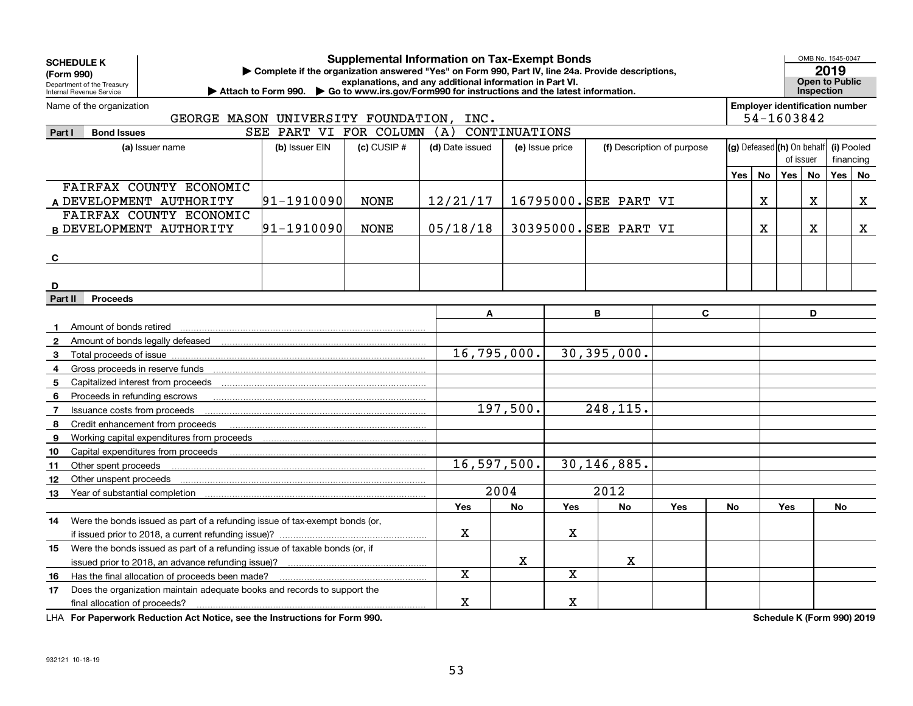**SCHEDULE K (Form 990)**
Department of the Treasury
Internal Revenue Service

# Supplemental Information on Tax-Exempt Bonds

▶ Complete if the organization answered "Yes" on Form 990, Part IV, line 24a. Provide descriptions, explanations, and any additional information in Part VI.
▶ Attach to Form 990. ▶ Go to www.irs.gov/Form990 for instructions and the latest information.

OMB No. 1545-0047
**2019**
**Open to Public Inspection**

Name of the organization: GEORGE MASON UNIVERSITY FOUNDATION, INC.
Employer identification number: 54-1603842

## Part I Bond Issues

SEE PART VI FOR COLUMN (A) CONTINUATIONS

| | (a) Issuer name | (b) Issuer EIN | (c) CUSIP # | (d) Date issued | (e) Issue price | (f) Description of purpose | (g) Defeased Yes | (g) Defeased No | (h) On behalf of issuer Yes | (h) On behalf of issuer No | (i) Pooled financing Yes | (i) Pooled financing No |
|---|---|---|---|---|---|---|---|---|---|---|---|---|
| A | FAIRFAX COUNTY ECONOMIC DEVELOPMENT AUTHORITY | 91-1910090 | NONE | 12/21/17 | 16795000. | SEE PART VI | | X | | X | | X |
| B | FAIRFAX COUNTY ECONOMIC DEVELOPMENT AUTHORITY | 91-1910090 | NONE | 05/18/18 | 30395000. | SEE PART VI | | X | | X | | X |
| C | | | | | | | | | | | | |
| D | | | | | | | | | | | | |

## Part II Proceeds

| | | A | | B | | C | | D | |
|---|---|---|---|---|---|---|---|---|---|
| 1 | Amount of bonds retired | | | | | | | | |
| 2 | Amount of bonds legally defeased | | | | | | | | |
| 3 | Total proceeds of issue | 16,795,000. | | 30,395,000. | | | | | |
| 4 | Gross proceeds in reserve funds | | | | | | | | |
| 5 | Capitalized interest from proceeds | | | | | | | | |
| 6 | Proceeds in refunding escrows | | | | | | | | |
| 7 | Issuance costs from proceeds | 197,500. | | 248,115. | | | | | |
| 8 | Credit enhancement from proceeds | | | | | | | | |
| 9 | Working capital expenditures from proceeds | | | | | | | | |
| 10 | Capital expenditures from proceeds | | | | | | | | |
| 11 | Other spent proceeds | 16,597,500. | | 30,146,885. | | | | | |
| 12 | Other unspent proceeds | | | | | | | | |
| 13 | Year of substantial completion | 2004 | | 2012 | | | | | |
| | | Yes | No | Yes | No | Yes | No | Yes | No |
| 14 | Were the bonds issued as part of a refunding issue of tax-exempt bonds (or, if issued prior to 2018, a current refunding issue)? | X | | X | | | | | |
| 15 | Were the bonds issued as part of a refunding issue of taxable bonds (or, if issued prior to 2018, an advance refunding issue)? | | X | | X | | | | |
| 16 | Has the final allocation of proceeds been made? | X | | X | | | | | |
| 17 | Does the organization maintain adequate books and records to support the final allocation of proceeds? | X | | X | | | | | |

LHA **For Paperwork Reduction Act Notice, see the Instructions for Form 990.** **Schedule K (Form 990) 2019**

932121 10-18-19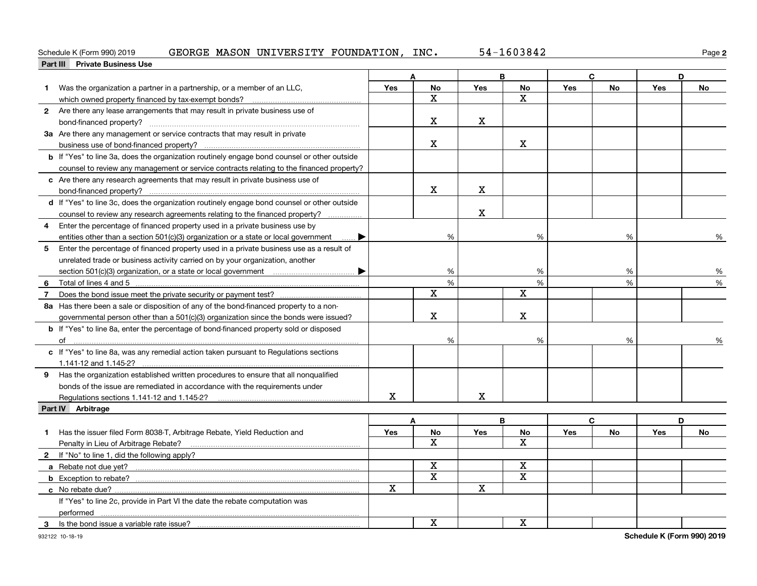Schedule K (Form 990) 2019 GEORGE MASON UNIVERSITY FOUNDATION, INC. 54-1603842

## Part III Private Business Use

| | A Yes | A No | B Yes | B No | C Yes | C No | D Yes | D No |
|---|---|---|---|---|---|---|---|---|
| **1** Was the organization a partner in a partnership, or a member of an LLC, which owned property financed by tax-exempt bonds? | | X | | X | | | | |
| **2** Are there any lease arrangements that may result in private business use of bond-financed property? | | X | X | | | | | |
| **3a** Are there any management or service contracts that may result in private business use of bond-financed property? | | X | | X | | | | |
| **b** If "Yes" to line 3a, does the organization routinely engage bond counsel or other outside counsel to review any management or service contracts relating to the financed property? | | | | | | | | |
| **c** Are there any research agreements that may result in private business use of bond-financed property? | | X | X | | | | | |
| **d** If "Yes" to line 3c, does the organization routinely engage bond counsel or other outside counsel to review any research agreements relating to the financed property? | | | X | | | | | |
| **4** Enter the percentage of financed property used in a private business use by entities other than a section 501(c)(3) organization or a state or local government ▶ | | % | | % | | % | | % |
| **5** Enter the percentage of financed property used in a private business use as a result of unrelated trade or business activity carried on by your organization, another section 501(c)(3) organization, or a state or local government ▶ | | % | | % | | % | | % |
| **6** Total of lines 4 and 5 | | % | | % | | % | | % |
| **7** Does the bond issue meet the private security or payment test? | | X | | X | | | | |
| **8a** Has there been a sale or disposition of any of the bond-financed property to a nongovernmental person other than a 501(c)(3) organization since the bonds were issued? | | X | | X | | | | |
| **b** If "Yes" to line 8a, enter the percentage of bond-financed property sold or disposed of | | % | | % | | % | | % |
| **c** If "Yes" to line 8a, was any remedial action taken pursuant to Regulations sections 1.141-12 and 1.145-2? | | | | | | | | |
| **9** Has the organization established written procedures to ensure that all nonqualified bonds of the issue are remediated in accordance with the requirements under Regulations sections 1.141-12 and 1.145-2? | X | | X | | | | | |

## Part IV Arbitrage

| | A Yes | A No | B Yes | B No | C Yes | C No | D Yes | D No |
|---|---|---|---|---|---|---|---|---|
| **1** Has the issuer filed Form 8038-T, Arbitrage Rebate, Yield Reduction and Penalty in Lieu of Arbitrage Rebate? | | X | | X | | | | |
| **2** If "No" to line 1, did the following apply? | | | | | | | | |
| **a** Rebate not due yet? | | X | | X | | | | |
| **b** Exception to rebate? | | X | | X | | | | |
| **c** No rebate due? | X | | X | | | | | |
| If "Yes" to line 2c, provide in Part VI the date the rebate computation was performed | | | | | | | | |
| **3** Is the bond issue a variable rate issue? | | X | | X | | | | |

932122 10-18-19 **Schedule K (Form 990) 2019**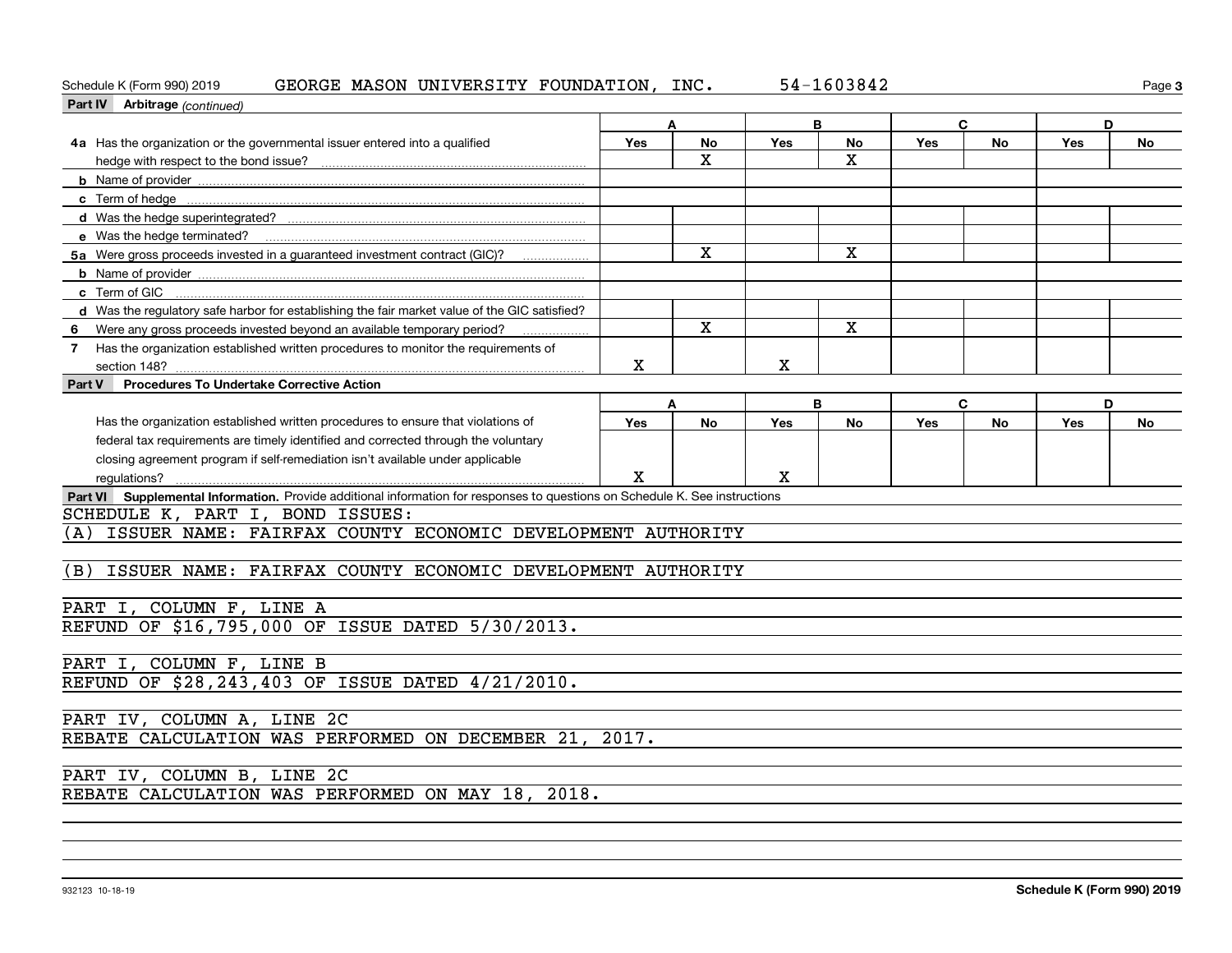Schedule K (Form 990) 2019 GEORGE MASON UNIVERSITY FOUNDATION, INC. 54-1603842

**Part IV Arbitrage** *(continued)*

| | A | | B | | C | | D | |
|---|---|---|---|---|---|---|---|---|
| | Yes | No | Yes | No | Yes | No | Yes | No |
| **4a** Has the organization or the governmental issuer entered into a qualified hedge with respect to the bond issue? | | X | | X | | | | |
| **b** Name of provider | | | | | | | | |
| **c** Term of hedge | | | | | | | | |
| **d** Was the hedge superintegrated? | | | | | | | | |
| **e** Was the hedge terminated? | | | | | | | | |
| **5a** Were gross proceeds invested in a guaranteed investment contract (GIC)? | | X | | X | | | | |
| **b** Name of provider | | | | | | | | |
| **c** Term of GIC | | | | | | | | |
| **d** Was the regulatory safe harbor for establishing the fair market value of the GIC satisfied? | | | | | | | | |
| **6** Were any gross proceeds invested beyond an available temporary period? | | X | | X | | | | |
| **7** Has the organization established written procedures to monitor the requirements of section 148? | X | | X | | | | | |

**Part V Procedures To Undertake Corrective Action**

| | A | | B | | C | | D | |
|---|---|---|---|---|---|---|---|---|
| | Yes | No | Yes | No | Yes | No | Yes | No |
| Has the organization established written procedures to ensure that violations of federal tax requirements are timely identified and corrected through the voluntary closing agreement program if self-remediation isn't available under applicable regulations? | X | | X | | | | | |

**Part VI Supplemental Information.** Provide additional information for responses to questions on Schedule K. See instructions

SCHEDULE K, PART I, BOND ISSUES:

(A) ISSUER NAME: FAIRFAX COUNTY ECONOMIC DEVELOPMENT AUTHORITY

(B) ISSUER NAME: FAIRFAX COUNTY ECONOMIC DEVELOPMENT AUTHORITY

PART I, COLUMN F, LINE A

REFUND OF $16,795,000 OF ISSUE DATED 5/30/2013.

PART I, COLUMN F, LINE B

REFUND OF $28,243,403 OF ISSUE DATED 4/21/2010.

PART IV, COLUMN A, LINE 2C

REBATE CALCULATION WAS PERFORMED ON DECEMBER 21, 2017.

PART IV, COLUMN B, LINE 2C

REBATE CALCULATION WAS PERFORMED ON MAY 18, 2018.

932123 10-18-19 **Schedule K (Form 990) 2019**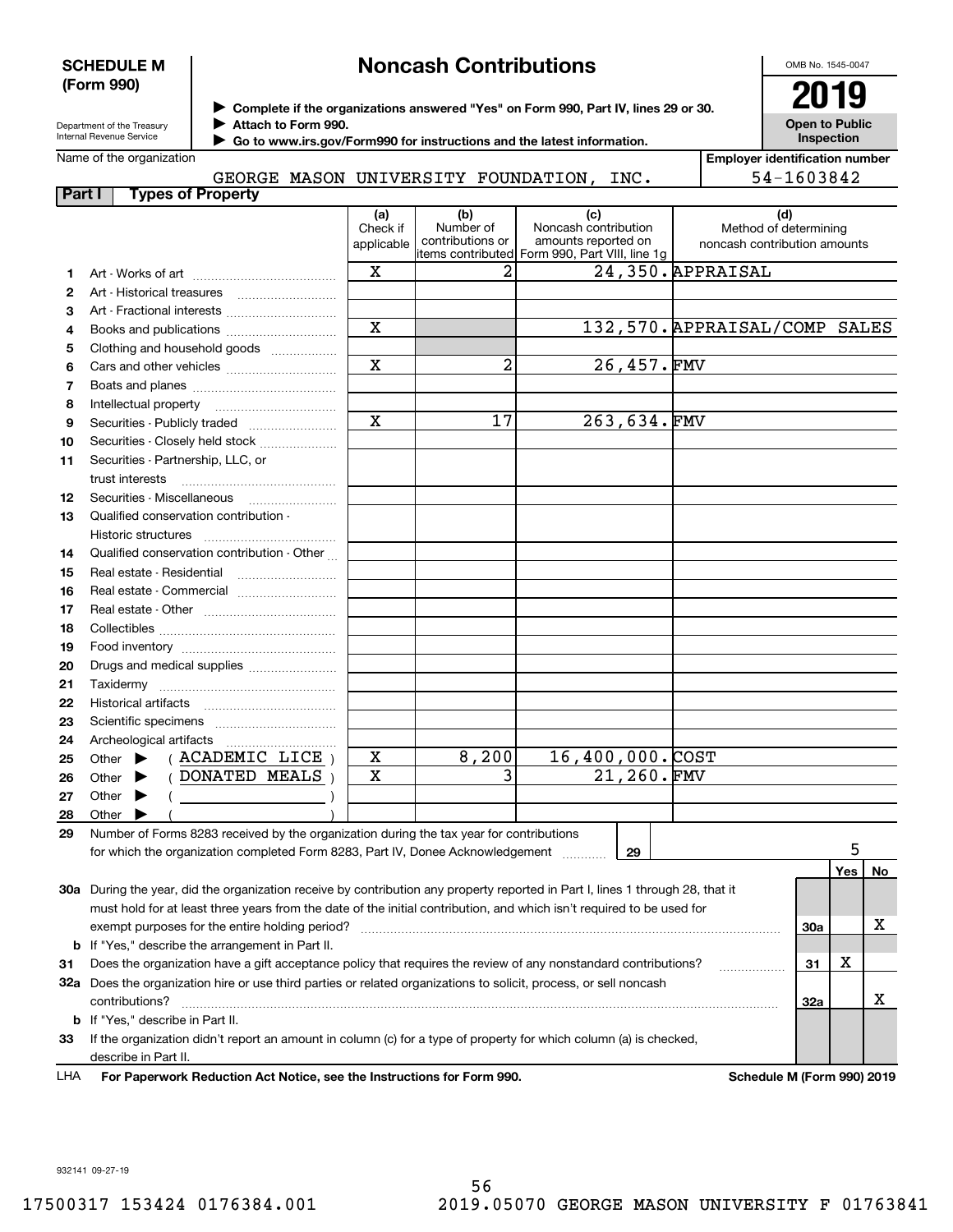**SCHEDULE M (Form 990)**

# Noncash Contributions

OMB No. 1545-0047

**2019**

**Open to Public Inspection**

Department of the Treasury
Internal Revenue Service

▶ Complete if the organizations answered "Yes" on Form 990, Part IV, lines 29 or 30.
▶ Attach to Form 990.
▶ Go to www.irs.gov/Form990 for instructions and the latest information.

Name of the organization: GEORGE MASON UNIVERSITY FOUNDATION, INC.

Employer identification number: 54-1603842

## Part I — Types of Property

| | | (a) Check if applicable | (b) Number of contributions or items contributed | (c) Noncash contribution amounts reported on Form 990, Part VIII, line 1g | (d) Method of determining noncash contribution amounts |
|---|---|---|---|---|---|
| 1 | Art - Works of art | X | 2 | 24,350. | APPRAISAL |
| 2 | Art - Historical treasures | | | | |
| 3 | Art - Fractional interests | | | | |
| 4 | Books and publications | X | | 132,570. | APPRAISAL/COMP SALES |
| 5 | Clothing and household goods | | | | |
| 6 | Cars and other vehicles | X | 2 | 26,457. | FMV |
| 7 | Boats and planes | | | | |
| 8 | Intellectual property | | | | |
| 9 | Securities - Publicly traded | X | 17 | 263,634. | FMV |
| 10 | Securities - Closely held stock | | | | |
| 11 | Securities - Partnership, LLC, or trust interests | | | | |
| 12 | Securities - Miscellaneous | | | | |
| 13 | Qualified conservation contribution - Historic structures | | | | |
| 14 | Qualified conservation contribution - Other | | | | |
| 15 | Real estate - Residential | | | | |
| 16 | Real estate - Commercial | | | | |
| 17 | Real estate - Other | | | | |
| 18 | Collectibles | | | | |
| 19 | Food inventory | | | | |
| 20 | Drugs and medical supplies | | | | |
| 21 | Taxidermy | | | | |
| 22 | Historical artifacts | | | | |
| 23 | Scientific specimens | | | | |
| 24 | Archeological artifacts | | | | |
| 25 | Other ▶ ( ACADEMIC LICE ) | X | 8,200 | 16,400,000. | COST |
| 26 | Other ▶ ( DONATED MEALS ) | X | 3 | 21,260. | FMV |
| 27 | Other ▶ ( ) | | | | |
| 28 | Other ▶ ( ) | | | | |

29 Number of Forms 8283 received by the organization during the tax year for contributions for which the organization completed Form 8283, Part IV, Donee Acknowledgement ..... **29** — 5

| | | | Yes | No |
|---|---|---|---|---|
| 30a | During the year, did the organization receive by contribution any property reported in Part I, lines 1 through 28, that it must hold for at least three years from the date of the initial contribution, and which isn't required to be used for exempt purposes for the entire holding period? | 30a | | X |
| b | If "Yes," describe the arrangement in Part II. | | | |
| 31 | Does the organization have a gift acceptance policy that requires the review of any nonstandard contributions? | 31 | X | |
| 32a | Does the organization hire or use third parties or related organizations to solicit, process, or sell noncash contributions? | 32a | | X |
| b | If "Yes," describe in Part II. | | | |
| 33 | If the organization didn't report an amount in column (c) for a type of property for which column (a) is checked, describe in Part II. | | | |

LHA **For Paperwork Reduction Act Notice, see the Instructions for Form 990.** **Schedule M (Form 990) 2019**

932141 09-27-19

17500317 153424 0176384.001 2019.05070 GEORGE MASON UNIVERSITY F 01763841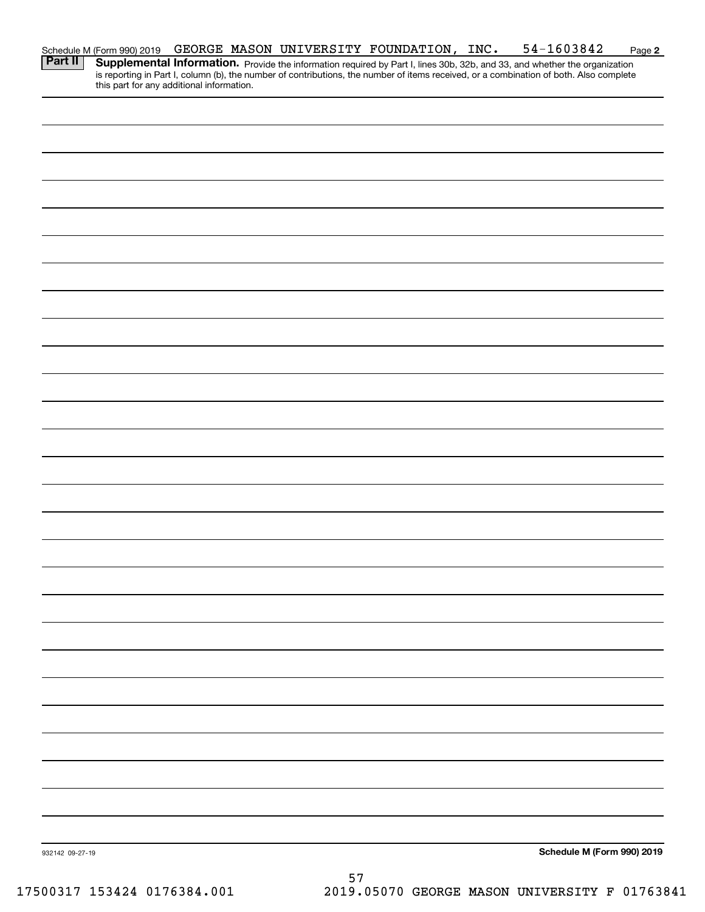Schedule M (Form 990) 2019 GEORGE MASON UNIVERSITY FOUNDATION, INC. 54-1603842 Page 2

## Part II Supplemental Information.

Provide the information required by Part I, lines 30b, 32b, and 33, and whether the organization is reporting in Part I, column (b), the number of contributions, the number of items received, or a combination of both. Also complete this part for any additional information.

932142 09-27-19

**Schedule M (Form 990) 2019**

17500317 153424 0176384.001 2019.05070 GEORGE MASON UNIVERSITY F 01763841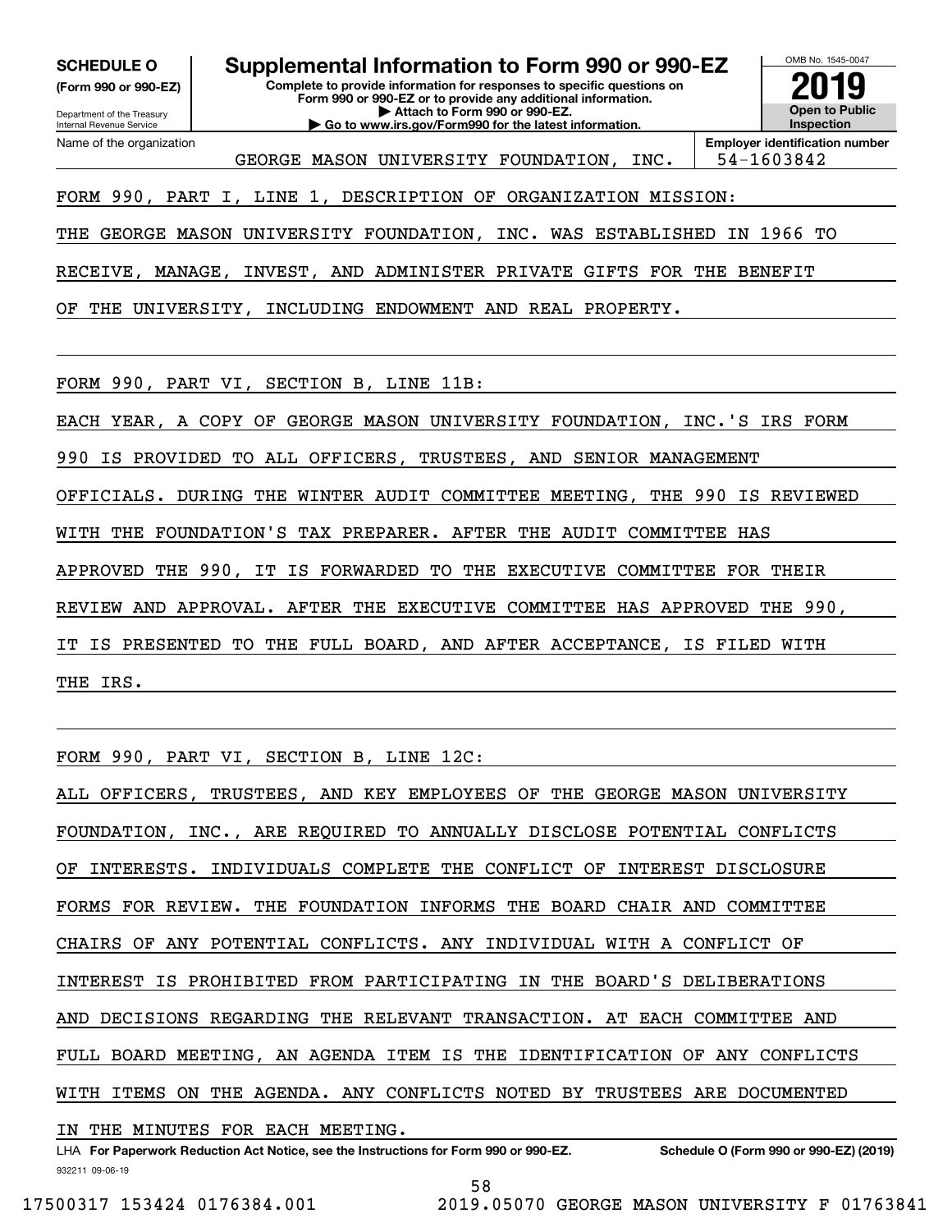**SCHEDULE O**
**(Form 990 or 990-EZ)**

Department of the Treasury
Internal Revenue Service

# Supplemental Information to Form 990 or 990-EZ

**Complete to provide information for responses to specific questions on Form 990 or 990-EZ or to provide any additional information.**
**▶ Attach to Form 990 or 990-EZ.**
**▶ Go to www.irs.gov/Form990 for the latest information.**

OMB No. 1545-0047
**2019**
**Open to Public Inspection**

Name of the organization: GEORGE MASON UNIVERSITY FOUNDATION, INC.
**Employer identification number:** 54-1603842

FORM 990, PART I, LINE 1, DESCRIPTION OF ORGANIZATION MISSION:

THE GEORGE MASON UNIVERSITY FOUNDATION, INC. WAS ESTABLISHED IN 1966 TO RECEIVE, MANAGE, INVEST, AND ADMINISTER PRIVATE GIFTS FOR THE BENEFIT OF THE UNIVERSITY, INCLUDING ENDOWMENT AND REAL PROPERTY.

FORM 990, PART VI, SECTION B, LINE 11B:

EACH YEAR, A COPY OF GEORGE MASON UNIVERSITY FOUNDATION, INC.'S IRS FORM 990 IS PROVIDED TO ALL OFFICERS, TRUSTEES, AND SENIOR MANAGEMENT OFFICIALS. DURING THE WINTER AUDIT COMMITTEE MEETING, THE 990 IS REVIEWED WITH THE FOUNDATION'S TAX PREPARER. AFTER THE AUDIT COMMITTEE HAS APPROVED THE 990, IT IS FORWARDED TO THE EXECUTIVE COMMITTEE FOR THEIR REVIEW AND APPROVAL. AFTER THE EXECUTIVE COMMITTEE HAS APPROVED THE 990, IT IS PRESENTED TO THE FULL BOARD, AND AFTER ACCEPTANCE, IS FILED WITH THE IRS.

FORM 990, PART VI, SECTION B, LINE 12C:

ALL OFFICERS, TRUSTEES, AND KEY EMPLOYEES OF THE GEORGE MASON UNIVERSITY FOUNDATION, INC., ARE REQUIRED TO ANNUALLY DISCLOSE POTENTIAL CONFLICTS OF INTERESTS. INDIVIDUALS COMPLETE THE CONFLICT OF INTEREST DISCLOSURE FORMS FOR REVIEW. THE FOUNDATION INFORMS THE BOARD CHAIR AND COMMITTEE CHAIRS OF ANY POTENTIAL CONFLICTS. ANY INDIVIDUAL WITH A CONFLICT OF INTEREST IS PROHIBITED FROM PARTICIPATING IN THE BOARD'S DELIBERATIONS AND DECISIONS REGARDING THE RELEVANT TRANSACTION. AT EACH COMMITTEE AND FULL BOARD MEETING, AN AGENDA ITEM IS THE IDENTIFICATION OF ANY CONFLICTS WITH ITEMS ON THE AGENDA. ANY CONFLICTS NOTED BY TRUSTEES ARE DOCUMENTED IN THE MINUTES FOR EACH MEETING.

LHA **For Paperwork Reduction Act Notice, see the Instructions for Form 990 or 990-EZ.** **Schedule O (Form 990 or 990-EZ) (2019)**
932211 09-06-19

17500317 153424 0176384.001 2019.05070 GEORGE MASON UNIVERSITY F 01763841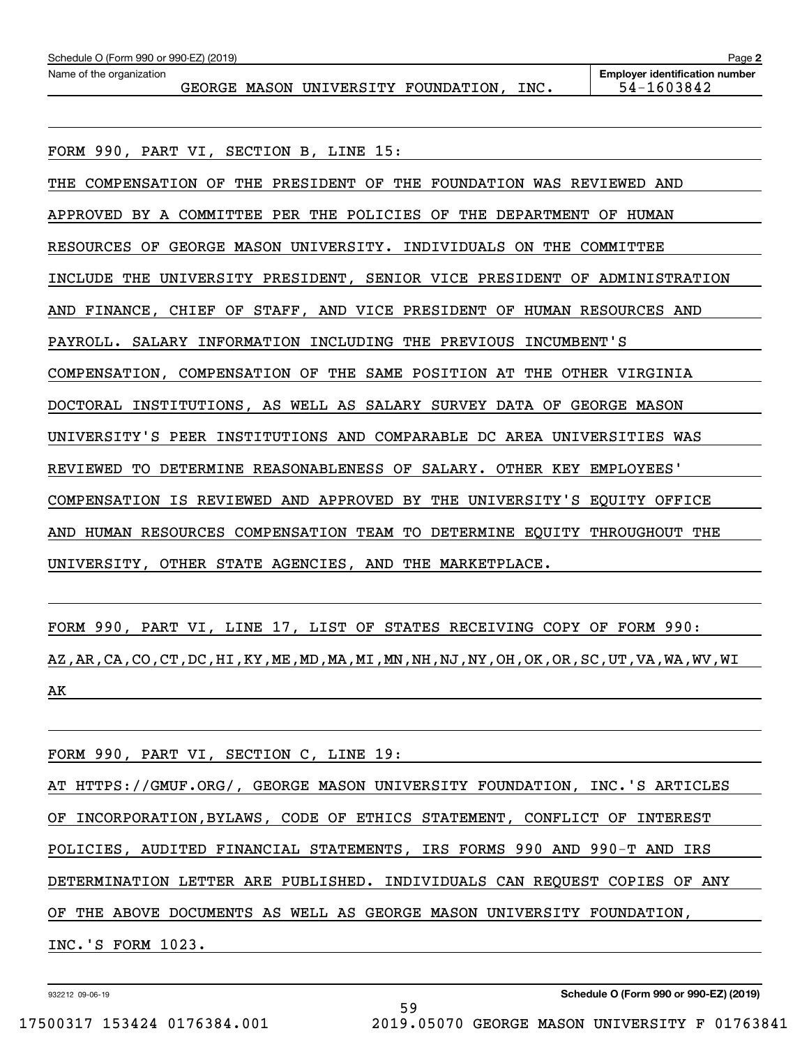Schedule O (Form 990 or 990-EZ) (2019) Page 2

Name of the organization: GEORGE MASON UNIVERSITY FOUNDATION, INC.

**Employer identification number** 54-1603842

FORM 990, PART VI, SECTION B, LINE 15:

THE COMPENSATION OF THE PRESIDENT OF THE FOUNDATION WAS REVIEWED AND APPROVED BY A COMMITTEE PER THE POLICIES OF THE DEPARTMENT OF HUMAN RESOURCES OF GEORGE MASON UNIVERSITY. INDIVIDUALS ON THE COMMITTEE INCLUDE THE UNIVERSITY PRESIDENT, SENIOR VICE PRESIDENT OF ADMINISTRATION AND FINANCE, CHIEF OF STAFF, AND VICE PRESIDENT OF HUMAN RESOURCES AND PAYROLL. SALARY INFORMATION INCLUDING THE PREVIOUS INCUMBENT'S COMPENSATION, COMPENSATION OF THE SAME POSITION AT THE OTHER VIRGINIA DOCTORAL INSTITUTIONS, AS WELL AS SALARY SURVEY DATA OF GEORGE MASON UNIVERSITY'S PEER INSTITUTIONS AND COMPARABLE DC AREA UNIVERSITIES WAS REVIEWED TO DETERMINE REASONABLENESS OF SALARY. OTHER KEY EMPLOYEES' COMPENSATION IS REVIEWED AND APPROVED BY THE UNIVERSITY'S EQUITY OFFICE AND HUMAN RESOURCES COMPENSATION TEAM TO DETERMINE EQUITY THROUGHOUT THE UNIVERSITY, OTHER STATE AGENCIES, AND THE MARKETPLACE.

FORM 990, PART VI, LINE 17, LIST OF STATES RECEIVING COPY OF FORM 990:

AZ,AR,CA,CO,CT,DC,HI,KY,ME,MD,MA,MI,MN,NH,NJ,NY,OH,OK,OR,SC,UT,VA,WA,WV,WI AK

FORM 990, PART VI, SECTION C, LINE 19:

AT HTTPS://GMUF.ORG/, GEORGE MASON UNIVERSITY FOUNDATION, INC.'S ARTICLES OF INCORPORATION,BYLAWS, CODE OF ETHICS STATEMENT, CONFLICT OF INTEREST POLICIES, AUDITED FINANCIAL STATEMENTS, IRS FORMS 990 AND 990-T AND IRS DETERMINATION LETTER ARE PUBLISHED. INDIVIDUALS CAN REQUEST COPIES OF ANY OF THE ABOVE DOCUMENTS AS WELL AS GEORGE MASON UNIVERSITY FOUNDATION, INC.'S FORM 1023.

932212 09-06-19 **Schedule O (Form 990 or 990-EZ) (2019)**

17500317 153424 0176384.001 2019.05070 GEORGE MASON UNIVERSITY F 01763841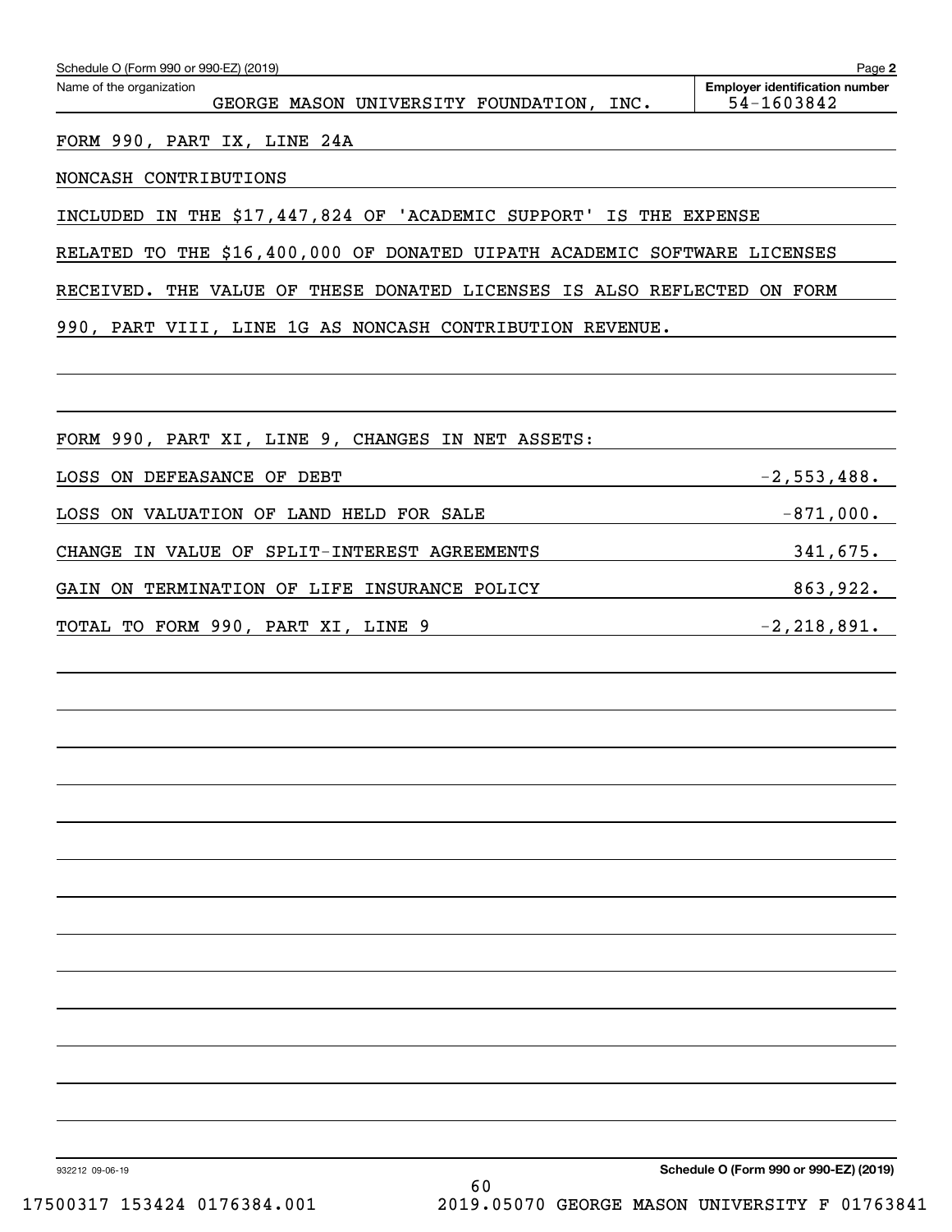Schedule O (Form 990 or 990-EZ) (2019) Page 2

| Name of the organization | Employer identification number |
|---|---|
| GEORGE MASON UNIVERSITY FOUNDATION, INC. | 54-1603842 |

FORM 990, PART IX, LINE 24A

NONCASH CONTRIBUTIONS

INCLUDED IN THE $17,447,824 OF 'ACADEMIC SUPPORT' IS THE EXPENSE RELATED TO THE $16,400,000 OF DONATED UIPATH ACADEMIC SOFTWARE LICENSES RECEIVED. THE VALUE OF THESE DONATED LICENSES IS ALSO REFLECTED ON FORM 990, PART VIII, LINE 1G AS NONCASH CONTRIBUTION REVENUE.

FORM 990, PART XI, LINE 9, CHANGES IN NET ASSETS:

| | |
|---|---|
| LOSS ON DEFEASANCE OF DEBT | -2,553,488. |
| LOSS ON VALUATION OF LAND HELD FOR SALE | -871,000. |
| CHANGE IN VALUE OF SPLIT-INTEREST AGREEMENTS | 341,675. |
| GAIN ON TERMINATION OF LIFE INSURANCE POLICY | 863,922. |
| TOTAL TO FORM 990, PART XI, LINE 9 | -2,218,891. |

932212 09-06-19 Schedule O (Form 990 or 990-EZ) (2019)

17500317 153424 0176384.001 2019.05070 GEORGE MASON UNIVERSITY F 01763841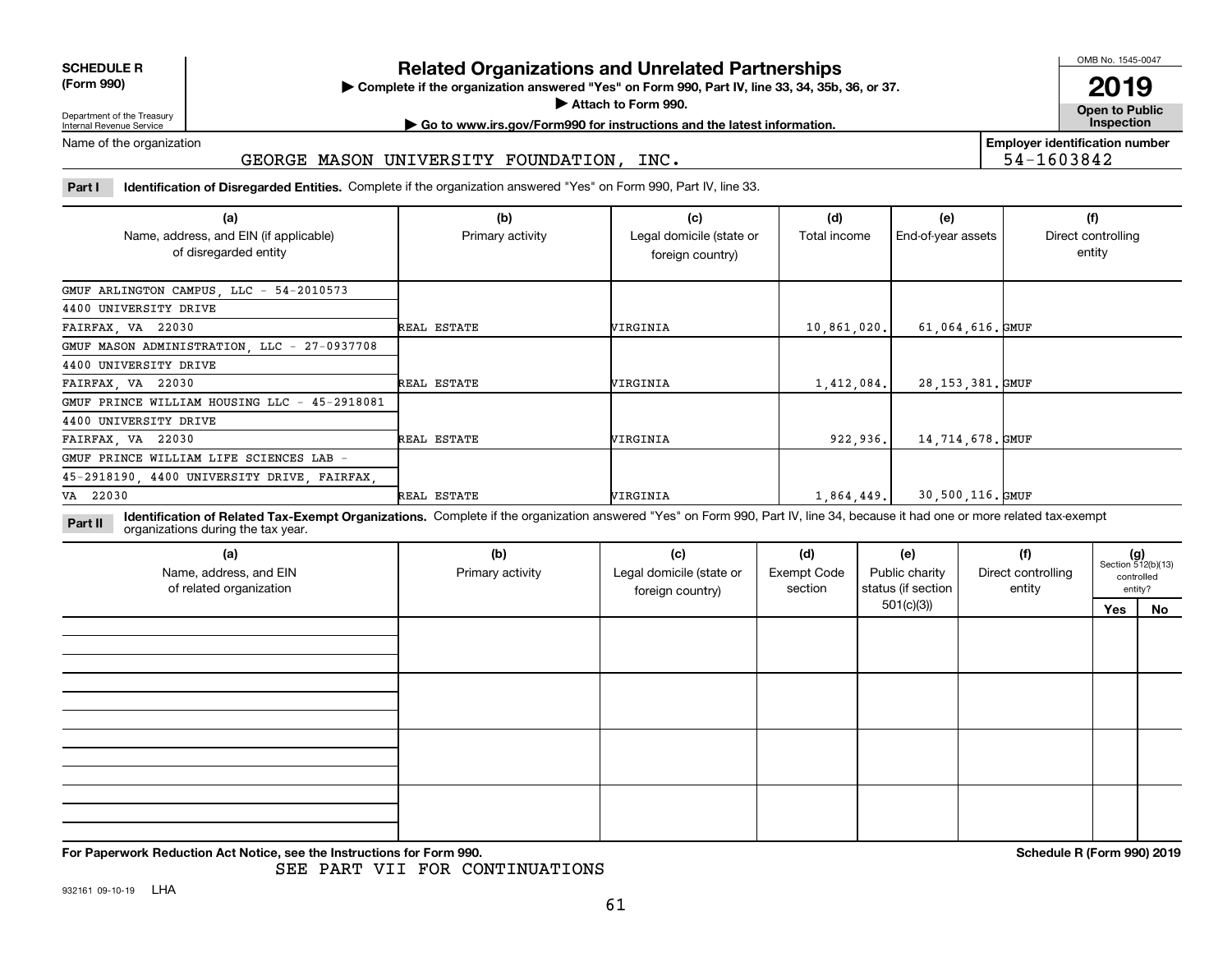**SCHEDULE R (Form 990)**

Department of the Treasury
Internal Revenue Service

# Related Organizations and Unrelated Partnerships

▶ Complete if the organization answered "Yes" on Form 990, Part IV, line 33, 34, 35b, 36, or 37.
▶ Attach to Form 990.
▶ Go to www.irs.gov/Form990 for instructions and the latest information.

OMB No. 1545-0047

**2019**

**Open to Public Inspection**

Name of the organization: GEORGE MASON UNIVERSITY FOUNDATION, INC.

Employer identification number: 54-1603842

**Part I — Identification of Disregarded Entities.** Complete if the organization answered "Yes" on Form 990, Part IV, line 33.

| (a) Name, address, and EIN (if applicable) of disregarded entity | (b) Primary activity | (c) Legal domicile (state or foreign country) | (d) Total income | (e) End-of-year assets | (f) Direct controlling entity |
|---|---|---|---|---|---|
| GMUF ARLINGTON CAMPUS, LLC - 54-2010573<br>4400 UNIVERSITY DRIVE<br>FAIRFAX, VA 22030 | REAL ESTATE | VIRGINIA | 10,861,020. | 61,064,616. | GMUF |
| GMUF MASON ADMINISTRATION, LLC - 27-0937708<br>4400 UNIVERSITY DRIVE<br>FAIRFAX, VA 22030 | REAL ESTATE | VIRGINIA | 1,412,084. | 28,153,381. | GMUF |
| GMUF PRINCE WILLIAM HOUSING LLC - 45-2918081<br>4400 UNIVERSITY DRIVE<br>FAIRFAX, VA 22030 | REAL ESTATE | VIRGINIA | 922,936. | 14,714,678. | GMUF |
| GMUF PRINCE WILLIAM LIFE SCIENCES LAB - 45-2918190, 4400 UNIVERSITY DRIVE, FAIRFAX, VA 22030 | REAL ESTATE | VIRGINIA | 1,864,449. | 30,500,116. | GMUF |

**Part II — Identification of Related Tax-Exempt Organizations.** Complete if the organization answered "Yes" on Form 990, Part IV, line 34, because it had one or more related tax-exempt organizations during the tax year.

| (a) Name, address, and EIN of related organization | (b) Primary activity | (c) Legal domicile (state or foreign country) | (d) Exempt Code section | (e) Public charity status (if section 501(c)(3)) | (f) Direct controlling entity | (g) Section 512(b)(13) controlled entity? Yes | No |
|---|---|---|---|---|---|---|---|
| | | | | | | | |
| | | | | | | | |
| | | | | | | | |
| | | | | | | | |

**For Paperwork Reduction Act Notice, see the Instructions for Form 990.**

SEE PART VII FOR CONTINUATIONS

**Schedule R (Form 990) 2019**

932161 09-10-19 LHA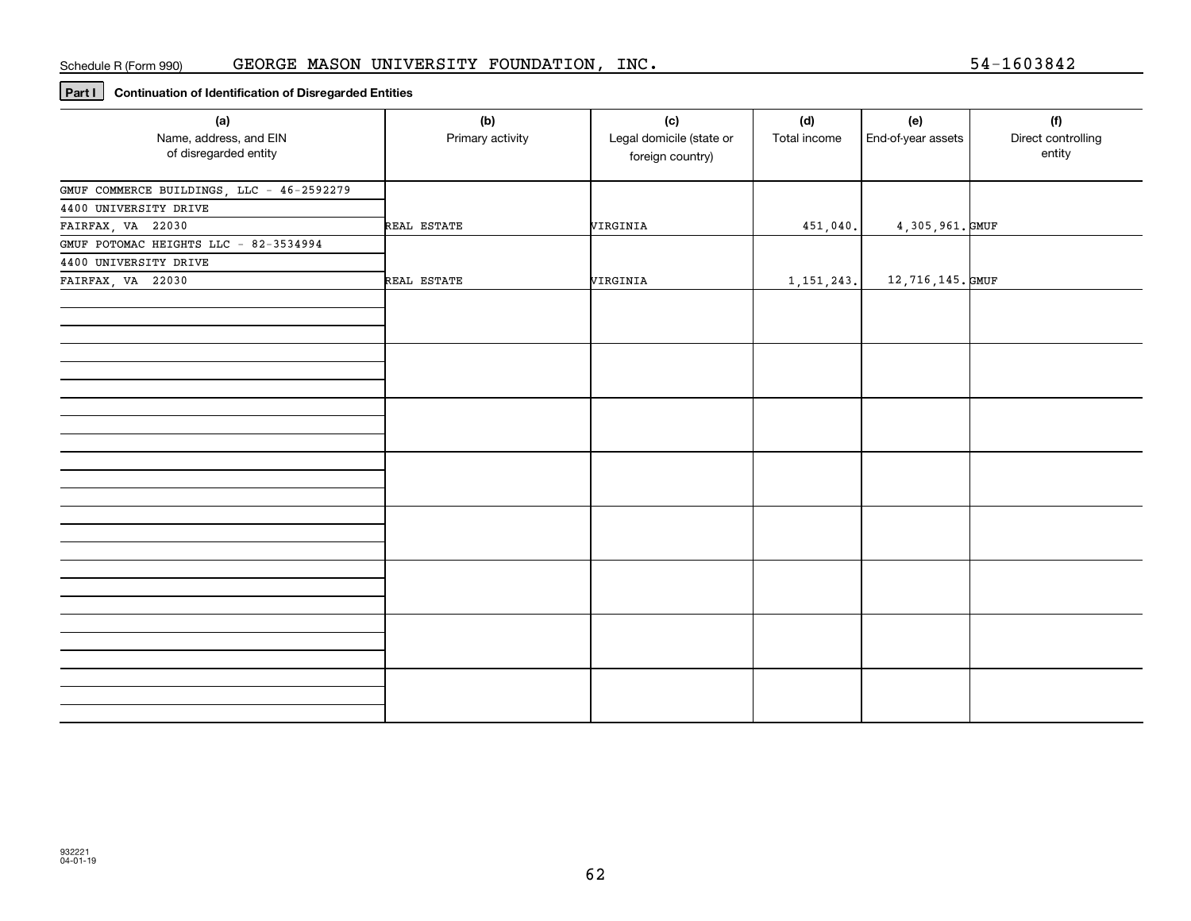Schedule R (Form 990) GEORGE MASON UNIVERSITY FOUNDATION, INC. 54-1603842

## Part I Continuation of Identification of Disregarded Entities

| (a) Name, address, and EIN of disregarded entity | (b) Primary activity | (c) Legal domicile (state or foreign country) | (d) Total income | (e) End-of-year assets | (f) Direct controlling entity |
|---|---|---|---|---|---|
| GMUF COMMERCE BUILDINGS, LLC - 46-2592279<br>4400 UNIVERSITY DRIVE<br>FAIRFAX, VA 22030 | REAL ESTATE | VIRGINIA | 451,040. | 4,305,961. | GMUF |
| GMUF POTOMAC HEIGHTS LLC - 82-3534994<br>4400 UNIVERSITY DRIVE<br>FAIRFAX, VA 22030 | REAL ESTATE | VIRGINIA | 1,151,243. | 12,716,145. | GMUF |

932221
04-01-19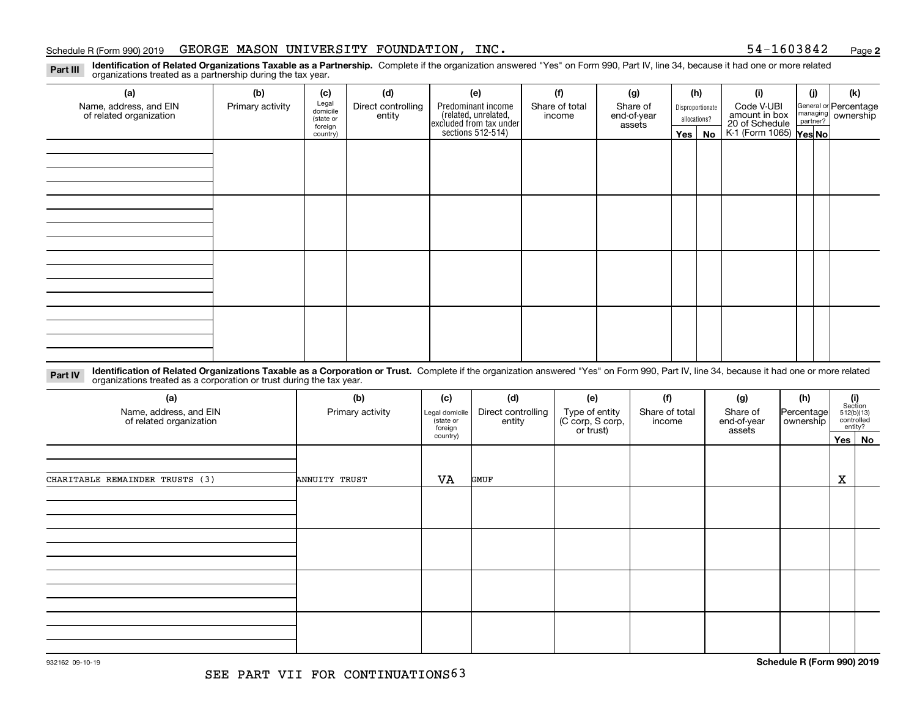Schedule R (Form 990) 2019 GEORGE MASON UNIVERSITY FOUNDATION, INC. 54-1603842 Page **2**

**Part III** **Identification of Related Organizations Taxable as a Partnership.** Complete if the organization answered "Yes" on Form 990, Part IV, line 34, because it had one or more related organizations treated as a partnership during the tax year.

| (a) Name, address, and EIN of related organization | (b) Primary activity | (c) Legal domicile (state or foreign country) | (d) Direct controlling entity | (e) Predominant income (related, unrelated, excluded from tax under sections 512-514) | (f) Share of total income | (g) Share of end-of-year assets | (h) Disproportionate allocations? Yes | (h) No | (i) Code V-UBI amount in box 20 of Schedule K-1 (Form 1065) | (j) General or managing partner? Yes | (j) No | (k) Percentage ownership |
|---|---|---|---|---|---|---|---|---|---|---|---|---|
| | | | | | | | | | | | | |
| | | | | | | | | | | | | |
| | | | | | | | | | | | | |
| | | | | | | | | | | | | |

**Part IV** **Identification of Related Organizations Taxable as a Corporation or Trust.** Complete if the organization answered "Yes" on Form 990, Part IV, line 34, because it had one or more related organizations treated as a corporation or trust during the tax year.

| (a) Name, address, and EIN of related organization | (b) Primary activity | (c) Legal domicile (state or foreign country) | (d) Direct controlling entity | (e) Type of entity (C corp, S corp, or trust) | (f) Share of total income | (g) Share of end-of-year assets | (h) Percentage ownership | (i) Section 512(b)(13) controlled entity? Yes | (i) No |
|---|---|---|---|---|---|---|---|---|---|
| CHARITABLE REMAINDER TRUSTS (3) | ANNUITY TRUST | VA | GMUF | | | | | X | |
| | | | | | | | | | |
| | | | | | | | | | |
| | | | | | | | | | |
| | | | | | | | | | |

932162 09-10-19

SEE PART VII FOR CONTINUATIONS

**Schedule R (Form 990) 2019**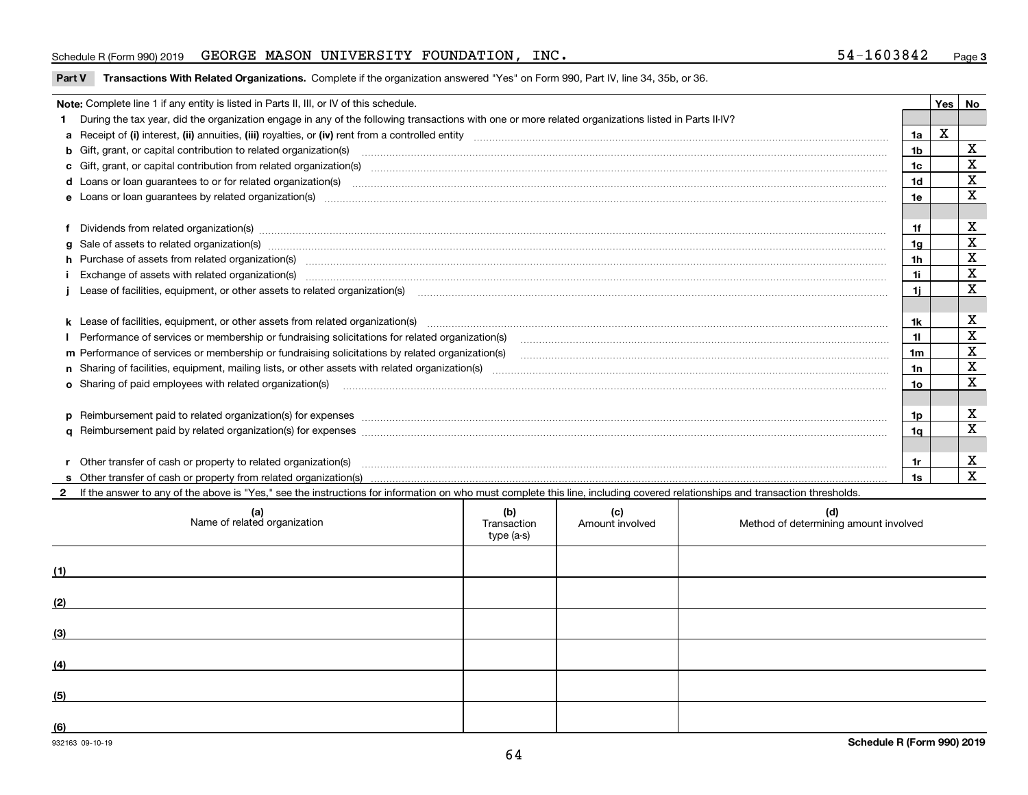Schedule R (Form 990) 2019 GEORGE MASON UNIVERSITY FOUNDATION, INC. 54-1603842 Page 3

**Part V Transactions With Related Organizations.** Complete if the organization answered "Yes" on Form 990, Part IV, line 34, 35b, or 36.

| Note: Complete line 1 if any entity is listed in Parts II, III, or IV of this schedule. | | Yes | No |
|---|---|---|---|
| **1** During the tax year, did the organization engage in any of the following transactions with one or more related organizations listed in Parts II-IV? | | | |
| **a** Receipt of **(i)** interest, **(ii)** annuities, **(iii)** royalties, or **(iv)** rent from a controlled entity | 1a | X | |
| **b** Gift, grant, or capital contribution to related organization(s) | 1b | | X |
| **c** Gift, grant, or capital contribution from related organization(s) | 1c | | X |
| **d** Loans or loan guarantees to or for related organization(s) | 1d | | X |
| **e** Loans or loan guarantees by related organization(s) | 1e | | X |
| **f** Dividends from related organization(s) | 1f | | X |
| **g** Sale of assets to related organization(s) | 1g | | X |
| **h** Purchase of assets from related organization(s) | 1h | | X |
| **i** Exchange of assets with related organization(s) | 1i | | X |
| **j** Lease of facilities, equipment, or other assets to related organization(s) | 1j | | X |
| **k** Lease of facilities, equipment, or other assets from related organization(s) | 1k | | X |
| **l** Performance of services or membership or fundraising solicitations for related organization(s) | 1l | | X |
| **m** Performance of services or membership or fundraising solicitations by related organization(s) | 1m | | X |
| **n** Sharing of facilities, equipment, mailing lists, or other assets with related organization(s) | 1n | | X |
| **o** Sharing of paid employees with related organization(s) | 1o | | X |
| **p** Reimbursement paid to related organization(s) for expenses | 1p | | X |
| **q** Reimbursement paid by related organization(s) for expenses | 1q | | X |
| **r** Other transfer of cash or property to related organization(s) | 1r | | X |
| **s** Other transfer of cash or property from related organization(s) | 1s | | X |

**2** If the answer to any of the above is "Yes," see the instructions for information on who must complete this line, including covered relationships and transaction thresholds.

| | (a) Name of related organization | (b) Transaction type (a-s) | (c) Amount involved | (d) Method of determining amount involved |
|---|---|---|---|---|
| (1) | | | | |
| (2) | | | | |
| (3) | | | | |
| (4) | | | | |
| (5) | | | | |
| (6) | | | | |

932163 09-10-19 **Schedule R (Form 990) 2019**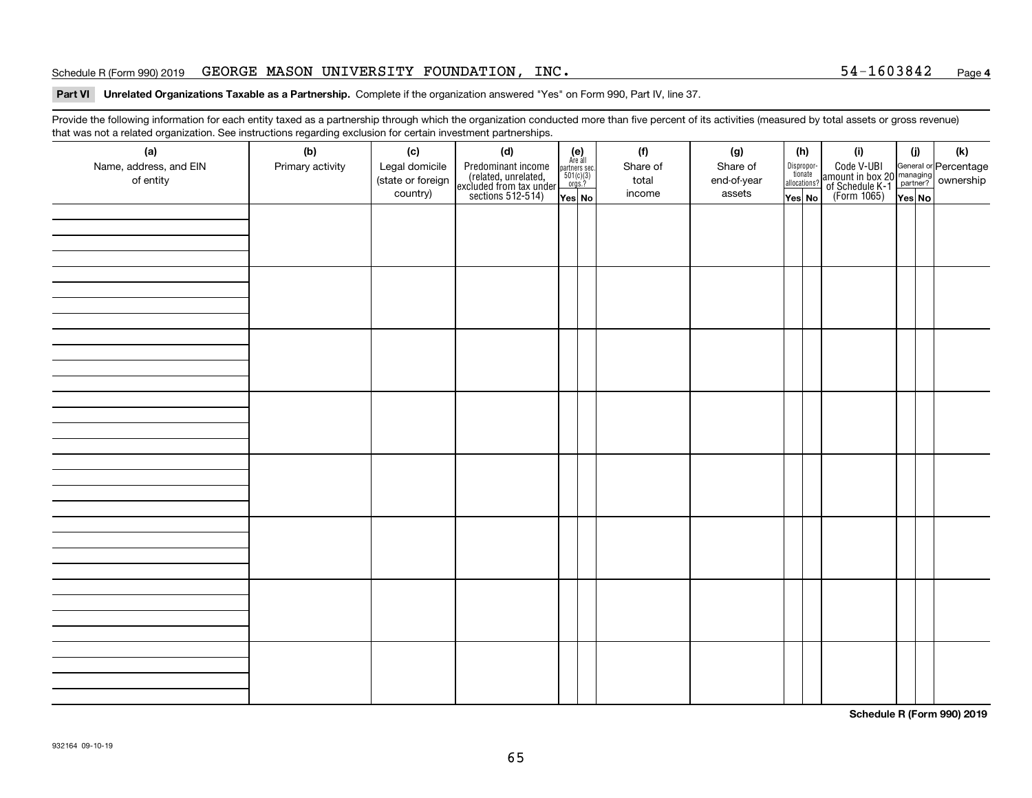Schedule R (Form 990) 2019 GEORGE MASON UNIVERSITY FOUNDATION, INC. 54-1603842 Page **4**

**Part VI Unrelated Organizations Taxable as a Partnership.** Complete if the organization answered "Yes" on Form 990, Part IV, line 37.

Provide the following information for each entity taxed as a partnership through which the organization conducted more than five percent of its activities (measured by total assets or gross revenue) that was not a related organization. See instructions regarding exclusion for certain investment partnerships.

| (a) Name, address, and EIN of entity | (b) Primary activity | (c) Legal domicile (state or foreign country) | (d) Predominant income (related, unrelated, excluded from tax under sections 512-514) | (e) Are all partners sec. 501(c)(3) orgs.? | | (f) Share of total income | (g) Share of end-of-year assets | (h) Disproportionate allocations? | | (i) Code V-UBI amount in box 20 of Schedule K-1 (Form 1065) | (j) General or managing partner? | | (k) Percentage ownership |
|---|---|---|---|---|---|---|---|---|---|---|---|---|---|
| | | | | Yes | No | | | Yes | No | | Yes | No | |
| | | | | | | | | | | | | | |
| | | | | | | | | | | | | | |
| | | | | | | | | | | | | | |
| | | | | | | | | | | | | | |
| | | | | | | | | | | | | | |
| | | | | | | | | | | | | | |
| | | | | | | | | | | | | | |
| | | | | | | | | | | | | | |

**Schedule R (Form 990) 2019**

932164 09-10-19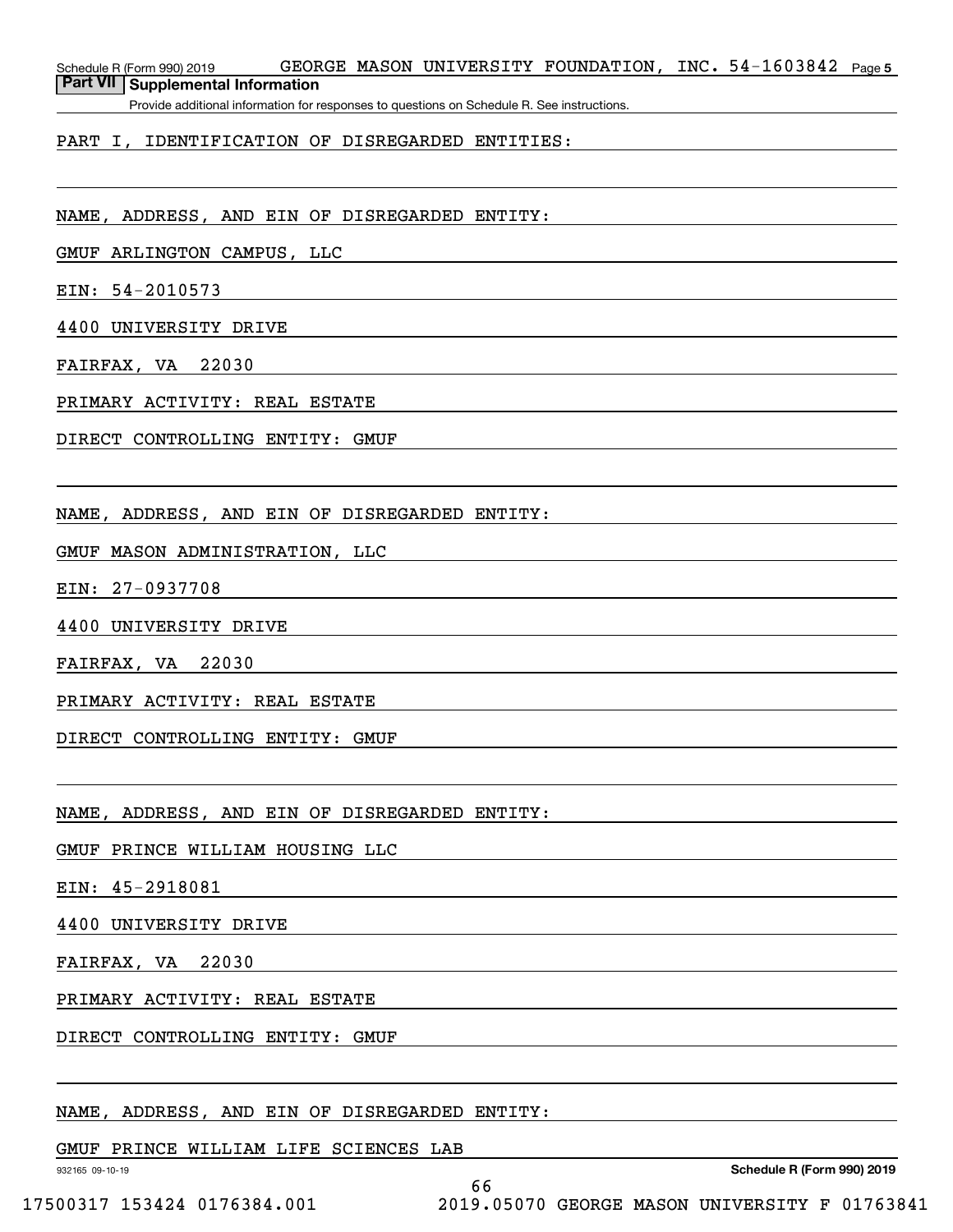## Part VII Supplemental Information

Provide additional information for responses to questions on Schedule R. See instructions.

PART I, IDENTIFICATION OF DISREGARDED ENTITIES:

NAME, ADDRESS, AND EIN OF DISREGARDED ENTITY:

GMUF ARLINGTON CAMPUS, LLC

EIN: 54-2010573

4400 UNIVERSITY DRIVE

FAIRFAX, VA 22030

PRIMARY ACTIVITY: REAL ESTATE

DIRECT CONTROLLING ENTITY: GMUF

NAME, ADDRESS, AND EIN OF DISREGARDED ENTITY:

GMUF MASON ADMINISTRATION, LLC

EIN: 27-0937708

4400 UNIVERSITY DRIVE

FAIRFAX, VA 22030

PRIMARY ACTIVITY: REAL ESTATE

DIRECT CONTROLLING ENTITY: GMUF

NAME, ADDRESS, AND EIN OF DISREGARDED ENTITY:

GMUF PRINCE WILLIAM HOUSING LLC

EIN: 45-2918081

4400 UNIVERSITY DRIVE

FAIRFAX, VA 22030

PRIMARY ACTIVITY: REAL ESTATE

DIRECT CONTROLLING ENTITY: GMUF

NAME, ADDRESS, AND EIN OF DISREGARDED ENTITY:

GMUF PRINCE WILLIAM LIFE SCIENCES LAB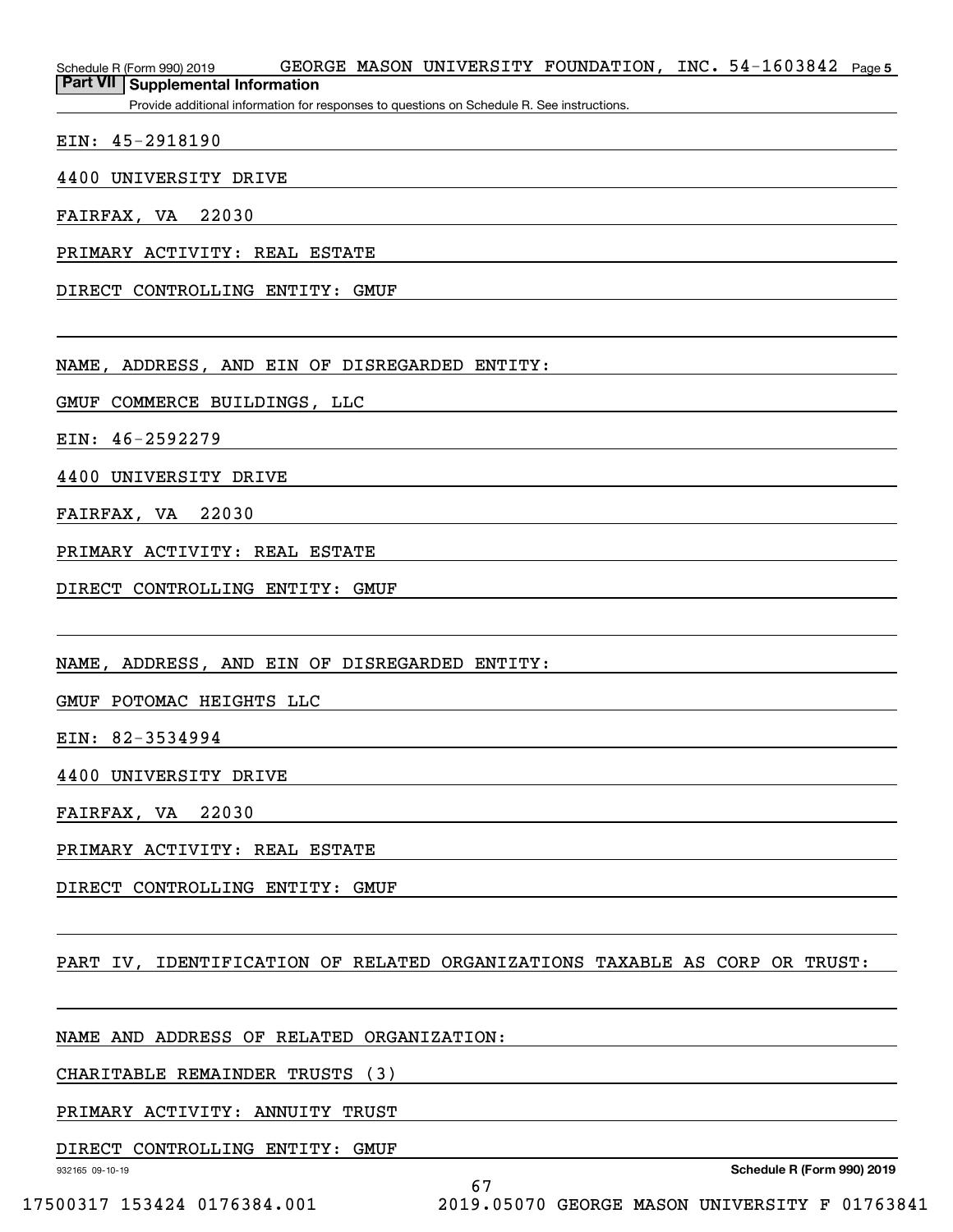## Part VII Supplemental Information

Provide additional information for responses to questions on Schedule R. See instructions.

EIN: 45-2918190

4400 UNIVERSITY DRIVE

FAIRFAX, VA 22030

PRIMARY ACTIVITY: REAL ESTATE

DIRECT CONTROLLING ENTITY: GMUF

NAME, ADDRESS, AND EIN OF DISREGARDED ENTITY:

GMUF COMMERCE BUILDINGS, LLC

EIN: 46-2592279

4400 UNIVERSITY DRIVE

FAIRFAX, VA 22030

PRIMARY ACTIVITY: REAL ESTATE

DIRECT CONTROLLING ENTITY: GMUF

NAME, ADDRESS, AND EIN OF DISREGARDED ENTITY:

GMUF POTOMAC HEIGHTS LLC

EIN: 82-3534994

4400 UNIVERSITY DRIVE

FAIRFAX, VA 22030

PRIMARY ACTIVITY: REAL ESTATE

DIRECT CONTROLLING ENTITY: GMUF

PART IV, IDENTIFICATION OF RELATED ORGANIZATIONS TAXABLE AS CORP OR TRUST:

NAME AND ADDRESS OF RELATED ORGANIZATION:

CHARITABLE REMAINDER TRUSTS (3)

PRIMARY ACTIVITY: ANNUITY TRUST

DIRECT CONTROLLING ENTITY: GMUF